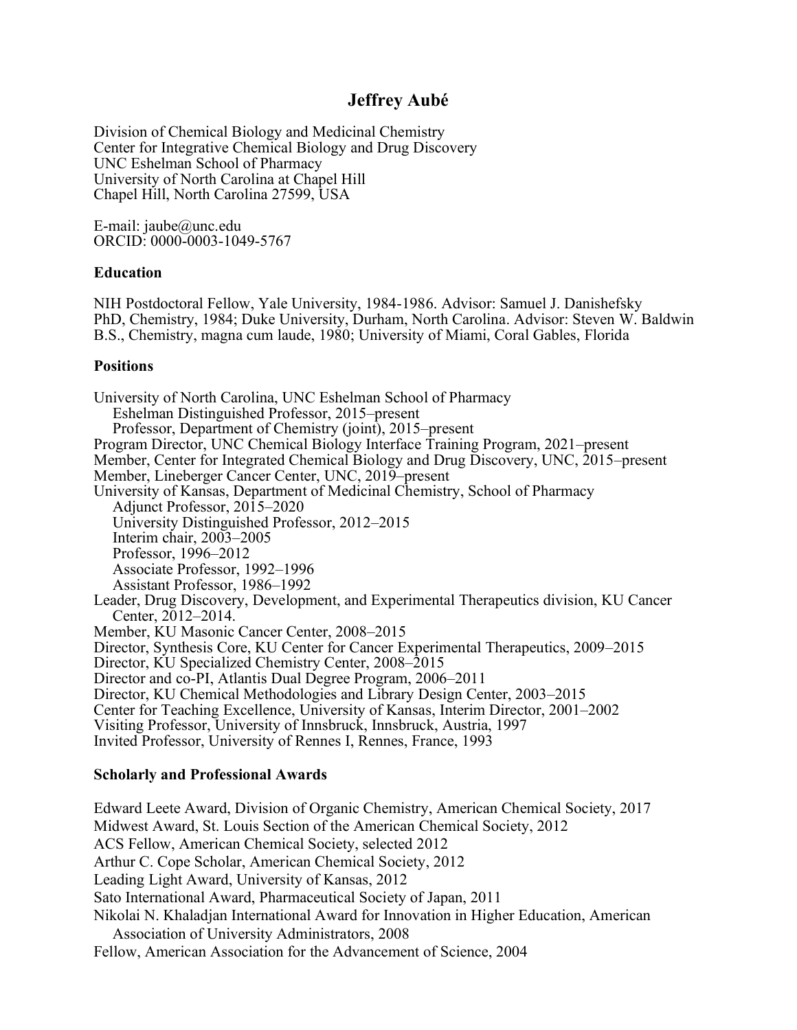# Jeffrey Aubé

Division of Chemical Biology and Medicinal Chemistry
Center for Integrative Chemical Biology and Drug Discovery
UNC Eshelman School of Pharmacy
University of North Carolina at Chapel Hill
Chapel Hill, North Carolina 27599, USA

E-mail: jaube@unc.edu
ORCID: 0000-0003-1049-5767

### Education

NIH Postdoctoral Fellow, Yale University, 1984-1986. Advisor: Samuel J. Danishefsky
PhD, Chemistry, 1984; Duke University, Durham, North Carolina. Advisor: Steven W. Baldwin
B.S., Chemistry, magna cum laude, 1980; University of Miami, Coral Gables, Florida

### Positions

University of North Carolina, UNC Eshelman School of Pharmacy
  Eshelman Distinguished Professor, 2015–present
  Professor, Department of Chemistry (joint), 2015–present
Program Director, UNC Chemical Biology Interface Training Program, 2021–present
Member, Center for Integrated Chemical Biology and Drug Discovery, UNC, 2015–present
Member, Lineberger Cancer Center, UNC, 2019–present
University of Kansas, Department of Medicinal Chemistry, School of Pharmacy
  Adjunct Professor, 2015–2020
  University Distinguished Professor, 2012–2015
  Interim chair, 2003–2005
  Professor, 1996–2012
  Associate Professor, 1992–1996
  Assistant Professor, 1986–1992
Leader, Drug Discovery, Development, and Experimental Therapeutics division, KU Cancer Center, 2012–2014.
Member, KU Masonic Cancer Center, 2008–2015
Director, Synthesis Core, KU Center for Cancer Experimental Therapeutics, 2009–2015
Director, KU Specialized Chemistry Center, 2008–2015
Director and co-PI, Atlantis Dual Degree Program, 2006–2011
Director, KU Chemical Methodologies and Library Design Center, 2003–2015
Center for Teaching Excellence, University of Kansas, Interim Director, 2001–2002
Visiting Professor, University of Innsbruck, Innsbruck, Austria, 1997
Invited Professor, University of Rennes I, Rennes, France, 1993

### Scholarly and Professional Awards

Edward Leete Award, Division of Organic Chemistry, American Chemical Society, 2017
Midwest Award, St. Louis Section of the American Chemical Society, 2012
ACS Fellow, American Chemical Society, selected 2012
Arthur C. Cope Scholar, American Chemical Society, 2012
Leading Light Award, University of Kansas, 2012
Sato International Award, Pharmaceutical Society of Japan, 2011
Nikolai N. Khaladjan International Award for Innovation in Higher Education, American Association of University Administrators, 2008
Fellow, American Association for the Advancement of Science, 2004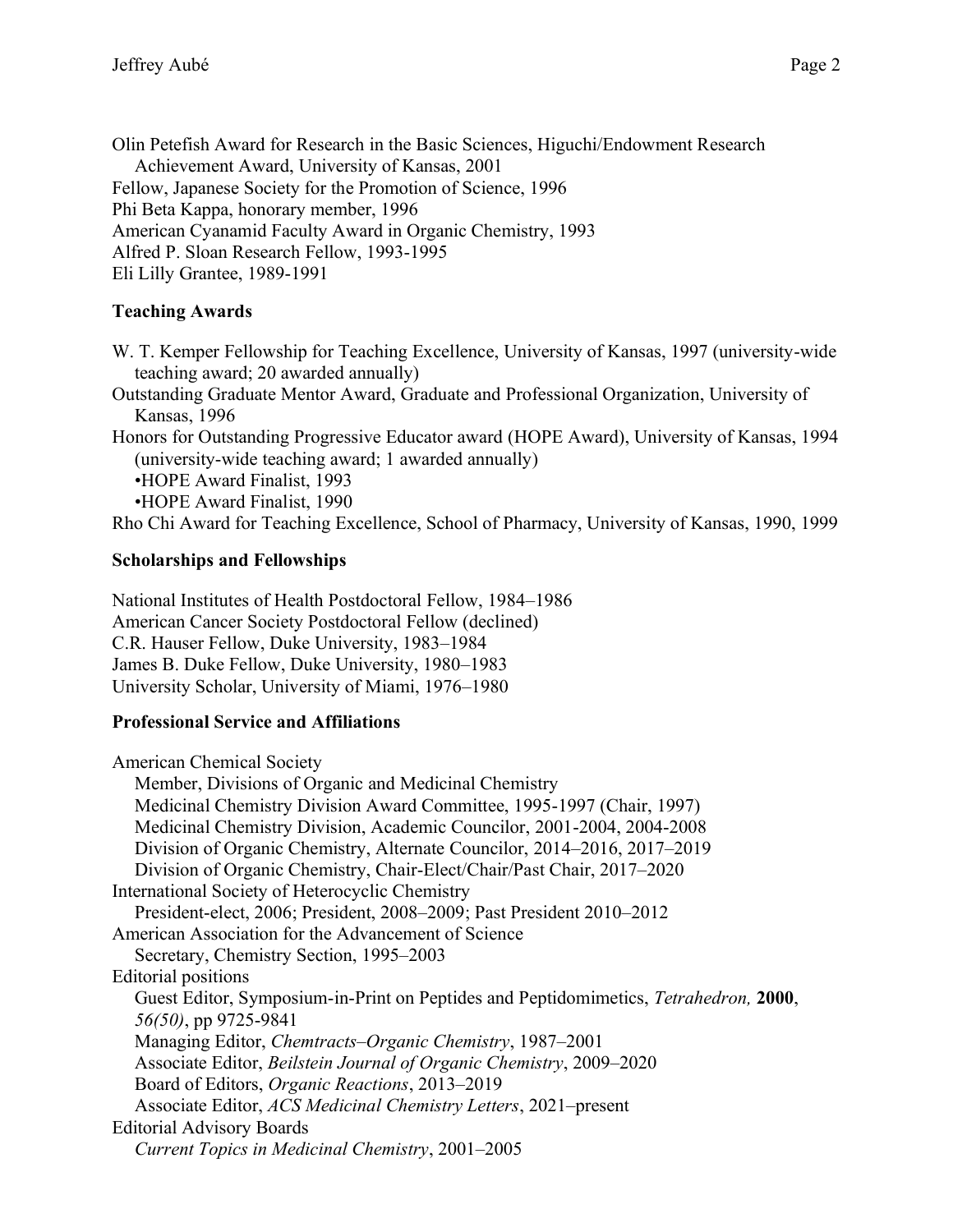Olin Petefish Award for Research in the Basic Sciences, Higuchi/Endowment Research Achievement Award, University of Kansas, 2001
Fellow, Japanese Society for the Promotion of Science, 1996
Phi Beta Kappa, honorary member, 1996
American Cyanamid Faculty Award in Organic Chemistry, 1993
Alfred P. Sloan Research Fellow, 1993-1995
Eli Lilly Grantee, 1989-1991

## Teaching Awards

W. T. Kemper Fellowship for Teaching Excellence, University of Kansas, 1997 (university-wide teaching award; 20 awarded annually)
Outstanding Graduate Mentor Award, Graduate and Professional Organization, University of Kansas, 1996
Honors for Outstanding Progressive Educator award (HOPE Award), University of Kansas, 1994 (university-wide teaching award; 1 awarded annually)
- HOPE Award Finalist, 1993
- HOPE Award Finalist, 1990

Rho Chi Award for Teaching Excellence, School of Pharmacy, University of Kansas, 1990, 1999

## Scholarships and Fellowships

National Institutes of Health Postdoctoral Fellow, 1984–1986
American Cancer Society Postdoctoral Fellow (declined)
C.R. Hauser Fellow, Duke University, 1983–1984
James B. Duke Fellow, Duke University, 1980–1983
University Scholar, University of Miami, 1976–1980

## Professional Service and Affiliations

American Chemical Society
- Member, Divisions of Organic and Medicinal Chemistry
- Medicinal Chemistry Division Award Committee, 1995-1997 (Chair, 1997)
- Medicinal Chemistry Division, Academic Councilor, 2001-2004, 2004-2008
- Division of Organic Chemistry, Alternate Councilor, 2014–2016, 2017–2019
- Division of Organic Chemistry, Chair-Elect/Chair/Past Chair, 2017–2020

International Society of Heterocyclic Chemistry
- President-elect, 2006; President, 2008–2009; Past President 2010–2012

American Association for the Advancement of Science
- Secretary, Chemistry Section, 1995–2003

Editorial positions
- Guest Editor, Symposium-in-Print on Peptides and Peptidomimetics, *Tetrahedron,* **2000**, *56(50)*, pp 9725-9841
- Managing Editor, *Chemtracts–Organic Chemistry*, 1987–2001
- Associate Editor, *Beilstein Journal of Organic Chemistry*, 2009–2020
- Board of Editors, *Organic Reactions*, 2013–2019
- Associate Editor, *ACS Medicinal Chemistry Letters*, 2021–present

Editorial Advisory Boards
- *Current Topics in Medicinal Chemistry*, 2001–2005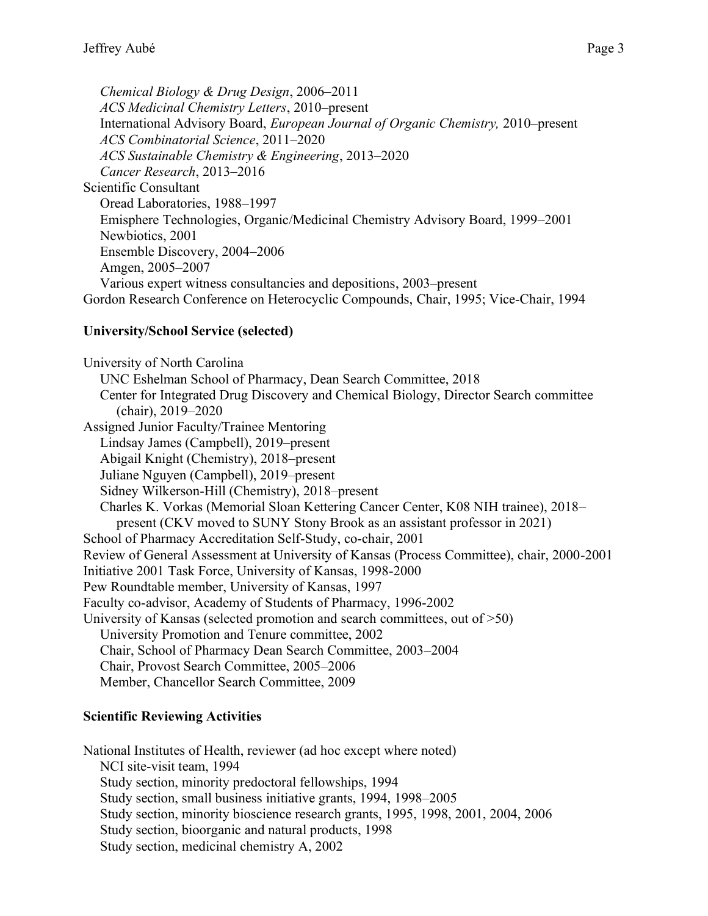*Chemical Biology & Drug Design*, 2006–2011
*ACS Medicinal Chemistry Letters*, 2010–present
International Advisory Board, *European Journal of Organic Chemistry,* 2010–present
*ACS Combinatorial Science*, 2011–2020
*ACS Sustainable Chemistry & Engineering*, 2013–2020
*Cancer Research*, 2013–2016

Scientific Consultant
- Oread Laboratories, 1988–1997
- Emisphere Technologies, Organic/Medicinal Chemistry Advisory Board, 1999–2001
- Newbiotics, 2001
- Ensemble Discovery, 2004–2006
- Amgen, 2005–2007
- Various expert witness consultancies and depositions, 2003–present

Gordon Research Conference on Heterocyclic Compounds, Chair, 1995; Vice-Chair, 1994

**University/School Service (selected)**

University of North Carolina
- UNC Eshelman School of Pharmacy, Dean Search Committee, 2018
- Center for Integrated Drug Discovery and Chemical Biology, Director Search committee (chair), 2019–2020

Assigned Junior Faculty/Trainee Mentoring
- Lindsay James (Campbell), 2019–present
- Abigail Knight (Chemistry), 2018–present
- Juliane Nguyen (Campbell), 2019–present
- Sidney Wilkerson-Hill (Chemistry), 2018–present
- Charles K. Vorkas (Memorial Sloan Kettering Cancer Center, K08 NIH trainee), 2018–present (CKV moved to SUNY Stony Brook as an assistant professor in 2021)

School of Pharmacy Accreditation Self-Study, co-chair, 2001
Review of General Assessment at University of Kansas (Process Committee), chair, 2000-2001
Initiative 2001 Task Force, University of Kansas, 1998-2000
Pew Roundtable member, University of Kansas, 1997
Faculty co-advisor, Academy of Students of Pharmacy, 1996-2002
University of Kansas (selected promotion and search committees, out of >50)
- University Promotion and Tenure committee, 2002
- Chair, School of Pharmacy Dean Search Committee, 2003–2004
- Chair, Provost Search Committee, 2005–2006
- Member, Chancellor Search Committee, 2009

**Scientific Reviewing Activities**

National Institutes of Health, reviewer (ad hoc except where noted)
- NCI site-visit team, 1994
- Study section, minority predoctoral fellowships, 1994
- Study section, small business initiative grants, 1994, 1998–2005
- Study section, minority bioscience research grants, 1995, 1998, 2001, 2004, 2006
- Study section, bioorganic and natural products, 1998
- Study section, medicinal chemistry A, 2002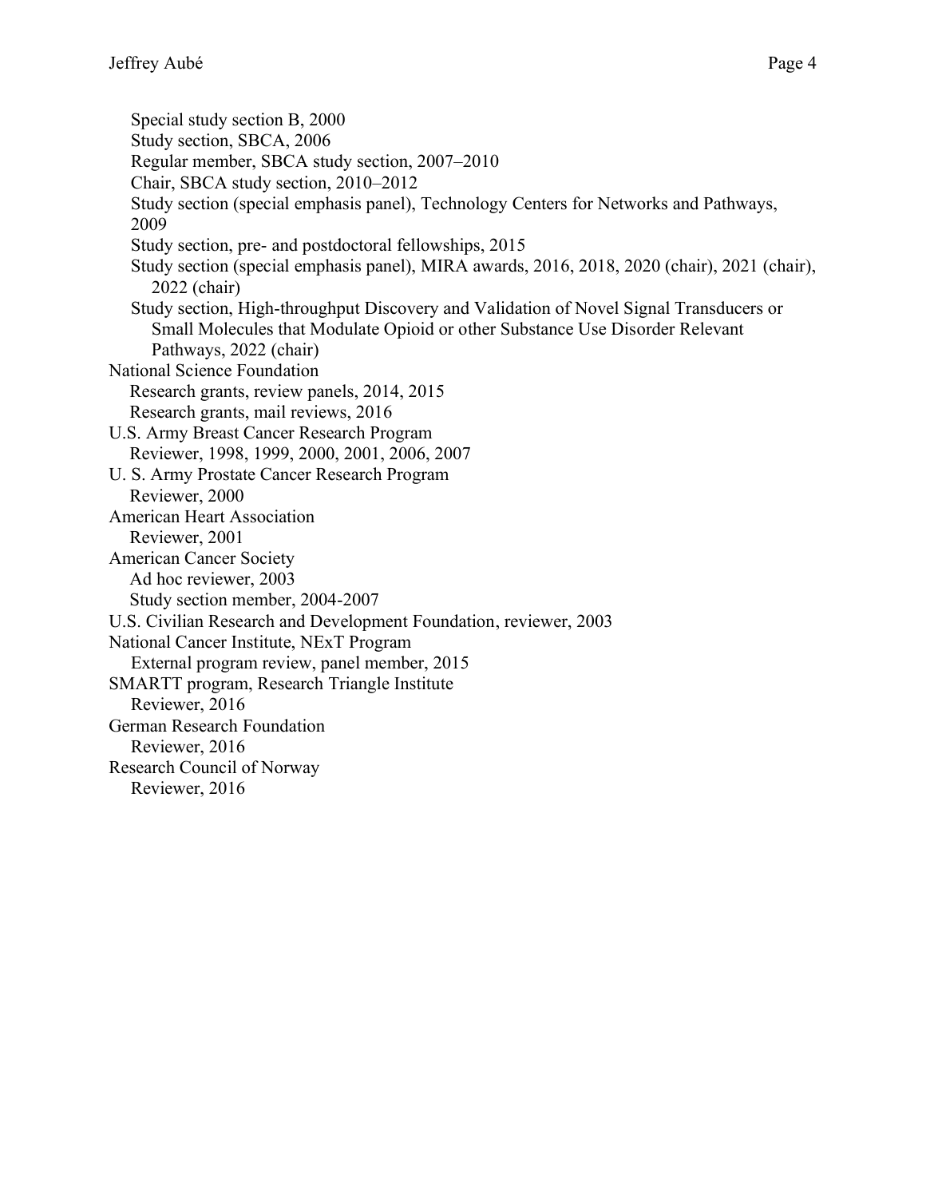- Special study section B, 2000
- Study section, SBCA, 2006
- Regular member, SBCA study section, 2007–2010
- Chair, SBCA study section, 2010–2012
- Study section (special emphasis panel), Technology Centers for Networks and Pathways, 2009
- Study section, pre- and postdoctoral fellowships, 2015
- Study section (special emphasis panel), MIRA awards, 2016, 2018, 2020 (chair), 2021 (chair), 2022 (chair)
- Study section, High-throughput Discovery and Validation of Novel Signal Transducers or Small Molecules that Modulate Opioid or other Substance Use Disorder Relevant Pathways, 2022 (chair)

National Science Foundation
- Research grants, review panels, 2014, 2015
- Research grants, mail reviews, 2016

U.S. Army Breast Cancer Research Program
- Reviewer, 1998, 1999, 2000, 2001, 2006, 2007

U. S. Army Prostate Cancer Research Program
- Reviewer, 2000

American Heart Association
- Reviewer, 2001

American Cancer Society
- Ad hoc reviewer, 2003
- Study section member, 2004-2007

U.S. Civilian Research and Development Foundation, reviewer, 2003

National Cancer Institute, NExT Program
- External program review, panel member, 2015

SMARTT program, Research Triangle Institute
- Reviewer, 2016

German Research Foundation
- Reviewer, 2016

Research Council of Norway
- Reviewer, 2016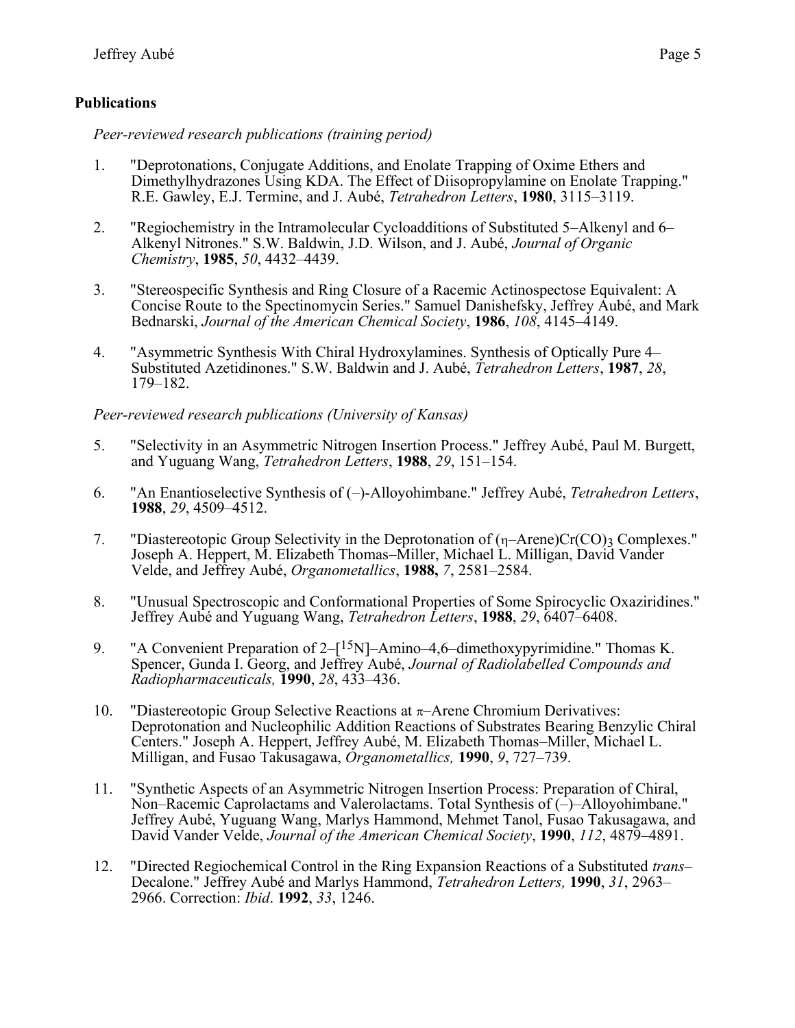## Publications

*Peer-reviewed research publications (training period)*

1. "Deprotonations, Conjugate Additions, and Enolate Trapping of Oxime Ethers and Dimethylhydrazones Using KDA. The Effect of Diisopropylamine on Enolate Trapping." R.E. Gawley, E.J. Termine, and J. Aubé, *Tetrahedron Letters*, **1980**, 3115–3119.

2. "Regiochemistry in the Intramolecular Cycloadditions of Substituted 5–Alkenyl and 6–Alkenyl Nitrones." S.W. Baldwin, J.D. Wilson, and J. Aubé, *Journal of Organic Chemistry*, **1985**, *50*, 4432–4439.

3. "Stereospecific Synthesis and Ring Closure of a Racemic Actinospectose Equivalent: A Concise Route to the Spectinomycin Series." Samuel Danishefsky, Jeffrey Aubé, and Mark Bednarski, *Journal of the American Chemical Society*, **1986**, *108*, 4145–4149.

4. "Asymmetric Synthesis With Chiral Hydroxylamines. Synthesis of Optically Pure 4–Substituted Azetidinones." S.W. Baldwin and J. Aubé, *Tetrahedron Letters*, **1987**, *28*, 179–182.

*Peer-reviewed research publications (University of Kansas)*

5. "Selectivity in an Asymmetric Nitrogen Insertion Process." Jeffrey Aubé, Paul M. Burgett, and Yuguang Wang, *Tetrahedron Letters*, **1988**, *29*, 151–154.

6. "An Enantioselective Synthesis of (–)-Alloyohimbane." Jeffrey Aubé, *Tetrahedron Letters*, **1988**, *29*, 4509–4512.

7. "Diastereotopic Group Selectivity in the Deprotonation of (η–Arene)$Cr(CO)_3$ Complexes." Joseph A. Heppert, M. Elizabeth Thomas–Miller, Michael L. Milligan, David Vander Velde, and Jeffrey Aubé, *Organometallics*, **1988,** *7*, 2581–2584.

8. "Unusual Spectroscopic and Conformational Properties of Some Spirocyclic Oxaziridines." Jeffrey Aubé and Yuguang Wang, *Tetrahedron Letters*, **1988**, *29*, 6407–6408.

9. "A Convenient Preparation of 2–[$^{15}N$]–Amino–4,6–dimethoxypyrimidine." Thomas K. Spencer, Gunda I. Georg, and Jeffrey Aubé, *Journal of Radiolabelled Compounds and Radiopharmaceuticals,* **1990**, *28*, 433–436.

10. "Diastereotopic Group Selective Reactions at π–Arene Chromium Derivatives: Deprotonation and Nucleophilic Addition Reactions of Substrates Bearing Benzylic Chiral Centers." Joseph A. Heppert, Jeffrey Aubé, M. Elizabeth Thomas–Miller, Michael L. Milligan, and Fusao Takusagawa, *Organometallics,* **1990**, *9*, 727–739.

11. "Synthetic Aspects of an Asymmetric Nitrogen Insertion Process: Preparation of Chiral, Non–Racemic Caprolactams and Valerolactams. Total Synthesis of (–)–Alloyohimbane." Jeffrey Aubé, Yuguang Wang, Marlys Hammond, Mehmet Tanol, Fusao Takusagawa, and David Vander Velde, *Journal of the American Chemical Society*, **1990**, *112*, 4879–4891.

12. "Directed Regiochemical Control in the Ring Expansion Reactions of a Substituted *trans*–Decalone." Jeffrey Aubé and Marlys Hammond, *Tetrahedron Letters,* **1990**, *31*, 2963–2966. Correction: *Ibid*. **1992**, *33*, 1246.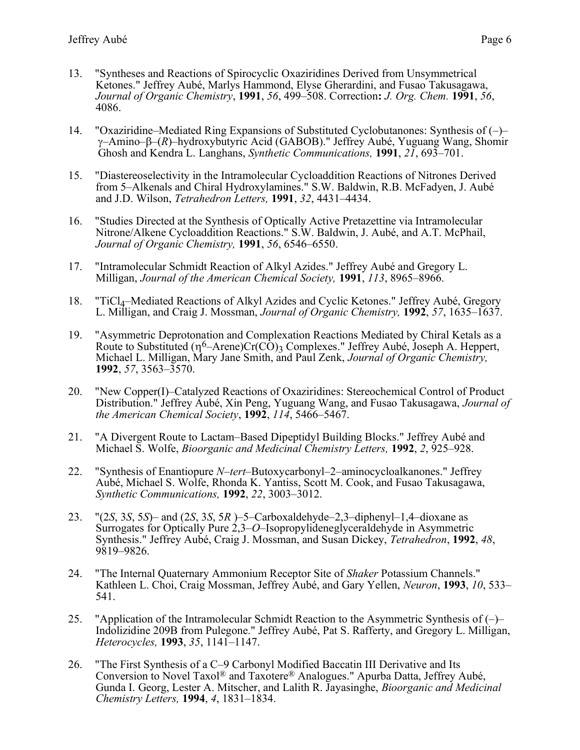13. "Syntheses and Reactions of Spirocyclic Oxaziridines Derived from Unsymmetrical Ketones." Jeffrey Aubé, Marlys Hammond, Elyse Gherardini, and Fusao Takusagawa, *Journal of Organic Chemistry*, **1991**, *56*, 499–508. Correction**:** *J. Org. Chem.* **1991**, *56*, 4086.

14. "Oxaziridine–Mediated Ring Expansions of Substituted Cyclobutanones: Synthesis of (–)–γ–Amino–β–(*R*)–hydroxybutyric Acid (GABOB)." Jeffrey Aubé, Yuguang Wang, Shomir Ghosh and Kendra L. Langhans, *Synthetic Communications,* **1991**, *21*, 693–701.

15. "Diastereoselectivity in the Intramolecular Cycloaddition Reactions of Nitrones Derived from 5–Alkenals and Chiral Hydroxylamines." S.W. Baldwin, R.B. McFadyen, J. Aubé and J.D. Wilson, *Tetrahedron Letters,* **1991**, *32*, 4431–4434.

16. "Studies Directed at the Synthesis of Optically Active Pretazettine via Intramolecular Nitrone/Alkene Cycloaddition Reactions." S.W. Baldwin, J. Aubé, and A.T. McPhail, *Journal of Organic Chemistry,* **1991**, *56*, 6546–6550.

17. "Intramolecular Schmidt Reaction of Alkyl Azides." Jeffrey Aubé and Gregory L. Milligan, *Journal of the American Chemical Society,* **1991**, *113*, 8965–8966.

18. "$TiCl_4$–Mediated Reactions of Alkyl Azides and Cyclic Ketones." Jeffrey Aubé, Gregory L. Milligan, and Craig J. Mossman, *Journal of Organic Chemistry,* **1992**, *57*, 1635–1637.

19. "Asymmetric Deprotonation and Complexation Reactions Mediated by Chiral Ketals as a Route to Substituted ($\eta^6$–Arene)$Cr(CO)_3$ Complexes." Jeffrey Aubé, Joseph A. Heppert, Michael L. Milligan, Mary Jane Smith, and Paul Zenk, *Journal of Organic Chemistry,* **1992**, *57*, 3563–3570.

20. "New Copper(I)–Catalyzed Reactions of Oxaziridines: Stereochemical Control of Product Distribution." Jeffrey Aubé, Xin Peng, Yuguang Wang, and Fusao Takusagawa, *Journal of the American Chemical Society*, **1992**, *114*, 5466–5467.

21. "A Divergent Route to Lactam–Based Dipeptidyl Building Blocks." Jeffrey Aubé and Michael S. Wolfe, *Bioorganic and Medicinal Chemistry Letters,* **1992**, *2*, 925–928.

22. "Synthesis of Enantiopure *N–tert*–Butoxycarbonyl–2–aminocycloalkanones." Jeffrey Aubé, Michael S. Wolfe, Rhonda K. Yantiss, Scott M. Cook, and Fusao Takusagawa, *Synthetic Communications,* **1992**, *22*, 3003–3012.

23. "(2*S*, 3*S*, 5*S*)– and (2*S*, 3*S*, 5*R* )–5–Carboxaldehyde–2,3–diphenyl–1,4–dioxane as Surrogates for Optically Pure 2,3–*O*–Isopropylideneglyceraldehyde in Asymmetric Synthesis." Jeffrey Aubé, Craig J. Mossman, and Susan Dickey, *Tetrahedron*, **1992**, *48*, 9819–9826.

24. "The Internal Quaternary Ammonium Receptor Site of *Shaker* Potassium Channels." Kathleen L. Choi, Craig Mossman, Jeffrey Aubé, and Gary Yellen, *Neuron*, **1993**, *10*, 533–541.

25. "Application of the Intramolecular Schmidt Reaction to the Asymmetric Synthesis of (–)–Indolizidine 209B from Pulegone." Jeffrey Aubé, Pat S. Rafferty, and Gregory L. Milligan, *Heterocycles,* **1993**, *35*, 1141–1147.

26. "The First Synthesis of a C–9 Carbonyl Modified Baccatin III Derivative and Its Conversion to Novel Taxol® and Taxotere® Analogues." Apurba Datta, Jeffrey Aubé, Gunda I. Georg, Lester A. Mitscher, and Lalith R. Jayasinghe, *Bioorganic and Medicinal Chemistry Letters,* **1994**, *4*, 1831–1834.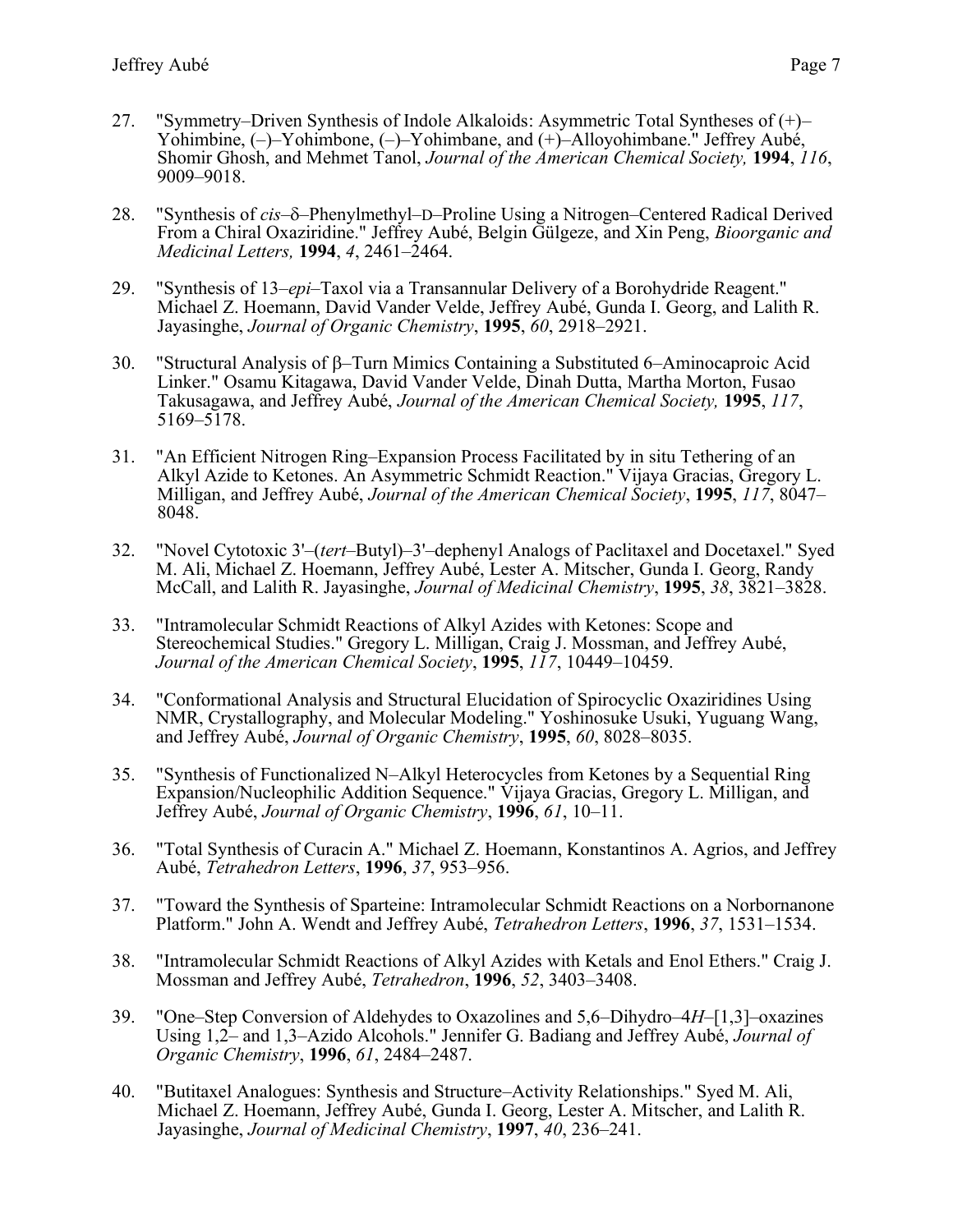27. "Symmetry–Driven Synthesis of Indole Alkaloids: Asymmetric Total Syntheses of (+)–Yohimbine, (–)–Yohimbone, (–)–Yohimbane, and (+)–Alloyohimbane." Jeffrey Aubé, Shomir Ghosh, and Mehmet Tanol, *Journal of the American Chemical Society,* **1994**, *116*, 9009–9018.

28. "Synthesis of *cis*–δ–Phenylmethyl–D–Proline Using a Nitrogen–Centered Radical Derived From a Chiral Oxaziridine." Jeffrey Aubé, Belgin Gülgeze, and Xin Peng, *Bioorganic and Medicinal Letters,* **1994**, *4*, 2461–2464.

29. "Synthesis of 13–*epi*–Taxol via a Transannular Delivery of a Borohydride Reagent." Michael Z. Hoemann, David Vander Velde, Jeffrey Aubé, Gunda I. Georg, and Lalith R. Jayasinghe, *Journal of Organic Chemistry*, **1995**, *60*, 2918–2921.

30. "Structural Analysis of β–Turn Mimics Containing a Substituted 6–Aminocaproic Acid Linker." Osamu Kitagawa, David Vander Velde, Dinah Dutta, Martha Morton, Fusao Takusagawa, and Jeffrey Aubé, *Journal of the American Chemical Society,* **1995**, *117*, 5169–5178.

31. "An Efficient Nitrogen Ring–Expansion Process Facilitated by in situ Tethering of an Alkyl Azide to Ketones. An Asymmetric Schmidt Reaction." Vijaya Gracias, Gregory L. Milligan, and Jeffrey Aubé, *Journal of the American Chemical Society*, **1995**, *117*, 8047–8048.

32. "Novel Cytotoxic 3'–(*tert*–Butyl)–3'–dephenyl Analogs of Paclitaxel and Docetaxel." Syed M. Ali, Michael Z. Hoemann, Jeffrey Aubé, Lester A. Mitscher, Gunda I. Georg, Randy McCall, and Lalith R. Jayasinghe, *Journal of Medicinal Chemistry*, **1995**, *38*, 3821–3828.

33. "Intramolecular Schmidt Reactions of Alkyl Azides with Ketones: Scope and Stereochemical Studies." Gregory L. Milligan, Craig J. Mossman, and Jeffrey Aubé, *Journal of the American Chemical Society*, **1995**, *117*, 10449–10459.

34. "Conformational Analysis and Structural Elucidation of Spirocyclic Oxaziridines Using NMR, Crystallography, and Molecular Modeling." Yoshinosuke Usuki, Yuguang Wang, and Jeffrey Aubé, *Journal of Organic Chemistry*, **1995**, *60*, 8028–8035.

35. "Synthesis of Functionalized N–Alkyl Heterocycles from Ketones by a Sequential Ring Expansion/Nucleophilic Addition Sequence." Vijaya Gracias, Gregory L. Milligan, and Jeffrey Aubé, *Journal of Organic Chemistry*, **1996**, *61*, 10–11.

36. "Total Synthesis of Curacin A." Michael Z. Hoemann, Konstantinos A. Agrios, and Jeffrey Aubé, *Tetrahedron Letters*, **1996**, *37*, 953–956.

37. "Toward the Synthesis of Sparteine: Intramolecular Schmidt Reactions on a Norbornanone Platform." John A. Wendt and Jeffrey Aubé, *Tetrahedron Letters*, **1996**, *37*, 1531–1534.

38. "Intramolecular Schmidt Reactions of Alkyl Azides with Ketals and Enol Ethers." Craig J. Mossman and Jeffrey Aubé, *Tetrahedron*, **1996**, *52*, 3403–3408.

39. "One–Step Conversion of Aldehydes to Oxazolines and 5,6–Dihydro–4*H*–[1,3]–oxazines Using 1,2– and 1,3–Azido Alcohols." Jennifer G. Badiang and Jeffrey Aubé, *Journal of Organic Chemistry*, **1996**, *61*, 2484–2487.

40. "Butitaxel Analogues: Synthesis and Structure–Activity Relationships." Syed M. Ali, Michael Z. Hoemann, Jeffrey Aubé, Gunda I. Georg, Lester A. Mitscher, and Lalith R. Jayasinghe, *Journal of Medicinal Chemistry*, **1997**, *40*, 236–241.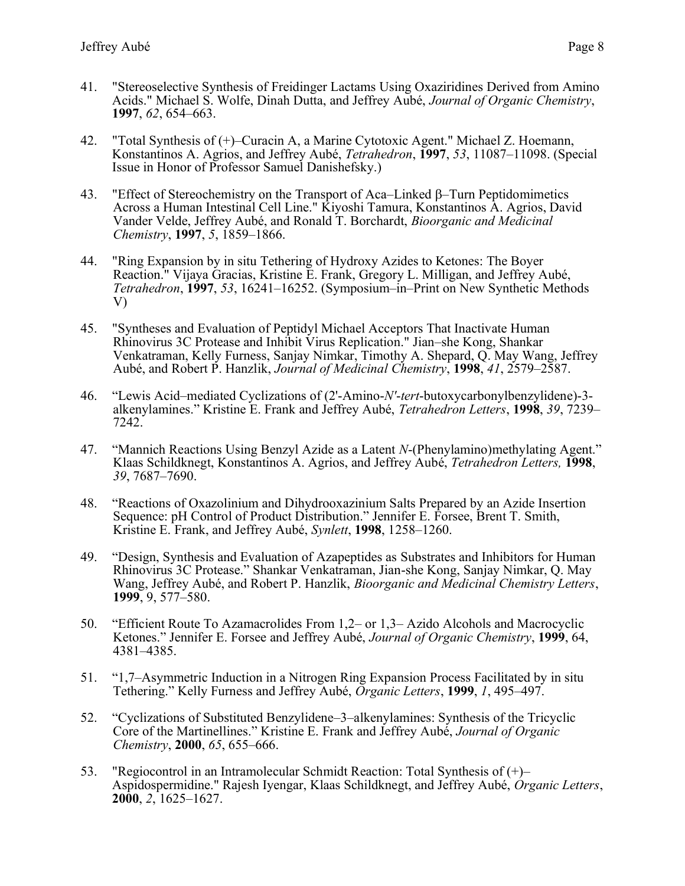41. "Stereoselective Synthesis of Freidinger Lactams Using Oxaziridines Derived from Amino Acids." Michael S. Wolfe, Dinah Dutta, and Jeffrey Aubé, *Journal of Organic Chemistry*, **1997**, *62*, 654–663.

42. "Total Synthesis of (+)–Curacin A, a Marine Cytotoxic Agent." Michael Z. Hoemann, Konstantinos A. Agrios, and Jeffrey Aubé, *Tetrahedron*, **1997**, *53*, 11087–11098. (Special Issue in Honor of Professor Samuel Danishefsky.)

43. "Effect of Stereochemistry on the Transport of Aca–Linked β–Turn Peptidomimetics Across a Human Intestinal Cell Line." Kiyoshi Tamura, Konstantinos A. Agrios, David Vander Velde, Jeffrey Aubé, and Ronald T. Borchardt, *Bioorganic and Medicinal Chemistry*, **1997**, *5*, 1859–1866.

44. "Ring Expansion by in situ Tethering of Hydroxy Azides to Ketones: The Boyer Reaction." Vijaya Gracias, Kristine E. Frank, Gregory L. Milligan, and Jeffrey Aubé, *Tetrahedron*, **1997**, *53*, 16241–16252. (Symposium–in–Print on New Synthetic Methods V)

45. "Syntheses and Evaluation of Peptidyl Michael Acceptors That Inactivate Human Rhinovirus 3C Protease and Inhibit Virus Replication." Jian–she Kong, Shankar Venkatraman, Kelly Furness, Sanjay Nimkar, Timothy A. Shepard, Q. May Wang, Jeffrey Aubé, and Robert P. Hanzlik, *Journal of Medicinal Chemistry*, **1998**, *41*, 2579–2587.

46. "Lewis Acid–mediated Cyclizations of (2'-Amino-*N'*-*tert*-butoxycarbonylbenzylidene)-3-alkenylamines." Kristine E. Frank and Jeffrey Aubé, *Tetrahedron Letters*, **1998**, *39*, 7239–7242.

47. "Mannich Reactions Using Benzyl Azide as a Latent *N*-(Phenylamino)methylating Agent." Klaas Schildknegt, Konstantinos A. Agrios, and Jeffrey Aubé, *Tetrahedron Letters,* **1998**, *39*, 7687–7690.

48. "Reactions of Oxazolinium and Dihydrooxazinium Salts Prepared by an Azide Insertion Sequence: pH Control of Product Distribution." Jennifer E. Forsee, Brent T. Smith, Kristine E. Frank, and Jeffrey Aubé, *Synlett*, **1998**, 1258–1260.

49. "Design, Synthesis and Evaluation of Azapeptides as Substrates and Inhibitors for Human Rhinovirus 3C Protease." Shankar Venkatraman, Jian-she Kong, Sanjay Nimkar, Q. May Wang, Jeffrey Aubé, and Robert P. Hanzlik, *Bioorganic and Medicinal Chemistry Letters*, **1999**, 9, 577–580.

50. "Efficient Route To Azamacrolides From 1,2– or 1,3– Azido Alcohols and Macrocyclic Ketones." Jennifer E. Forsee and Jeffrey Aubé, *Journal of Organic Chemistry*, **1999**, 64, 4381–4385.

51. "1,7–Asymmetric Induction in a Nitrogen Ring Expansion Process Facilitated by in situ Tethering." Kelly Furness and Jeffrey Aubé, *Organic Letters*, **1999**, *1*, 495–497.

52. "Cyclizations of Substituted Benzylidene–3–alkenylamines: Synthesis of the Tricyclic Core of the Martinellines." Kristine E. Frank and Jeffrey Aubé, *Journal of Organic Chemistry*, **2000**, *65*, 655–666.

53. "Regiocontrol in an Intramolecular Schmidt Reaction: Total Synthesis of (+)–Aspidospermidine." Rajesh Iyengar, Klaas Schildknegt, and Jeffrey Aubé, *Organic Letters*, **2000**, *2*, 1625–1627.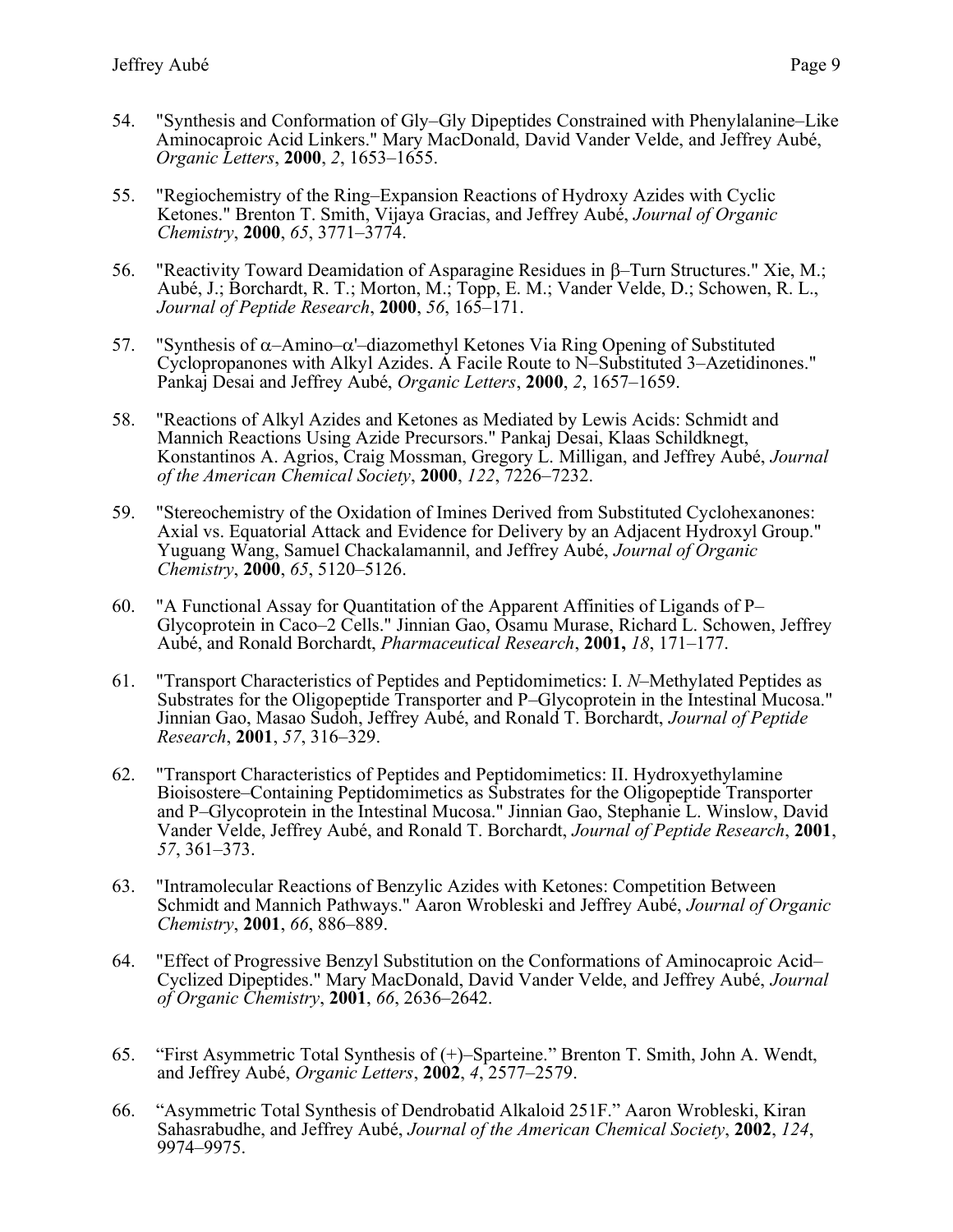54. "Synthesis and Conformation of Gly–Gly Dipeptides Constrained with Phenylalanine–Like Aminocaproic Acid Linkers." Mary MacDonald, David Vander Velde, and Jeffrey Aubé, *Organic Letters*, **2000**, *2*, 1653–1655.

55. "Regiochemistry of the Ring–Expansion Reactions of Hydroxy Azides with Cyclic Ketones." Brenton T. Smith, Vijaya Gracias, and Jeffrey Aubé, *Journal of Organic Chemistry*, **2000**, *65*, 3771–3774.

56. "Reactivity Toward Deamidation of Asparagine Residues in β–Turn Structures." Xie, M.; Aubé, J.; Borchardt, R. T.; Morton, M.; Topp, E. M.; Vander Velde, D.; Schowen, R. L., *Journal of Peptide Research*, **2000**, *56*, 165–171.

57. "Synthesis of α–Amino–α'–diazomethyl Ketones Via Ring Opening of Substituted Cyclopropanones with Alkyl Azides. A Facile Route to N–Substituted 3–Azetidinones." Pankaj Desai and Jeffrey Aubé, *Organic Letters*, **2000**, *2*, 1657–1659.

58. "Reactions of Alkyl Azides and Ketones as Mediated by Lewis Acids: Schmidt and Mannich Reactions Using Azide Precursors." Pankaj Desai, Klaas Schildknegt, Konstantinos A. Agrios, Craig Mossman, Gregory L. Milligan, and Jeffrey Aubé, *Journal of the American Chemical Society*, **2000**, *122*, 7226–7232.

59. "Stereochemistry of the Oxidation of Imines Derived from Substituted Cyclohexanones: Axial vs. Equatorial Attack and Evidence for Delivery by an Adjacent Hydroxyl Group." Yuguang Wang, Samuel Chackalamannil, and Jeffrey Aubé, *Journal of Organic Chemistry*, **2000**, *65*, 5120–5126.

60. "A Functional Assay for Quantitation of the Apparent Affinities of Ligands of P–Glycoprotein in Caco–2 Cells." Jinnian Gao, Osamu Murase, Richard L. Schowen, Jeffrey Aubé, and Ronald Borchardt, *Pharmaceutical Research*, **2001,** *18*, 171–177.

61. "Transport Characteristics of Peptides and Peptidomimetics: I. *N*–Methylated Peptides as Substrates for the Oligopeptide Transporter and P–Glycoprotein in the Intestinal Mucosa." Jinnian Gao, Masao Sudoh, Jeffrey Aubé, and Ronald T. Borchardt, *Journal of Peptide Research*, **2001**, *57*, 316–329.

62. "Transport Characteristics of Peptides and Peptidomimetics: II. Hydroxyethylamine Bioisostere–Containing Peptidomimetics as Substrates for the Oligopeptide Transporter and P–Glycoprotein in the Intestinal Mucosa." Jinnian Gao, Stephanie L. Winslow, David Vander Velde, Jeffrey Aubé, and Ronald T. Borchardt, *Journal of Peptide Research*, **2001**, *57*, 361–373.

63. "Intramolecular Reactions of Benzylic Azides with Ketones: Competition Between Schmidt and Mannich Pathways." Aaron Wrobleski and Jeffrey Aubé, *Journal of Organic Chemistry*, **2001**, *66*, 886–889.

64. "Effect of Progressive Benzyl Substitution on the Conformations of Aminocaproic Acid–Cyclized Dipeptides." Mary MacDonald, David Vander Velde, and Jeffrey Aubé, *Journal of Organic Chemistry*, **2001**, *66*, 2636–2642.

65. "First Asymmetric Total Synthesis of (+)–Sparteine." Brenton T. Smith, John A. Wendt, and Jeffrey Aubé, *Organic Letters*, **2002**, *4*, 2577–2579.

66. "Asymmetric Total Synthesis of Dendrobatid Alkaloid 251F." Aaron Wrobleski, Kiran Sahasrabudhe, and Jeffrey Aubé, *Journal of the American Chemical Society*, **2002**, *124*, 9974–9975.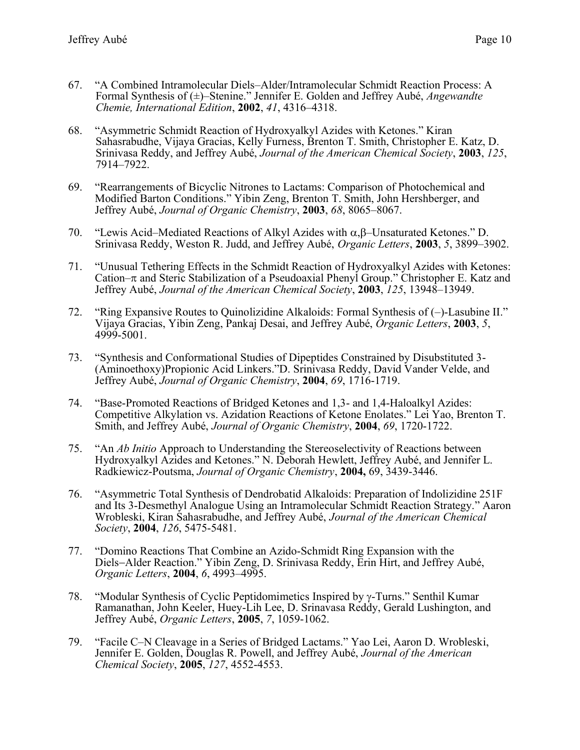67. "A Combined Intramolecular Diels–Alder/Intramolecular Schmidt Reaction Process: A Formal Synthesis of (±)–Stenine." Jennifer E. Golden and Jeffrey Aubé, *Angewandte Chemie, International Edition*, **2002**, *41*, 4316–4318.

68. "Asymmetric Schmidt Reaction of Hydroxyalkyl Azides with Ketones." Kiran Sahasrabudhe, Vijaya Gracias, Kelly Furness, Brenton T. Smith, Christopher E. Katz, D. Srinivasa Reddy, and Jeffrey Aubé, *Journal of the American Chemical Society*, **2003**, *125*, 7914–7922.

69. "Rearrangements of Bicyclic Nitrones to Lactams: Comparison of Photochemical and Modified Barton Conditions." Yibin Zeng, Brenton T. Smith, John Hershberger, and Jeffrey Aubé, *Journal of Organic Chemistry*, **2003**, *68*, 8065–8067.

70. "Lewis Acid–Mediated Reactions of Alkyl Azides with $\alpha,\beta$–Unsaturated Ketones." D. Srinivasa Reddy, Weston R. Judd, and Jeffrey Aubé, *Organic Letters*, **2003**, *5*, 3899–3902.

71. "Unusual Tethering Effects in the Schmidt Reaction of Hydroxyalkyl Azides with Ketones: Cation–$\pi$ and Steric Stabilization of a Pseudoaxial Phenyl Group." Christopher E. Katz and Jeffrey Aubé, *Journal of the American Chemical Society*, **2003**, *125*, 13948–13949.

72. "Ring Expansive Routes to Quinolizidine Alkaloids: Formal Synthesis of (–)-Lasubine II." Vijaya Gracias, Yibin Zeng, Pankaj Desai, and Jeffrey Aubé, *Organic Letters*, **2003**, *5*, 4999-5001.

73. "Synthesis and Conformational Studies of Dipeptides Constrained by Disubstituted 3-(Aminoethoxy)Propionic Acid Linkers."D. Srinivasa Reddy, David Vander Velde, and Jeffrey Aubé, *Journal of Organic Chemistry*, **2004**, *69*, 1716-1719.

74. "Base-Promoted Reactions of Bridged Ketones and 1,3- and 1,4-Haloalkyl Azides: Competitive Alkylation vs. Azidation Reactions of Ketone Enolates." Lei Yao, Brenton T. Smith, and Jeffrey Aubé, *Journal of Organic Chemistry*, **2004**, *69*, 1720-1722.

75. "An *Ab Initio* Approach to Understanding the Stereoselectivity of Reactions between Hydroxyalkyl Azides and Ketones." N. Deborah Hewlett, Jeffrey Aubé, and Jennifer L. Radkiewicz-Poutsma, *Journal of Organic Chemistry*, **2004,** 69, 3439-3446.

76. "Asymmetric Total Synthesis of Dendrobatid Alkaloids: Preparation of Indolizidine 251F and Its 3-Desmethyl Analogue Using an Intramolecular Schmidt Reaction Strategy." Aaron Wrobleski, Kiran Sahasrabudhe, and Jeffrey Aubé, *Journal of the American Chemical Society*, **2004**, *126*, 5475-5481.

77. "Domino Reactions That Combine an Azido-Schmidt Ring Expansion with the Diels–Alder Reaction." Yibin Zeng, D. Srinivasa Reddy, Erin Hirt, and Jeffrey Aubé, *Organic Letters*, **2004**, *6*, 4993–4995.

78. "Modular Synthesis of Cyclic Peptidomimetics Inspired by $\gamma$-Turns." Senthil Kumar Ramanathan, John Keeler, Huey-Lih Lee, D. Srinavasa Reddy, Gerald Lushington, and Jeffrey Aubé, *Organic Letters*, **2005**, *7*, 1059-1062.

79. "Facile C–N Cleavage in a Series of Bridged Lactams." Yao Lei, Aaron D. Wrobleski, Jennifer E. Golden, Douglas R. Powell, and Jeffrey Aubé, *Journal of the American Chemical Society*, **2005**, *127*, 4552-4553.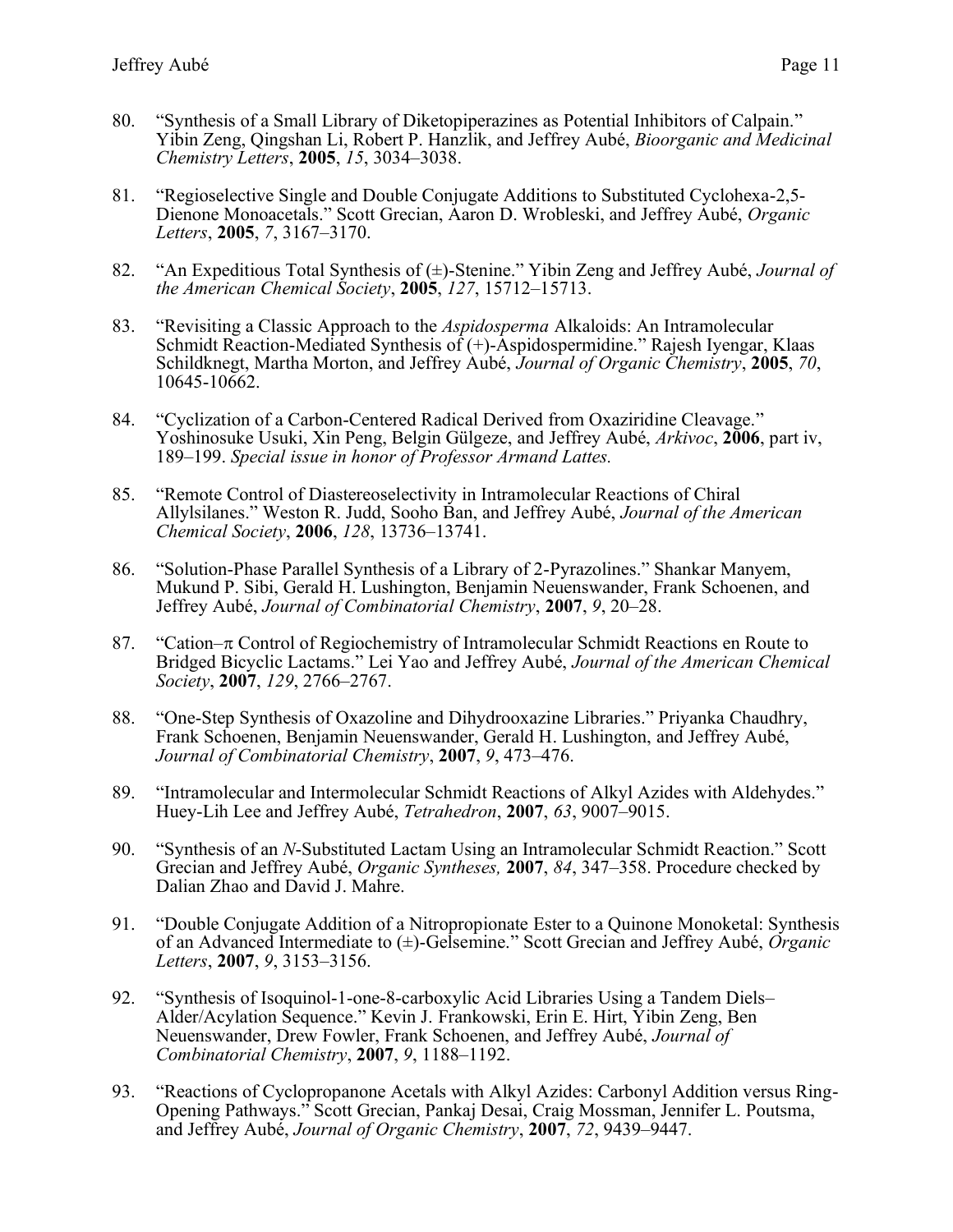80. "Synthesis of a Small Library of Diketopiperazines as Potential Inhibitors of Calpain." Yibin Zeng, Qingshan Li, Robert P. Hanzlik, and Jeffrey Aubé, *Bioorganic and Medicinal Chemistry Letters*, **2005**, *15*, 3034–3038.

81. "Regioselective Single and Double Conjugate Additions to Substituted Cyclohexa-2,5-Dienone Monoacetals." Scott Grecian, Aaron D. Wrobleski, and Jeffrey Aubé, *Organic Letters*, **2005**, *7*, 3167–3170.

82. "An Expeditious Total Synthesis of (±)-Stenine." Yibin Zeng and Jeffrey Aubé, *Journal of the American Chemical Society*, **2005**, *127*, 15712–15713.

83. "Revisiting a Classic Approach to the *Aspidosperma* Alkaloids: An Intramolecular Schmidt Reaction-Mediated Synthesis of (+)-Aspidospermidine." Rajesh Iyengar, Klaas Schildknegt, Martha Morton, and Jeffrey Aubé, *Journal of Organic Chemistry*, **2005**, *70*, 10645-10662.

84. "Cyclization of a Carbon-Centered Radical Derived from Oxaziridine Cleavage." Yoshinosuke Usuki, Xin Peng, Belgin Gülgeze, and Jeffrey Aubé, *Arkivoc*, **2006**, part iv, 189–199. *Special issue in honor of Professor Armand Lattes.*

85. "Remote Control of Diastereoselectivity in Intramolecular Reactions of Chiral Allylsilanes." Weston R. Judd, Sooho Ban, and Jeffrey Aubé, *Journal of the American Chemical Society*, **2006**, *128*, 13736–13741.

86. "Solution-Phase Parallel Synthesis of a Library of 2-Pyrazolines." Shankar Manyem, Mukund P. Sibi, Gerald H. Lushington, Benjamin Neuenswander, Frank Schoenen, and Jeffrey Aubé, *Journal of Combinatorial Chemistry*, **2007**, *9*, 20–28.

87. "Cation–π Control of Regiochemistry of Intramolecular Schmidt Reactions en Route to Bridged Bicyclic Lactams." Lei Yao and Jeffrey Aubé, *Journal of the American Chemical Society*, **2007**, *129*, 2766–2767.

88. "One-Step Synthesis of Oxazoline and Dihydrooxazine Libraries." Priyanka Chaudhry, Frank Schoenen, Benjamin Neuenswander, Gerald H. Lushington, and Jeffrey Aubé, *Journal of Combinatorial Chemistry*, **2007**, *9*, 473–476.

89. "Intramolecular and Intermolecular Schmidt Reactions of Alkyl Azides with Aldehydes." Huey-Lih Lee and Jeffrey Aubé, *Tetrahedron*, **2007**, *63*, 9007–9015.

90. "Synthesis of an *N*-Substituted Lactam Using an Intramolecular Schmidt Reaction." Scott Grecian and Jeffrey Aubé, *Organic Syntheses,* **2007**, *84*, 347–358. Procedure checked by Dalian Zhao and David J. Mahre.

91. "Double Conjugate Addition of a Nitropropionate Ester to a Quinone Monoketal: Synthesis of an Advanced Intermediate to (±)-Gelsemine." Scott Grecian and Jeffrey Aubé, *Organic Letters*, **2007**, *9*, 3153–3156.

92. "Synthesis of Isoquinol-1-one-8-carboxylic Acid Libraries Using a Tandem Diels–Alder/Acylation Sequence." Kevin J. Frankowski, Erin E. Hirt, Yibin Zeng, Ben Neuenswander, Drew Fowler, Frank Schoenen, and Jeffrey Aubé, *Journal of Combinatorial Chemistry*, **2007**, *9*, 1188–1192.

93. "Reactions of Cyclopropanone Acetals with Alkyl Azides: Carbonyl Addition versus Ring-Opening Pathways." Scott Grecian, Pankaj Desai, Craig Mossman, Jennifer L. Poutsma, and Jeffrey Aubé, *Journal of Organic Chemistry*, **2007**, *72*, 9439–9447.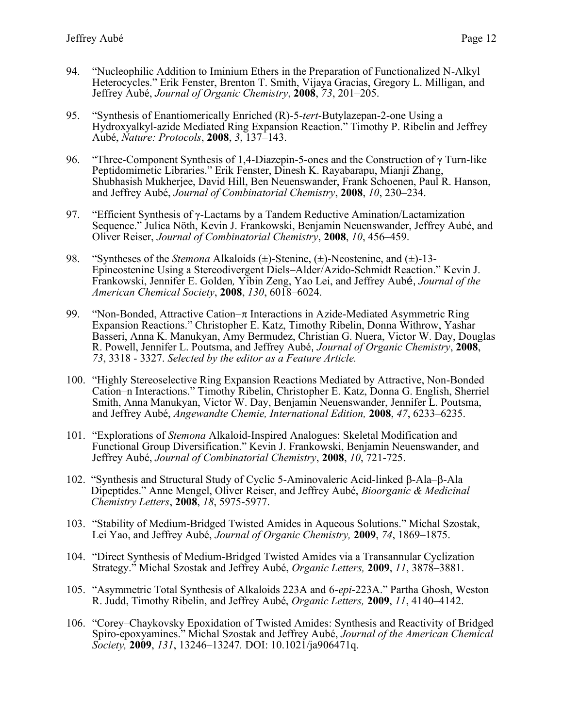94. "Nucleophilic Addition to Iminium Ethers in the Preparation of Functionalized N-Alkyl Heterocycles." Erik Fenster, Brenton T. Smith, Vijaya Gracias, Gregory L. Milligan, and Jeffrey Aubé, *Journal of Organic Chemistry*, **2008**, *73*, 201–205.

95. "Synthesis of Enantiomerically Enriched (R)-5-*tert*-Butylazepan-2-one Using a Hydroxyalkyl-azide Mediated Ring Expansion Reaction." Timothy P. Ribelin and Jeffrey Aubé, *Nature: Protocols*, **2008**, *3*, 137–143.

96. "Three-Component Synthesis of 1,4-Diazepin-5-ones and the Construction of γ Turn-like Peptidomimetic Libraries." Erik Fenster, Dinesh K. Rayabarapu, Mianji Zhang, Shubhasish Mukherjee, David Hill, Ben Neuenswander, Frank Schoenen, Paul R. Hanson, and Jeffrey Aubé, *Journal of Combinatorial Chemistry*, **2008**, *10*, 230–234.

97. "Efficient Synthesis of γ-Lactams by a Tandem Reductive Amination/Lactamization Sequence." Julica Nöth, Kevin J. Frankowski, Benjamin Neuenswander, Jeffrey Aubé, and Oliver Reiser, *Journal of Combinatorial Chemistry*, **2008**, *10*, 456–459.

98. "Syntheses of the *Stemona* Alkaloids (±)-Stenine, (±)-Neostenine, and (±)-13-Epineostenine Using a Stereodivergent Diels–Alder/Azido-Schmidt Reaction." Kevin J. Frankowski, Jennifer E. Golden, Yibin Zeng, Yao Lei, and Jeffrey Aubé, *Journal of the American Chemical Society*, **2008**, *130*, 6018–6024.

99. "Non-Bonded, Attractive Cation–π Interactions in Azide-Mediated Asymmetric Ring Expansion Reactions." Christopher E. Katz, Timothy Ribelin, Donna Withrow, Yashar Basseri, Anna K. Manukyan, Amy Bermudez, Christian G. Nuera, Victor W. Day, Douglas R. Powell, Jennifer L. Poutsma, and Jeffrey Aubé, *Journal of Organic Chemistry*, **2008**, *73*, 3318 - 3327. *Selected by the editor as a Feature Article.*

100. "Highly Stereoselective Ring Expansion Reactions Mediated by Attractive, Non-Bonded Cation–n Interactions." Timothy Ribelin, Christopher E. Katz, Donna G. English, Sherriel Smith, Anna Manukyan, Victor W. Day, Benjamin Neuenswander, Jennifer L. Poutsma, and Jeffrey Aubé, *Angewandte Chemie, International Edition,* **2008**, *47*, 6233–6235.

101. "Explorations of *Stemona* Alkaloid-Inspired Analogues: Skeletal Modification and Functional Group Diversification." Kevin J. Frankowski, Benjamin Neuenswander, and Jeffrey Aubé, *Journal of Combinatorial Chemistry*, **2008**, *10*, 721-725.

102. "Synthesis and Structural Study of Cyclic 5-Aminovaleric Acid-linked β-Ala–β-Ala Dipeptides." Anne Mengel, Oliver Reiser, and Jeffrey Aubé, *Bioorganic & Medicinal Chemistry Letters*, **2008**, *18*, 5975-5977.

103. "Stability of Medium-Bridged Twisted Amides in Aqueous Solutions." Michal Szostak, Lei Yao, and Jeffrey Aubé, *Journal of Organic Chemistry,* **2009**, *74*, 1869–1875.

104. "Direct Synthesis of Medium-Bridged Twisted Amides via a Transannular Cyclization Strategy." Michal Szostak and Jeffrey Aubé, *Organic Letters,* **2009**, *11*, 3878–3881.

105. "Asymmetric Total Synthesis of Alkaloids 223A and 6-*epi*-223A." Partha Ghosh, Weston R. Judd, Timothy Ribelin, and Jeffrey Aubé, *Organic Letters,* **2009**, *11*, 4140–4142.

106. "Corey–Chaykovsky Epoxidation of Twisted Amides: Synthesis and Reactivity of Bridged Spiro-epoxyamines." Michal Szostak and Jeffrey Aubé, *Journal of the American Chemical Society,* **2009**, *131*, 13246–13247. DOI: 10.1021/ja906471q.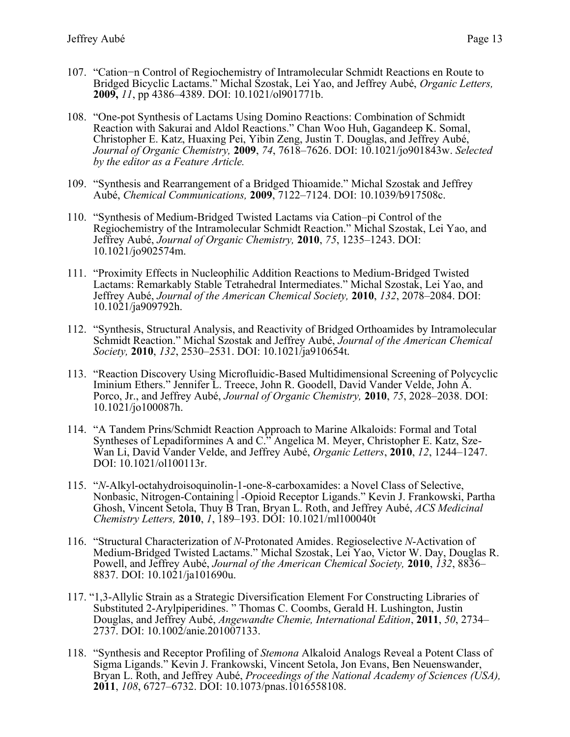107. "Cation−n Control of Regiochemistry of Intramolecular Schmidt Reactions en Route to Bridged Bicyclic Lactams." Michal Szostak, Lei Yao, and Jeffrey Aubé, *Organic Letters,* **2009,** *11*, pp 4386–4389. DOI: 10.1021/ol901771b.

108. "One-pot Synthesis of Lactams Using Domino Reactions: Combination of Schmidt Reaction with Sakurai and Aldol Reactions." Chan Woo Huh, Gagandeep K. Somal, Christopher E. Katz, Huaxing Pei, Yibin Zeng, Justin T. Douglas, and Jeffrey Aubé, *Journal of Organic Chemistry,* **2009**, *74*, 7618–7626. DOI: 10.1021/jo901843w. *Selected by the editor as a Feature Article.*

109. "Synthesis and Rearrangement of a Bridged Thioamide." Michal Szostak and Jeffrey Aubé, *Chemical Communications,* **2009**, 7122–7124. DOI: 10.1039/b917508c.

110. "Synthesis of Medium-Bridged Twisted Lactams via Cation–pi Control of the Regiochemistry of the Intramolecular Schmidt Reaction." Michal Szostak, Lei Yao, and Jeffrey Aubé, *Journal of Organic Chemistry,* **2010**, *75*, 1235–1243. DOI: 10.1021/jo902574m.

111. "Proximity Effects in Nucleophilic Addition Reactions to Medium-Bridged Twisted Lactams: Remarkably Stable Tetrahedral Intermediates." Michal Szostak, Lei Yao, and Jeffrey Aubé, *Journal of the American Chemical Society,* **2010**, *132*, 2078–2084. DOI: 10.1021/ja909792h.

112. "Synthesis, Structural Analysis, and Reactivity of Bridged Orthoamides by Intramolecular Schmidt Reaction." Michal Szostak and Jeffrey Aubé, *Journal of the American Chemical Society,* **2010**, *132*, 2530–2531. DOI: 10.1021/ja910654t.

113. "Reaction Discovery Using Microfluidic-Based Multidimensional Screening of Polycyclic Iminium Ethers." Jennifer L. Treece, John R. Goodell, David Vander Velde, John A. Porco, Jr., and Jeffrey Aubé, *Journal of Organic Chemistry,* **2010**, *75*, 2028–2038. DOI: 10.1021/jo100087h.

114. "A Tandem Prins/Schmidt Reaction Approach to Marine Alkaloids: Formal and Total Syntheses of Lepadiformines A and C." Angelica M. Meyer, Christopher E. Katz, Sze-Wan Li, David Vander Velde, and Jeffrey Aubé, *Organic Letters*, **2010**, *12*, 1244–1247. DOI: 10.1021/ol100113r.

115. "*N*-Alkyl-octahydroisoquinolin-1-one-8-carboxamides: a Novel Class of Selective, Nonbasic, Nitrogen-Containing ⎸-Opioid Receptor Ligands." Kevin J. Frankowski, Partha Ghosh, Vincent Setola, Thuy B Tran, Bryan L. Roth, and Jeffrey Aubé, *ACS Medicinal Chemistry Letters,* **2010**, *1*, 189–193. DOI: 10.1021/ml100040t

116. "Structural Characterization of *N*-Protonated Amides. Regioselective *N*-Activation of Medium-Bridged Twisted Lactams." Michal Szostak, Lei Yao, Victor W. Day, Douglas R. Powell, and Jeffrey Aubé, *Journal of the American Chemical Society,* **2010**, *132*, 8836–8837. DOI: 10.1021/ja101690u.

117. "1,3-Allylic Strain as a Strategic Diversification Element For Constructing Libraries of Substituted 2-Arylpiperidines. " Thomas C. Coombs, Gerald H. Lushington, Justin Douglas, and Jeffrey Aubé, *Angewandte Chemie, International Edition*, **2011**, *50*, 2734–2737. DOI: 10.1002/anie.201007133.

118. "Synthesis and Receptor Profiling of *Stemona* Alkaloid Analogs Reveal a Potent Class of Sigma Ligands." Kevin J. Frankowski, Vincent Setola, Jon Evans, Ben Neuenswander, Bryan L. Roth, and Jeffrey Aubé, *Proceedings of the National Academy of Sciences (USA),* **2011**, *108*, 6727–6732. DOI: 10.1073/pnas.1016558108.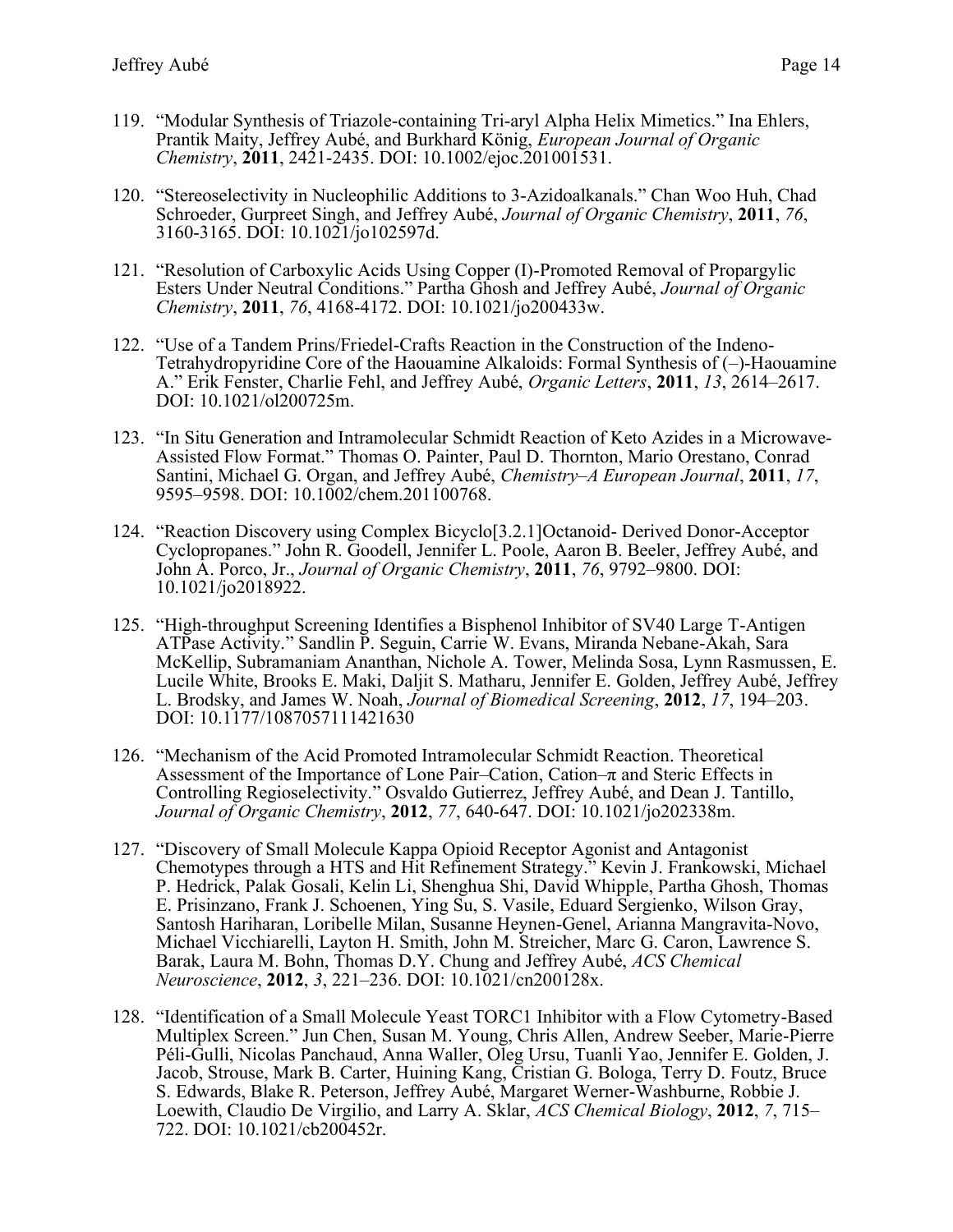119. "Modular Synthesis of Triazole-containing Tri-aryl Alpha Helix Mimetics." Ina Ehlers, Prantik Maity, Jeffrey Aubé, and Burkhard König, *European Journal of Organic Chemistry*, **2011**, 2421-2435. DOI: 10.1002/ejoc.201001531.

120. "Stereoselectivity in Nucleophilic Additions to 3-Azidoalkanals." Chan Woo Huh, Chad Schroeder, Gurpreet Singh, and Jeffrey Aubé, *Journal of Organic Chemistry*, **2011**, *76*, 3160-3165. DOI: 10.1021/jo102597d.

121. "Resolution of Carboxylic Acids Using Copper (I)-Promoted Removal of Propargylic Esters Under Neutral Conditions." Partha Ghosh and Jeffrey Aubé, *Journal of Organic Chemistry*, **2011**, *76*, 4168-4172. DOI: 10.1021/jo200433w.

122. "Use of a Tandem Prins/Friedel-Crafts Reaction in the Construction of the Indeno-Tetrahydropyridine Core of the Haouamine Alkaloids: Formal Synthesis of (–)-Haouamine A." Erik Fenster, Charlie Fehl, and Jeffrey Aubé, *Organic Letters*, **2011**, *13*, 2614–2617. DOI: 10.1021/ol200725m.

123. "In Situ Generation and Intramolecular Schmidt Reaction of Keto Azides in a Microwave-Assisted Flow Format." Thomas O. Painter, Paul D. Thornton, Mario Orestano, Conrad Santini, Michael G. Organ, and Jeffrey Aubé, *Chemistry–A European Journal*, **2011**, *17*, 9595–9598. DOI: 10.1002/chem.201100768.

124. "Reaction Discovery using Complex Bicyclo[3.2.1]Octanoid- Derived Donor-Acceptor Cyclopropanes." John R. Goodell, Jennifer L. Poole, Aaron B. Beeler, Jeffrey Aubé, and John A. Porco, Jr., *Journal of Organic Chemistry*, **2011**, *76*, 9792–9800. DOI: 10.1021/jo2018922.

125. "High-throughput Screening Identifies a Bisphenol Inhibitor of SV40 Large T-Antigen ATPase Activity." Sandlin P. Seguin, Carrie W. Evans, Miranda Nebane-Akah, Sara McKellip, Subramaniam Ananthan, Nichole A. Tower, Melinda Sosa, Lynn Rasmussen, E. Lucile White, Brooks E. Maki, Daljit S. Matharu, Jennifer E. Golden, Jeffrey Aubé, Jeffrey L. Brodsky, and James W. Noah, *Journal of Biomedical Screening*, **2012**, *17*, 194–203. DOI: 10.1177/1087057111421630

126. "Mechanism of the Acid Promoted Intramolecular Schmidt Reaction. Theoretical Assessment of the Importance of Lone Pair–Cation, Cation–π and Steric Effects in Controlling Regioselectivity." Osvaldo Gutierrez, Jeffrey Aubé, and Dean J. Tantillo, *Journal of Organic Chemistry*, **2012**, *77*, 640-647. DOI: 10.1021/jo202338m.

127. "Discovery of Small Molecule Kappa Opioid Receptor Agonist and Antagonist Chemotypes through a HTS and Hit Refinement Strategy." Kevin J. Frankowski, Michael P. Hedrick, Palak Gosali, Kelin Li, Shenghua Shi, David Whipple, Partha Ghosh, Thomas E. Prisinzano, Frank J. Schoenen, Ying Su, S. Vasile, Eduard Sergienko, Wilson Gray, Santosh Hariharan, Loribelle Milan, Susanne Heynen-Genel, Arianna Mangravita-Novo, Michael Vicchiarelli, Layton H. Smith, John M. Streicher, Marc G. Caron, Lawrence S. Barak, Laura M. Bohn, Thomas D.Y. Chung and Jeffrey Aubé, *ACS Chemical Neuroscience*, **2012**, *3*, 221–236. DOI: 10.1021/cn200128x.

128. "Identification of a Small Molecule Yeast TORC1 Inhibitor with a Flow Cytometry-Based Multiplex Screen." Jun Chen, Susan M. Young, Chris Allen, Andrew Seeber, Marie-Pierre Péli-Gulli, Nicolas Panchaud, Anna Waller, Oleg Ursu, Tuanli Yao, Jennifer E. Golden, J. Jacob, Strouse, Mark B. Carter, Huining Kang, Cristian G. Bologa, Terry D. Foutz, Bruce S. Edwards, Blake R. Peterson, Jeffrey Aubé, Margaret Werner-Washburne, Robbie J. Loewith, Claudio De Virgilio, and Larry A. Sklar, *ACS Chemical Biology*, **2012**, *7*, 715–722. DOI: 10.1021/cb200452r.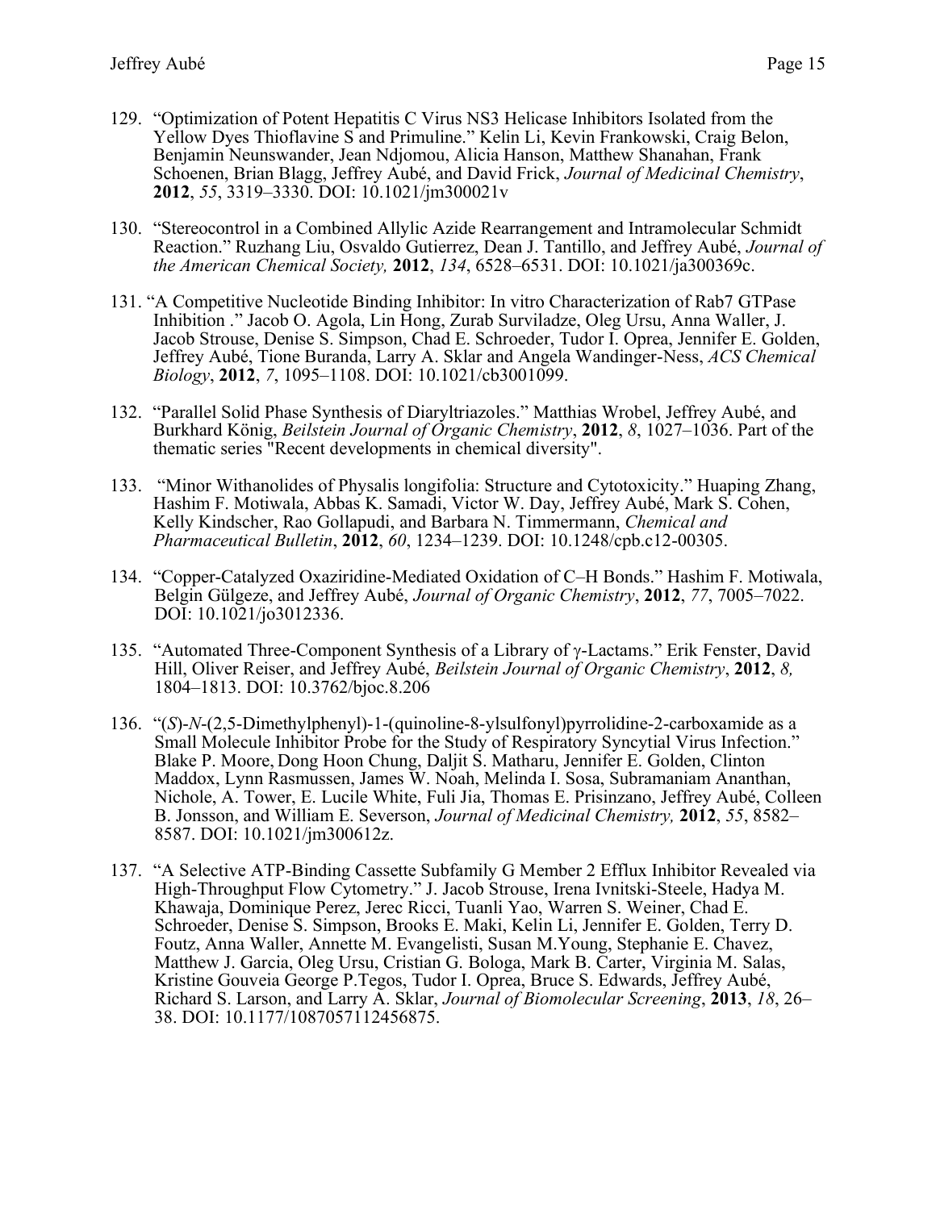129. "Optimization of Potent Hepatitis C Virus NS3 Helicase Inhibitors Isolated from the Yellow Dyes Thioflavine S and Primuline." Kelin Li, Kevin Frankowski, Craig Belon, Benjamin Neunswander, Jean Ndjomou, Alicia Hanson, Matthew Shanahan, Frank Schoenen, Brian Blagg, Jeffrey Aubé, and David Frick, *Journal of Medicinal Chemistry*, **2012**, *55*, 3319–3330. DOI: 10.1021/jm300021v

130. "Stereocontrol in a Combined Allylic Azide Rearrangement and Intramolecular Schmidt Reaction." Ruzhang Liu, Osvaldo Gutierrez, Dean J. Tantillo, and Jeffrey Aubé, *Journal of the American Chemical Society,* **2012**, *134*, 6528–6531. DOI: 10.1021/ja300369c.

131. "A Competitive Nucleotide Binding Inhibitor: In vitro Characterization of Rab7 GTPase Inhibition ." Jacob O. Agola, Lin Hong, Zurab Surviladze, Oleg Ursu, Anna Waller, J. Jacob Strouse, Denise S. Simpson, Chad E. Schroeder, Tudor I. Oprea, Jennifer E. Golden, Jeffrey Aubé, Tione Buranda, Larry A. Sklar and Angela Wandinger-Ness, *ACS Chemical Biology*, **2012**, *7*, 1095–1108. DOI: 10.1021/cb3001099.

132. "Parallel Solid Phase Synthesis of Diaryltriazoles." Matthias Wrobel, Jeffrey Aubé, and Burkhard König, *Beilstein Journal of Organic Chemistry*, **2012**, *8*, 1027–1036. Part of the thematic series "Recent developments in chemical diversity".

133. "Minor Withanolides of Physalis longifolia: Structure and Cytotoxicity." Huaping Zhang, Hashim F. Motiwala, Abbas K. Samadi, Victor W. Day, Jeffrey Aubé, Mark S. Cohen, Kelly Kindscher, Rao Gollapudi, and Barbara N. Timmermann, *Chemical and Pharmaceutical Bulletin*, **2012**, *60*, 1234–1239. DOI: 10.1248/cpb.c12-00305.

134. "Copper-Catalyzed Oxaziridine-Mediated Oxidation of C–H Bonds." Hashim F. Motiwala, Belgin Gülgeze, and Jeffrey Aubé, *Journal of Organic Chemistry*, **2012**, *77*, 7005–7022. DOI: 10.1021/jo3012336.

135. "Automated Three-Component Synthesis of a Library of γ-Lactams." Erik Fenster, David Hill, Oliver Reiser, and Jeffrey Aubé, *Beilstein Journal of Organic Chemistry*, **2012**, *8,* 1804–1813. DOI: 10.3762/bjoc.8.206

136. "(*S*)-*N*-(2,5-Dimethylphenyl)-1-(quinoline-8-ylsulfonyl)pyrrolidine-2-carboxamide as a Small Molecule Inhibitor Probe for the Study of Respiratory Syncytial Virus Infection." Blake P. Moore, Dong Hoon Chung, Daljit S. Matharu, Jennifer E. Golden, Clinton Maddox, Lynn Rasmussen, James W. Noah, Melinda I. Sosa, Subramaniam Ananthan, Nichole, A. Tower, E. Lucile White, Fuli Jia, Thomas E. Prisinzano, Jeffrey Aubé, Colleen B. Jonsson, and William E. Severson, *Journal of Medicinal Chemistry,* **2012**, *55*, 8582–8587. DOI: 10.1021/jm300612z.

137. "A Selective ATP-Binding Cassette Subfamily G Member 2 Efflux Inhibitor Revealed via High-Throughput Flow Cytometry." J. Jacob Strouse, Irena Ivnitski-Steele, Hadya M. Khawaja, Dominique Perez, Jerec Ricci, Tuanli Yao, Warren S. Weiner, Chad E. Schroeder, Denise S. Simpson, Brooks E. Maki, Kelin Li, Jennifer E. Golden, Terry D. Foutz, Anna Waller, Annette M. Evangelisti, Susan M.Young, Stephanie E. Chavez, Matthew J. Garcia, Oleg Ursu, Cristian G. Bologa, Mark B. Carter, Virginia M. Salas, Kristine Gouveia George P.Tegos, Tudor I. Oprea, Bruce S. Edwards, Jeffrey Aubé, Richard S. Larson, and Larry A. Sklar, *Journal of Biomolecular Screening*, **2013**, *18*, 26–38. DOI: 10.1177/1087057112456875.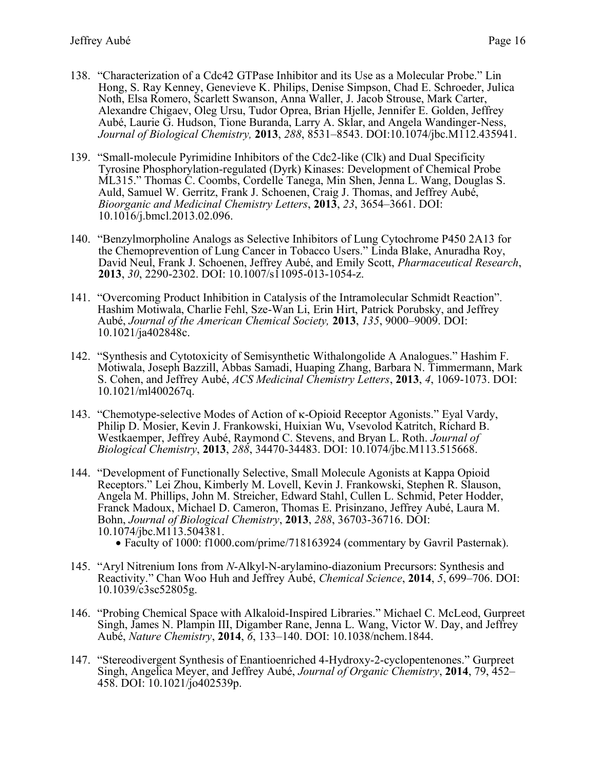138. "Characterization of a Cdc42 GTPase Inhibitor and its Use as a Molecular Probe." Lin Hong, S. Ray Kenney, Genevieve K. Philips, Denise Simpson, Chad E. Schroeder, Julica Noth, Elsa Romero, Scarlett Swanson, Anna Waller, J. Jacob Strouse, Mark Carter, Alexandre Chigaev, Oleg Ursu, Tudor Oprea, Brian Hjelle, Jennifer E. Golden, Jeffrey Aubé, Laurie G. Hudson, Tione Buranda, Larry A. Sklar, and Angela Wandinger-Ness, *Journal of Biological Chemistry,* **2013**, *288*, 8531–8543. DOI:10.1074/jbc.M112.435941.

139. "Small-molecule Pyrimidine Inhibitors of the Cdc2-like (Clk) and Dual Specificity Tyrosine Phosphorylation-regulated (Dyrk) Kinases: Development of Chemical Probe ML315." Thomas C. Coombs, Cordelle Tanega, Min Shen, Jenna L. Wang, Douglas S. Auld, Samuel W. Gerritz, Frank J. Schoenen, Craig J. Thomas, and Jeffrey Aubé, *Bioorganic and Medicinal Chemistry Letters*, **2013**, *23*, 3654–3661. DOI: 10.1016/j.bmcl.2013.02.096.

140. "Benzylmorpholine Analogs as Selective Inhibitors of Lung Cytochrome P450 2A13 for the Chemoprevention of Lung Cancer in Tobacco Users." Linda Blake, Anuradha Roy, David Neul, Frank J. Schoenen, Jeffrey Aubé, and Emily Scott, *Pharmaceutical Research*, **2013**, *30*, 2290-2302. DOI: 10.1007/s11095-013-1054-z.

141. "Overcoming Product Inhibition in Catalysis of the Intramolecular Schmidt Reaction". Hashim Motiwala, Charlie Fehl, Sze-Wan Li, Erin Hirt, Patrick Porubsky, and Jeffrey Aubé, *Journal of the American Chemical Society,* **2013**, *135*, 9000–9009. DOI: 10.1021/ja402848c.

142. "Synthesis and Cytotoxicity of Semisynthetic Withalongolide A Analogues." Hashim F. Motiwala, Joseph Bazzill, Abbas Samadi, Huaping Zhang, Barbara N. Timmermann, Mark S. Cohen, and Jeffrey Aubé, *ACS Medicinal Chemistry Letters*, **2013**, *4*, 1069-1073. DOI: 10.1021/ml400267q.

143. "Chemotype-selective Modes of Action of κ-Opioid Receptor Agonists." Eyal Vardy, Philip D. Mosier, Kevin J. Frankowski, Huixian Wu, Vsevolod Katritch, Richard B. Westkaemper, Jeffrey Aubé, Raymond C. Stevens, and Bryan L. Roth. *Journal of Biological Chemistry*, **2013**, *288*, 34470-34483. DOI: 10.1074/jbc.M113.515668.

144. "Development of Functionally Selective, Small Molecule Agonists at Kappa Opioid Receptors." Lei Zhou, Kimberly M. Lovell, Kevin J. Frankowski, Stephen R. Slauson, Angela M. Phillips, John M. Streicher, Edward Stahl, Cullen L. Schmid, Peter Hodder, Franck Madoux, Michael D. Cameron, Thomas E. Prisinzano, Jeffrey Aubé, Laura M. Bohn, *Journal of Biological Chemistry*, **2013**, *288*, 36703-36716. DOI: 10.1074/jbc.M113.504381.
    - Faculty of 1000: f1000.com/prime/718163924 (commentary by Gavril Pasternak).

145. "Aryl Nitrenium Ions from *N*-Alkyl-N-arylamino-diazonium Precursors: Synthesis and Reactivity." Chan Woo Huh and Jeffrey Aubé, *Chemical Science*, **2014**, *5*, 699–706. DOI: 10.1039/c3sc52805g.

146. "Probing Chemical Space with Alkaloid-Inspired Libraries." Michael C. McLeod, Gurpreet Singh, James N. Plampin III, Digamber Rane, Jenna L. Wang, Victor W. Day, and Jeffrey Aubé, *Nature Chemistry*, **2014**, *6*, 133–140. DOI: 10.1038/nchem.1844.

147. "Stereodivergent Synthesis of Enantioenriched 4-Hydroxy-2-cyclopentenones." Gurpreet Singh, Angelica Meyer, and Jeffrey Aubé, *Journal of Organic Chemistry*, **2014**, 79, 452–458. DOI: 10.1021/jo402539p.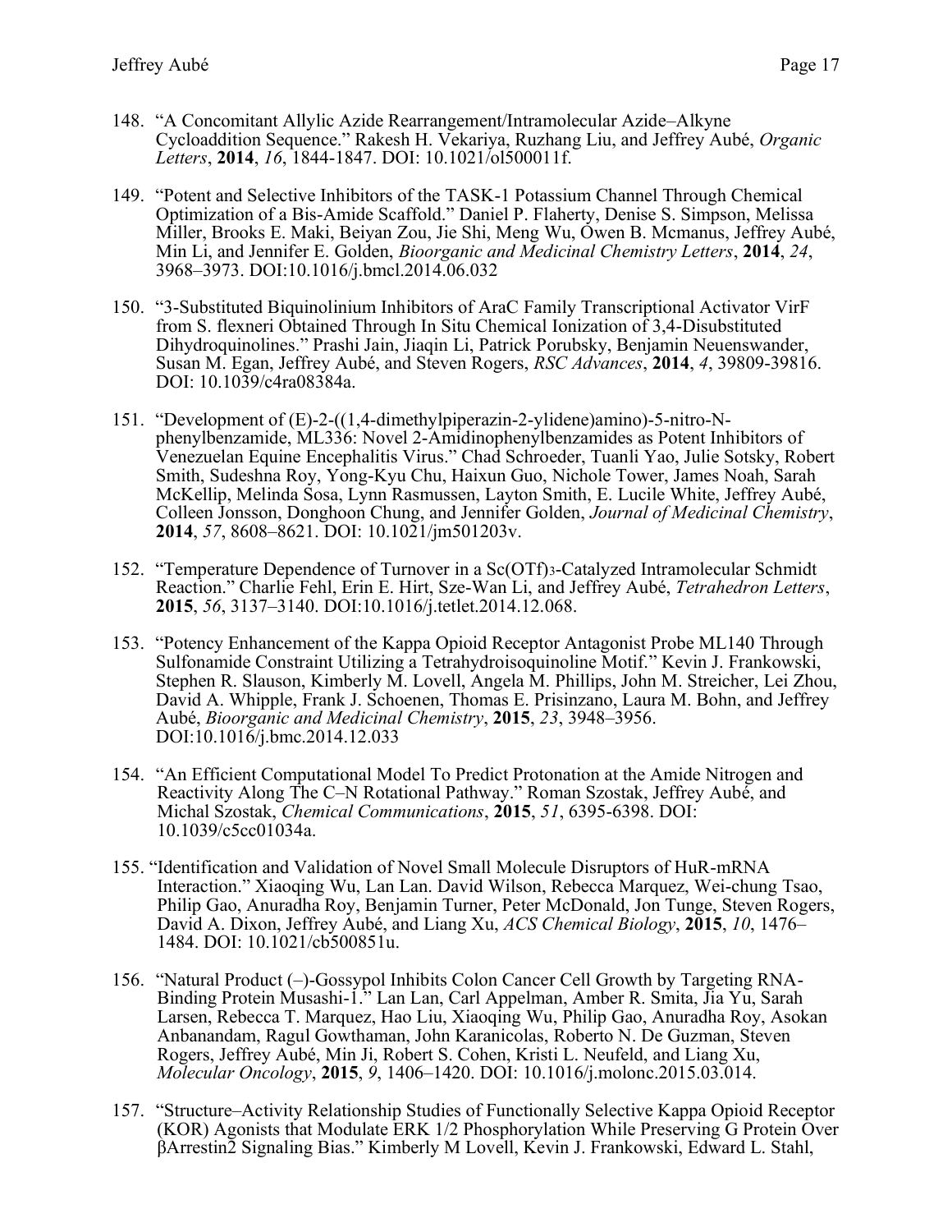148. "A Concomitant Allylic Azide Rearrangement/Intramolecular Azide–Alkyne Cycloaddition Sequence." Rakesh H. Vekariya, Ruzhang Liu, and Jeffrey Aubé, *Organic Letters*, **2014**, *16*, 1844-1847. DOI: 10.1021/ol500011f.

149. "Potent and Selective Inhibitors of the TASK-1 Potassium Channel Through Chemical Optimization of a Bis-Amide Scaffold." Daniel P. Flaherty, Denise S. Simpson, Melissa Miller, Brooks E. Maki, Beiyan Zou, Jie Shi, Meng Wu, Owen B. Mcmanus, Jeffrey Aubé, Min Li, and Jennifer E. Golden, *Bioorganic and Medicinal Chemistry Letters*, **2014**, *24*, 3968–3973. DOI:10.1016/j.bmcl.2014.06.032

150. "3-Substituted Biquinolinium Inhibitors of AraC Family Transcriptional Activator VirF from S. flexneri Obtained Through In Situ Chemical Ionization of 3,4-Disubstituted Dihydroquinolines." Prashi Jain, Jiaqin Li, Patrick Porubsky, Benjamin Neuenswander, Susan M. Egan, Jeffrey Aubé, and Steven Rogers, *RSC Advances*, **2014**, *4*, 39809-39816. DOI: 10.1039/c4ra08384a.

151. "Development of (E)-2-((1,4-dimethylpiperazin-2-ylidene)amino)-5-nitro-N-phenylbenzamide, ML336: Novel 2-Amidinophenylbenzamides as Potent Inhibitors of Venezuelan Equine Encephalitis Virus." Chad Schroeder, Tuanli Yao, Julie Sotsky, Robert Smith, Sudeshna Roy, Yong-Kyu Chu, Haixun Guo, Nichole Tower, James Noah, Sarah McKellip, Melinda Sosa, Lynn Rasmussen, Layton Smith, E. Lucile White, Jeffrey Aubé, Colleen Jonsson, Donghoon Chung, and Jennifer Golden, *Journal of Medicinal Chemistry*, **2014**, *57*, 8608–8621. DOI: 10.1021/jm501203v.

152. "Temperature Dependence of Turnover in a $Sc(OTf)_3$-Catalyzed Intramolecular Schmidt Reaction." Charlie Fehl, Erin E. Hirt, Sze-Wan Li, and Jeffrey Aubé, *Tetrahedron Letters*, **2015**, *56*, 3137–3140. DOI:10.1016/j.tetlet.2014.12.068.

153. "Potency Enhancement of the Kappa Opioid Receptor Antagonist Probe ML140 Through Sulfonamide Constraint Utilizing a Tetrahydroisoquinoline Motif." Kevin J. Frankowski, Stephen R. Slauson, Kimberly M. Lovell, Angela M. Phillips, John M. Streicher, Lei Zhou, David A. Whipple, Frank J. Schoenen, Thomas E. Prisinzano, Laura M. Bohn, and Jeffrey Aubé, *Bioorganic and Medicinal Chemistry*, **2015**, *23*, 3948–3956. DOI:10.1016/j.bmc.2014.12.033

154. "An Efficient Computational Model To Predict Protonation at the Amide Nitrogen and Reactivity Along The C–N Rotational Pathway." Roman Szostak, Jeffrey Aubé, and Michal Szostak, *Chemical Communications*, **2015**, *51*, 6395-6398. DOI: 10.1039/c5cc01034a.

155. "Identification and Validation of Novel Small Molecule Disruptors of HuR-mRNA Interaction." Xiaoqing Wu, Lan Lan. David Wilson, Rebecca Marquez, Wei-chung Tsao, Philip Gao, Anuradha Roy, Benjamin Turner, Peter McDonald, Jon Tunge, Steven Rogers, David A. Dixon, Jeffrey Aubé, and Liang Xu, *ACS Chemical Biology*, **2015**, *10*, 1476–1484. DOI: 10.1021/cb500851u.

156. "Natural Product (–)-Gossypol Inhibits Colon Cancer Cell Growth by Targeting RNA-Binding Protein Musashi-1." Lan Lan, Carl Appelman, Amber R. Smita, Jia Yu, Sarah Larsen, Rebecca T. Marquez, Hao Liu, Xiaoqing Wu, Philip Gao, Anuradha Roy, Asokan Anbanandam, Ragul Gowthaman, John Karanicolas, Roberto N. De Guzman, Steven Rogers, Jeffrey Aubé, Min Ji, Robert S. Cohen, Kristi L. Neufeld, and Liang Xu, *Molecular Oncology*, **2015**, *9*, 1406–1420. DOI: 10.1016/j.molonc.2015.03.014.

157. "Structure–Activity Relationship Studies of Functionally Selective Kappa Opioid Receptor (KOR) Agonists that Modulate ERK 1/2 Phosphorylation While Preserving G Protein Over βArrestin2 Signaling Bias." Kimberly M Lovell, Kevin J. Frankowski, Edward L. Stahl,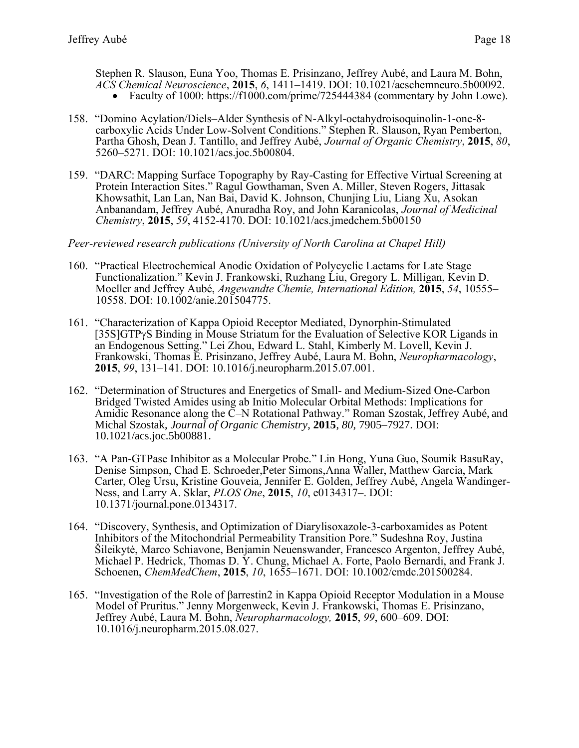Stephen R. Slauson, Euna Yoo, Thomas E. Prisinzano, Jeffrey Aubé, and Laura M. Bohn, *ACS Chemical Neuroscience*, **2015**, *6*, 1411–1419. DOI: 10.1021/acschemneuro.5b00092.

- Faculty of 1000: https://f1000.com/prime/725444384 (commentary by John Lowe).

158. "Domino Acylation/Diels–Alder Synthesis of N-Alkyl-octahydroisoquinolin-1-one-8-carboxylic Acids Under Low-Solvent Conditions." Stephen R. Slauson, Ryan Pemberton, Partha Ghosh, Dean J. Tantillo, and Jeffrey Aubé, *Journal of Organic Chemistry*, **2015**, *80*, 5260–5271. DOI: 10.1021/acs.joc.5b00804.

159. "DARC: Mapping Surface Topography by Ray-Casting for Effective Virtual Screening at Protein Interaction Sites." Ragul Gowthaman, Sven A. Miller, Steven Rogers, Jittasak Khowsathit, Lan Lan, Nan Bai, David K. Johnson, Chunjing Liu, Liang Xu, Asokan Anbanandam, Jeffrey Aubé, Anuradha Roy, and John Karanicolas, *Journal of Medicinal Chemistry*, **2015**, *59*, 4152-4170. DOI: 10.1021/acs.jmedchem.5b00150

*Peer-reviewed research publications (University of North Carolina at Chapel Hill)*

160. "Practical Electrochemical Anodic Oxidation of Polycyclic Lactams for Late Stage Functionalization." Kevin J. Frankowski, Ruzhang Liu, Gregory L. Milligan, Kevin D. Moeller and Jeffrey Aubé, *Angewandte Chemie, International Edition,* **2015**, *54*, 10555–10558. DOI: 10.1002/anie.201504775.

161. "Characterization of Kappa Opioid Receptor Mediated, Dynorphin-Stimulated [35S]GTPγS Binding in Mouse Striatum for the Evaluation of Selective KOR Ligands in an Endogenous Setting." Lei Zhou, Edward L. Stahl, Kimberly M. Lovell, Kevin J. Frankowski, Thomas E. Prisinzano, Jeffrey Aubé, Laura M. Bohn, *Neuropharmacology*, **2015**, *99*, 131–141. DOI: 10.1016/j.neuropharm.2015.07.001.

162. "Determination of Structures and Energetics of Small- and Medium-Sized One-Carbon Bridged Twisted Amides using ab Initio Molecular Orbital Methods: Implications for Amidic Resonance along the C–N Rotational Pathway." Roman Szostak, Jeffrey Aubé, and Michal Szostak, *Journal of Organic Chemistry*, **2015**, *80*, 7905–7927. DOI: 10.1021/acs.joc.5b00881.

163. "A Pan-GTPase Inhibitor as a Molecular Probe." Lin Hong, Yuna Guo, Soumik BasuRay, Denise Simpson, Chad E. Schroeder,Peter Simons,Anna Waller, Matthew Garcia, Mark Carter, Oleg Ursu, Kristine Gouveia, Jennifer E. Golden, Jeffrey Aubé, Angela Wandinger-Ness, and Larry A. Sklar, *PLOS One*, **2015**, *10*, e0134317–. DOI: 10.1371/journal.pone.0134317.

164. "Discovery, Synthesis, and Optimization of Diarylisoxazole-3-carboxamides as Potent Inhibitors of the Mitochondrial Permeability Transition Pore." Sudeshna Roy, Justina Šileikytė, Marco Schiavone, Benjamin Neuenswander, Francesco Argenton, Jeffrey Aubé, Michael P. Hedrick, Thomas D. Y. Chung, Michael A. Forte, Paolo Bernardi, and Frank J. Schoenen, *ChemMedChem*, **2015**, *10*, 1655–1671. DOI: 10.1002/cmdc.201500284.

165. "Investigation of the Role of βarrestin2 in Kappa Opioid Receptor Modulation in a Mouse Model of Pruritus." Jenny Morgenweck, Kevin J. Frankowski, Thomas E. Prisinzano, Jeffrey Aubé, Laura M. Bohn, *Neuropharmacology,* **2015**, *99*, 600–609. DOI: 10.1016/j.neuropharm.2015.08.027.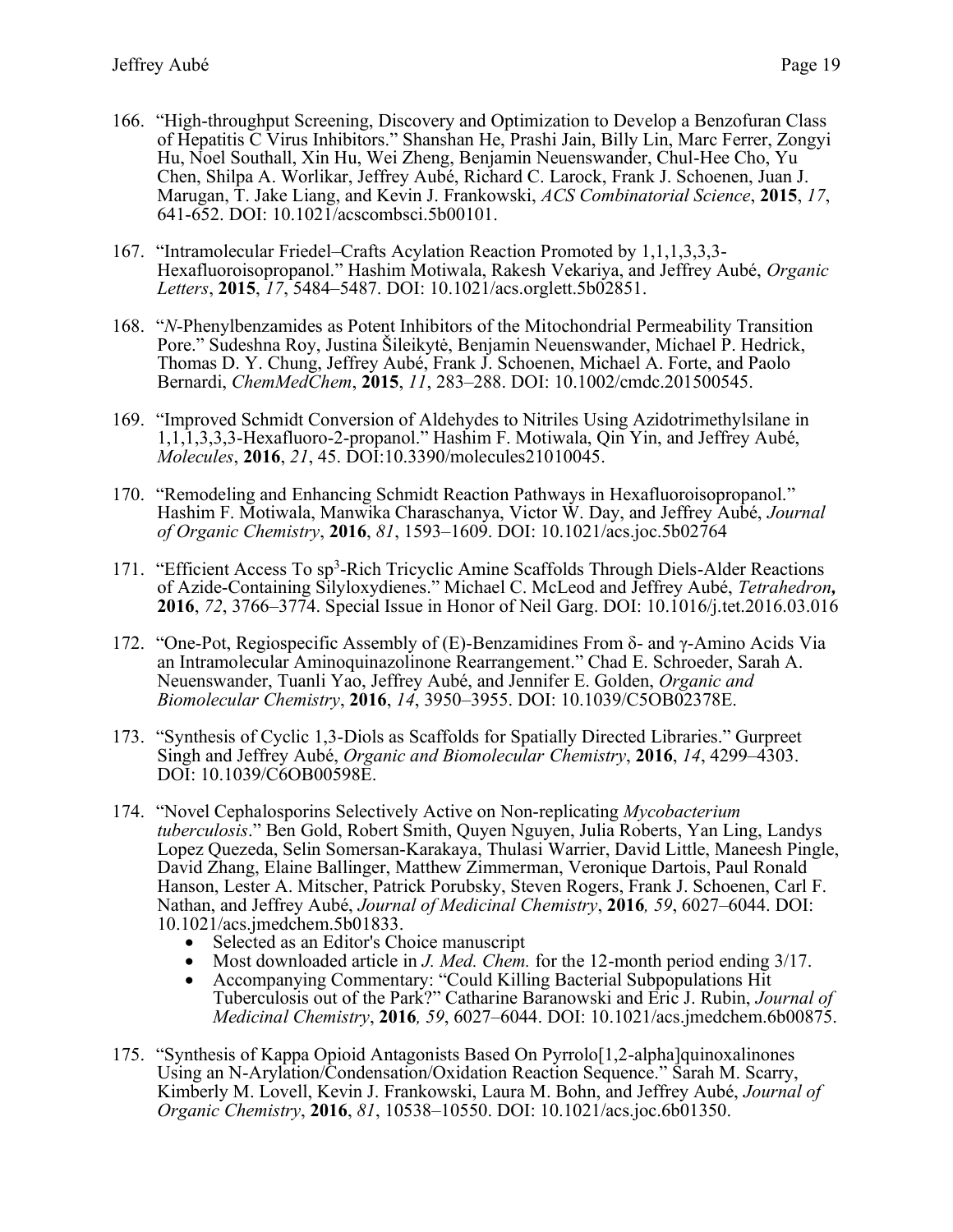166. "High-throughput Screening, Discovery and Optimization to Develop a Benzofuran Class of Hepatitis C Virus Inhibitors." Shanshan He, Prashi Jain, Billy Lin, Marc Ferrer, Zongyi Hu, Noel Southall, Xin Hu, Wei Zheng, Benjamin Neuenswander, Chul-Hee Cho, Yu Chen, Shilpa A. Worlikar, Jeffrey Aubé, Richard C. Larock, Frank J. Schoenen, Juan J. Marugan, T. Jake Liang, and Kevin J. Frankowski, *ACS Combinatorial Science*, **2015**, *17*, 641-652. DOI: 10.1021/acscombsci.5b00101.

167. "Intramolecular Friedel–Crafts Acylation Reaction Promoted by 1,1,1,3,3,3-Hexafluoroisopropanol." Hashim Motiwala, Rakesh Vekariya, and Jeffrey Aubé, *Organic Letters*, **2015**, *17*, 5484–5487. DOI: 10.1021/acs.orglett.5b02851.

168. "*N*-Phenylbenzamides as Potent Inhibitors of the Mitochondrial Permeability Transition Pore." Sudeshna Roy, Justina Šileikytė, Benjamin Neuenswander, Michael P. Hedrick, Thomas D. Y. Chung, Jeffrey Aubé, Frank J. Schoenen, Michael A. Forte, and Paolo Bernardi, *ChemMedChem*, **2015**, *11*, 283–288. DOI: 10.1002/cmdc.201500545.

169. "Improved Schmidt Conversion of Aldehydes to Nitriles Using Azidotrimethylsilane in 1,1,1,3,3,3-Hexafluoro-2-propanol." Hashim F. Motiwala, Qin Yin, and Jeffrey Aubé, *Molecules*, **2016**, *21*, 45. DOI:10.3390/molecules21010045.

170. "Remodeling and Enhancing Schmidt Reaction Pathways in Hexafluoroisopropanol." Hashim F. Motiwala, Manwika Charaschanya, Victor W. Day, and Jeffrey Aubé, *Journal of Organic Chemistry*, **2016**, *81*, 1593–1609. DOI: 10.1021/acs.joc.5b02764

171. "Efficient Access To $sp^3$-Rich Tricyclic Amine Scaffolds Through Diels-Alder Reactions of Azide-Containing Silyloxydienes." Michael C. McLeod and Jeffrey Aubé, *Tetrahedron***,** **2016**, *72*, 3766–3774. Special Issue in Honor of Neil Garg. DOI: 10.1016/j.tet.2016.03.016

172. "One-Pot, Regiospecific Assembly of (E)-Benzamidines From δ- and γ-Amino Acids Via an Intramolecular Aminoquinazolinone Rearrangement." Chad E. Schroeder, Sarah A. Neuenswander, Tuanli Yao, Jeffrey Aubé, and Jennifer E. Golden, *Organic and Biomolecular Chemistry*, **2016**, *14*, 3950–3955. DOI: 10.1039/C5OB02378E.

173. "Synthesis of Cyclic 1,3-Diols as Scaffolds for Spatially Directed Libraries." Gurpreet Singh and Jeffrey Aubé, *Organic and Biomolecular Chemistry*, **2016**, *14*, 4299–4303. DOI: 10.1039/C6OB00598E.

174. "Novel Cephalosporins Selectively Active on Non-replicating *Mycobacterium tuberculosis*." Ben Gold, Robert Smith, Quyen Nguyen, Julia Roberts, Yan Ling, Landys Lopez Quezeda, Selin Somersan-Karakaya, Thulasi Warrier, David Little, Maneesh Pingle, David Zhang, Elaine Ballinger, Matthew Zimmerman, Veronique Dartois, Paul Ronald Hanson, Lester A. Mitscher, Patrick Porubsky, Steven Rogers, Frank J. Schoenen, Carl F. Nathan, and Jeffrey Aubé, *Journal of Medicinal Chemistry*, **2016***, 59*, 6027–6044. DOI: 10.1021/acs.jmedchem.5b01833.
    - Selected as an Editor's Choice manuscript
    - Most downloaded article in *J. Med. Chem.* for the 12-month period ending 3/17.
    - Accompanying Commentary: "Could Killing Bacterial Subpopulations Hit Tuberculosis out of the Park?" Catharine Baranowski and Eric J. Rubin, *Journal of Medicinal Chemistry*, **2016***, 59*, 6027–6044. DOI: 10.1021/acs.jmedchem.6b00875.

175. "Synthesis of Kappa Opioid Antagonists Based On Pyrrolo[1,2-alpha]quinoxalinones Using an N-Arylation/Condensation/Oxidation Reaction Sequence." Sarah M. Scarry, Kimberly M. Lovell, Kevin J. Frankowski, Laura M. Bohn, and Jeffrey Aubé, *Journal of Organic Chemistry*, **2016**, *81*, 10538–10550. DOI: 10.1021/acs.joc.6b01350.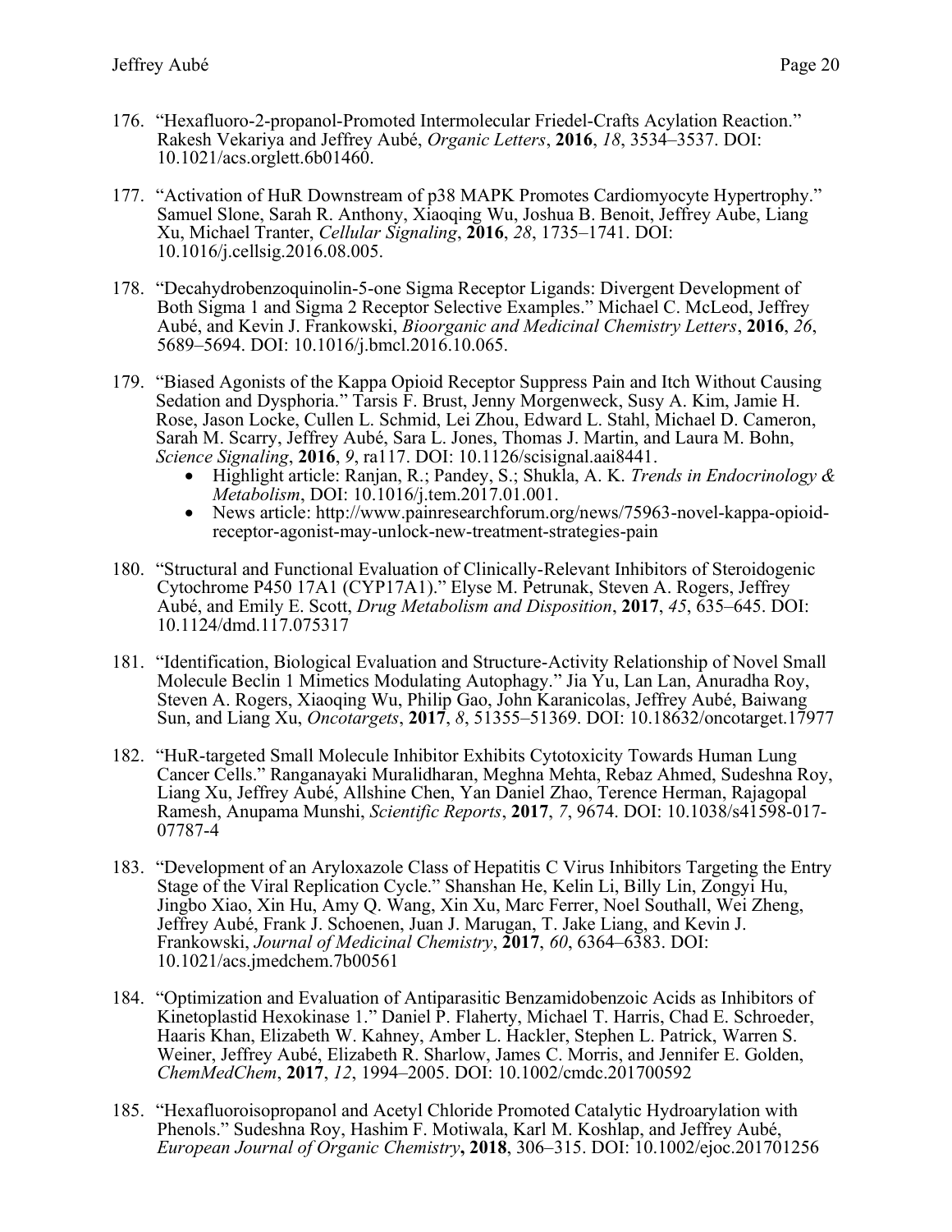176. "Hexafluoro-2-propanol-Promoted Intermolecular Friedel-Crafts Acylation Reaction." Rakesh Vekariya and Jeffrey Aubé, *Organic Letters*, **2016**, *18*, 3534–3537. DOI: 10.1021/acs.orglett.6b01460.

177. "Activation of HuR Downstream of p38 MAPK Promotes Cardiomyocyte Hypertrophy." Samuel Slone, Sarah R. Anthony, Xiaoqing Wu, Joshua B. Benoit, Jeffrey Aube, Liang Xu, Michael Tranter, *Cellular Signaling*, **2016**, *28*, 1735–1741. DOI: 10.1016/j.cellsig.2016.08.005.

178. "Decahydrobenzoquinolin-5-one Sigma Receptor Ligands: Divergent Development of Both Sigma 1 and Sigma 2 Receptor Selective Examples." Michael C. McLeod, Jeffrey Aubé, and Kevin J. Frankowski, *Bioorganic and Medicinal Chemistry Letters*, **2016**, *26*, 5689–5694. DOI: 10.1016/j.bmcl.2016.10.065.

179. "Biased Agonists of the Kappa Opioid Receptor Suppress Pain and Itch Without Causing Sedation and Dysphoria." Tarsis F. Brust, Jenny Morgenweck, Susy A. Kim, Jamie H. Rose, Jason Locke, Cullen L. Schmid, Lei Zhou, Edward L. Stahl, Michael D. Cameron, Sarah M. Scarry, Jeffrey Aubé, Sara L. Jones, Thomas J. Martin, and Laura M. Bohn, *Science Signaling*, **2016**, *9*, ra117. DOI: 10.1126/scisignal.aai8441.
    - Highlight article: Ranjan, R.; Pandey, S.; Shukla, A. K. *Trends in Endocrinology & Metabolism*, DOI: 10.1016/j.tem.2017.01.001.
    - News article: http://www.painresearchforum.org/news/75963-novel-kappa-opioid-receptor-agonist-may-unlock-new-treatment-strategies-pain

180. "Structural and Functional Evaluation of Clinically-Relevant Inhibitors of Steroidogenic Cytochrome P450 17A1 (CYP17A1)." Elyse M. Petrunak, Steven A. Rogers, Jeffrey Aubé, and Emily E. Scott, *Drug Metabolism and Disposition*, **2017**, *45*, 635–645. DOI: 10.1124/dmd.117.075317

181. "Identification, Biological Evaluation and Structure-Activity Relationship of Novel Small Molecule Beclin 1 Mimetics Modulating Autophagy." Jia Yu, Lan Lan, Anuradha Roy, Steven A. Rogers, Xiaoqing Wu, Philip Gao, John Karanicolas, Jeffrey Aubé, Baiwang Sun, and Liang Xu, *Oncotargets*, **2017**, *8*, 51355–51369. DOI: 10.18632/oncotarget.17977

182. "HuR-targeted Small Molecule Inhibitor Exhibits Cytotoxicity Towards Human Lung Cancer Cells." Ranganayaki Muralidharan, Meghna Mehta, Rebaz Ahmed, Sudeshna Roy, Liang Xu, Jeffrey Aubé, Allshine Chen, Yan Daniel Zhao, Terence Herman, Rajagopal Ramesh, Anupama Munshi, *Scientific Reports*, **2017**, *7*, 9674. DOI: 10.1038/s41598-017-07787-4

183. "Development of an Aryloxazole Class of Hepatitis C Virus Inhibitors Targeting the Entry Stage of the Viral Replication Cycle." Shanshan He, Kelin Li, Billy Lin, Zongyi Hu, Jingbo Xiao, Xin Hu, Amy Q. Wang, Xin Xu, Marc Ferrer, Noel Southall, Wei Zheng, Jeffrey Aubé, Frank J. Schoenen, Juan J. Marugan, T. Jake Liang, and Kevin J. Frankowski, *Journal of Medicinal Chemistry*, **2017**, *60*, 6364–6383. DOI: 10.1021/acs.jmedchem.7b00561

184. "Optimization and Evaluation of Antiparasitic Benzamidobenzoic Acids as Inhibitors of Kinetoplastid Hexokinase 1." Daniel P. Flaherty, Michael T. Harris, Chad E. Schroeder, Haaris Khan, Elizabeth W. Kahney, Amber L. Hackler, Stephen L. Patrick, Warren S. Weiner, Jeffrey Aubé, Elizabeth R. Sharlow, James C. Morris, and Jennifer E. Golden, *ChemMedChem*, **2017**, *12*, 1994–2005. DOI: 10.1002/cmdc.201700592

185. "Hexafluoroisopropanol and Acetyl Chloride Promoted Catalytic Hydroarylation with Phenols." Sudeshna Roy, Hashim F. Motiwala, Karl M. Koshlap, and Jeffrey Aubé, *European Journal of Organic Chemistry***, 2018**, 306–315. DOI: 10.1002/ejoc.201701256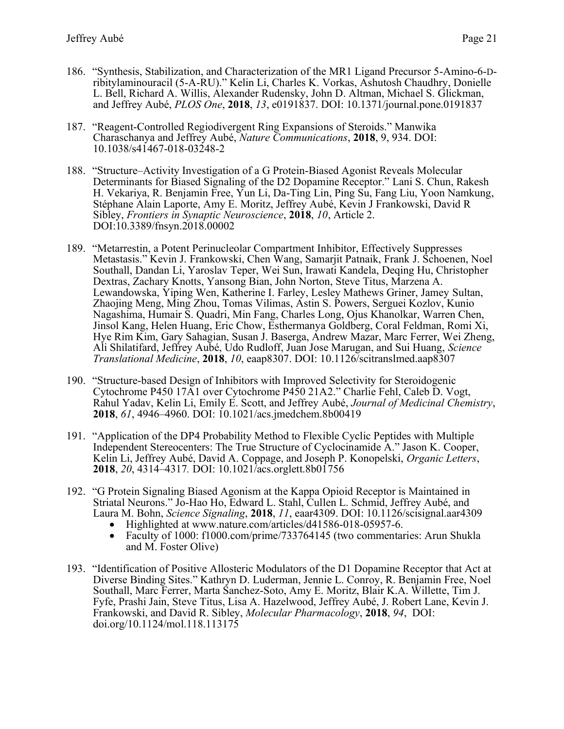186. "Synthesis, Stabilization, and Characterization of the MR1 Ligand Precursor 5-Amino-6-D-ribitylaminouracil (5-A-RU)." Kelin Li, Charles K. Vorkas, Ashutosh Chaudhry, Donielle L. Bell, Richard A. Willis, Alexander Rudensky, John D. Altman, Michael S. Glickman, and Jeffrey Aubé, *PLOS One*, **2018**, *13*, e0191837. DOI: 10.1371/journal.pone.0191837

187. "Reagent-Controlled Regiodivergent Ring Expansions of Steroids." Manwika Charaschanya and Jeffrey Aubé, *Nature Communications*, **2018**, 9, 934. DOI: 10.1038/s41467-018-03248-2

188. "Structure–Activity Investigation of a G Protein-Biased Agonist Reveals Molecular Determinants for Biased Signaling of the D2 Dopamine Receptor." Lani S. Chun, Rakesh H. Vekariya, R. Benjamin Free, Yun Li, Da-Ting Lin, Ping Su, Fang Liu, Yoon Namkung, Stéphane Alain Laporte, Amy E. Moritz, Jeffrey Aubé, Kevin J Frankowski, David R Sibley, *Frontiers in Synaptic Neuroscience*, **2018**, *10*, Article 2. DOI:10.3389/fnsyn.2018.00002

189. "Metarrestin, a Potent Perinucleolar Compartment Inhibitor, Effectively Suppresses Metastasis." Kevin J. Frankowski, Chen Wang, Samarjit Patnaik, Frank J. Schoenen, Noel Southall, Dandan Li, Yaroslav Teper, Wei Sun, Irawati Kandela, Deqing Hu, Christopher Dextras, Zachary Knotts, Yansong Bian, John Norton, Steve Titus, Marzena A. Lewandowska, Yiping Wen, Katherine I. Farley, Lesley Mathews Griner, Jamey Sultan, Zhaojing Meng, Ming Zhou, Tomas Vilimas, Astin S. Powers, Serguei Kozlov, Kunio Nagashima, Humair S. Quadri, Min Fang, Charles Long, Ojus Khanolkar, Warren Chen, Jinsol Kang, Helen Huang, Eric Chow, Esthermanya Goldberg, Coral Feldman, Romi Xi, Hye Rim Kim, Gary Sahagian, Susan J. Baserga, Andrew Mazar, Marc Ferrer, Wei Zheng, Ali Shilatifard, Jeffrey Aubé, Udo Rudloff, Juan Jose Marugan, and Sui Huang, *Science Translational Medicine*, **2018**, *10*, eaap8307. DOI: 10.1126/scitranslmed.aap8307

190. "Structure-based Design of Inhibitors with Improved Selectivity for Steroidogenic Cytochrome P450 17A1 over Cytochrome P450 21A2." Charlie Fehl, Caleb D. Vogt, Rahul Yadav, Kelin Li, Emily E. Scott, and Jeffrey Aubé, *Journal of Medicinal Chemistry*, **2018**, *61*, 4946–4960. DOI: 10.1021/acs.jmedchem.8b00419

191. "Application of the DP4 Probability Method to Flexible Cyclic Peptides with Multiple Independent Stereocenters: The True Structure of Cyclocinamide A." Jason K. Cooper, Kelin Li, Jeffrey Aubé, David A. Coppage, and Joseph P. Konopelski, *Organic Letters*, **2018**, *20*, 4314–4317. DOI: 10.1021/acs.orglett.8b01756

192. "G Protein Signaling Biased Agonism at the Kappa Opioid Receptor is Maintained in Striatal Neurons." Jo-Hao Ho, Edward L. Stahl, Cullen L. Schmid, Jeffrey Aubé, and Laura M. Bohn, *Science Signaling*, **2018**, *11*, eaar4309. DOI: 10.1126/scisignal.aar4309
    - Highlighted at www.nature.com/articles/d41586-018-05957-6.
    - Faculty of 1000: f1000.com/prime/733764145 (two commentaries: Arun Shukla and M. Foster Olive)

193. "Identification of Positive Allosteric Modulators of the D1 Dopamine Receptor that Act at Diverse Binding Sites." Kathryn D. Luderman, Jennie L. Conroy, R. Benjamin Free, Noel Southall, Marc Ferrer, Marta Sanchez-Soto, Amy E. Moritz, Blair K.A. Willette, Tim J. Fyfe, Prashi Jain, Steve Titus, Lisa A. Hazelwood, Jeffrey Aubé, J. Robert Lane, Kevin J. Frankowski, and David R. Sibley, *Molecular Pharmacology*, **2018**, *94*, DOI: doi.org/10.1124/mol.118.113175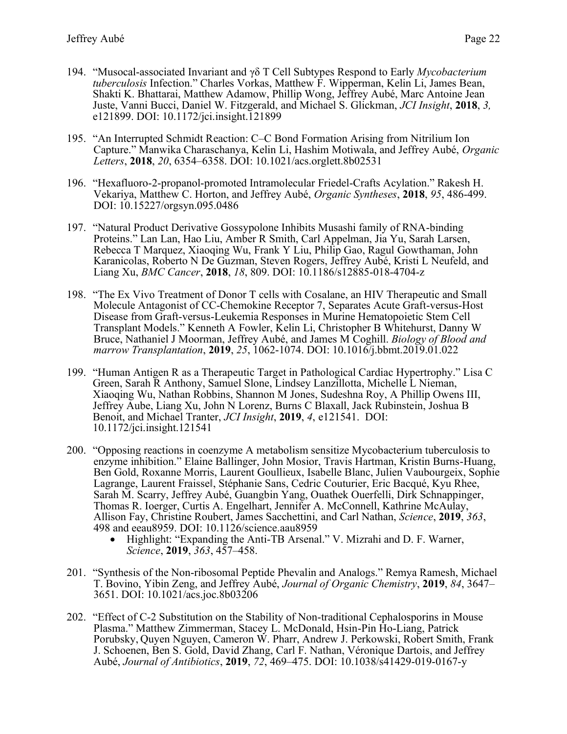194. "Musocal-associated Invariant and γδ T Cell Subtypes Respond to Early *Mycobacterium tuberculosis* Infection." Charles Vorkas, Matthew F. Wipperman, Kelin Li, James Bean, Shakti K. Bhattarai, Matthew Adamow, Phillip Wong, Jeffrey Aubé, Marc Antoine Jean Juste, Vanni Bucci, Daniel W. Fitzgerald, and Michael S. Glickman, *JCI Insight*, **2018**, *3,* e121899. DOI: 10.1172/jci.insight.121899

195. "An Interrupted Schmidt Reaction: C–C Bond Formation Arising from Nitrilium Ion Capture." Manwika Charaschanya, Kelin Li, Hashim Motiwala, and Jeffrey Aubé, *Organic Letters*, **2018**, *20*, 6354–6358. DOI: 10.1021/acs.orglett.8b02531

196. "Hexafluoro-2-propanol-promoted Intramolecular Friedel-Crafts Acylation." Rakesh H. Vekariya, Matthew C. Horton, and Jeffrey Aubé, *Organic Syntheses*, **2018**, *95*, 486-499. DOI: 10.15227/orgsyn.095.0486

197. "Natural Product Derivative Gossypolone Inhibits Musashi family of RNA-binding Proteins." Lan Lan, Hao Liu, Amber R Smith, Carl Appelman, Jia Yu, Sarah Larsen, Rebecca T Marquez, Xiaoqing Wu, Frank Y Liu, Philip Gao, Ragul Gowthaman, John Karanicolas, Roberto N De Guzman, Steven Rogers, Jeffrey Aubé, Kristi L Neufeld, and Liang Xu, *BMC Cancer*, **2018**, *18*, 809. DOI: 10.1186/s12885-018-4704-z

198. "The Ex Vivo Treatment of Donor T cells with Cosalane, an HIV Therapeutic and Small Molecule Antagonist of CC-Chemokine Receptor 7, Separates Acute Graft-versus-Host Disease from Graft-versus-Leukemia Responses in Murine Hematopoietic Stem Cell Transplant Models." Kenneth A Fowler, Kelin Li, Christopher B Whitehurst, Danny W Bruce, Nathaniel J Moorman, Jeffrey Aubé, and James M Coghill. *Biology of Blood and marrow Transplantation*, **2019**, *25*, 1062-1074. DOI: 10.1016/j.bbmt.2019.01.022

199. "Human Antigen R as a Therapeutic Target in Pathological Cardiac Hypertrophy." Lisa C Green, Sarah R Anthony, Samuel Slone, Lindsey Lanzillotta, Michelle L Nieman, Xiaoqing Wu, Nathan Robbins, Shannon M Jones, Sudeshna Roy, A Phillip Owens III, Jeffrey Aube, Liang Xu, John N Lorenz, Burns C Blaxall, Jack Rubinstein, Joshua B Benoit, and Michael Tranter, *JCI Insight*, **2019**, *4*, e121541. DOI: 10.1172/jci.insight.121541

200. "Opposing reactions in coenzyme A metabolism sensitize Mycobacterium tuberculosis to enzyme inhibition." Elaine Ballinger, John Mosior, Travis Hartman, Kristin Burns-Huang, Ben Gold, Roxanne Morris, Laurent Goullieux, Isabelle Blanc, Julien Vaubourgeix, Sophie Lagrange, Laurent Fraissel, Stéphanie Sans, Cedric Couturier, Eric Bacqué, Kyu Rhee, Sarah M. Scarry, Jeffrey Aubé, Guangbin Yang, Ouathek Ouerfelli, Dirk Schnappinger, Thomas R. Ioerger, Curtis A. Engelhart, Jennifer A. McConnell, Kathrine McAulay, Allison Fay, Christine Roubert, James Sacchettini, and Carl Nathan, *Science*, **2019**, *363*, 498 and eeau8959. DOI: 10.1126/science.aau8959
    - Highlight: "Expanding the Anti-TB Arsenal." V. Mizrahi and D. F. Warner, *Science*, **2019**, *363*, 457–458.

201. "Synthesis of the Non-ribosomal Peptide Phevalin and Analogs." Remya Ramesh, Michael T. Bovino, Yibin Zeng, and Jeffrey Aubé, *Journal of Organic Chemistry*, **2019**, *84*, 3647–3651. DOI: 10.1021/acs.joc.8b03206

202. "Effect of C-2 Substitution on the Stability of Non-traditional Cephalosporins in Mouse Plasma." Matthew Zimmerman, Stacey L. McDonald, Hsin-Pin Ho-Liang, Patrick Porubsky, Quyen Nguyen, Cameron W. Pharr, Andrew J. Perkowski, Robert Smith, Frank J. Schoenen, Ben S. Gold, David Zhang, Carl F. Nathan, Véronique Dartois, and Jeffrey Aubé, *Journal of Antibiotics*, **2019**, *72*, 469–475. DOI: 10.1038/s41429-019-0167-y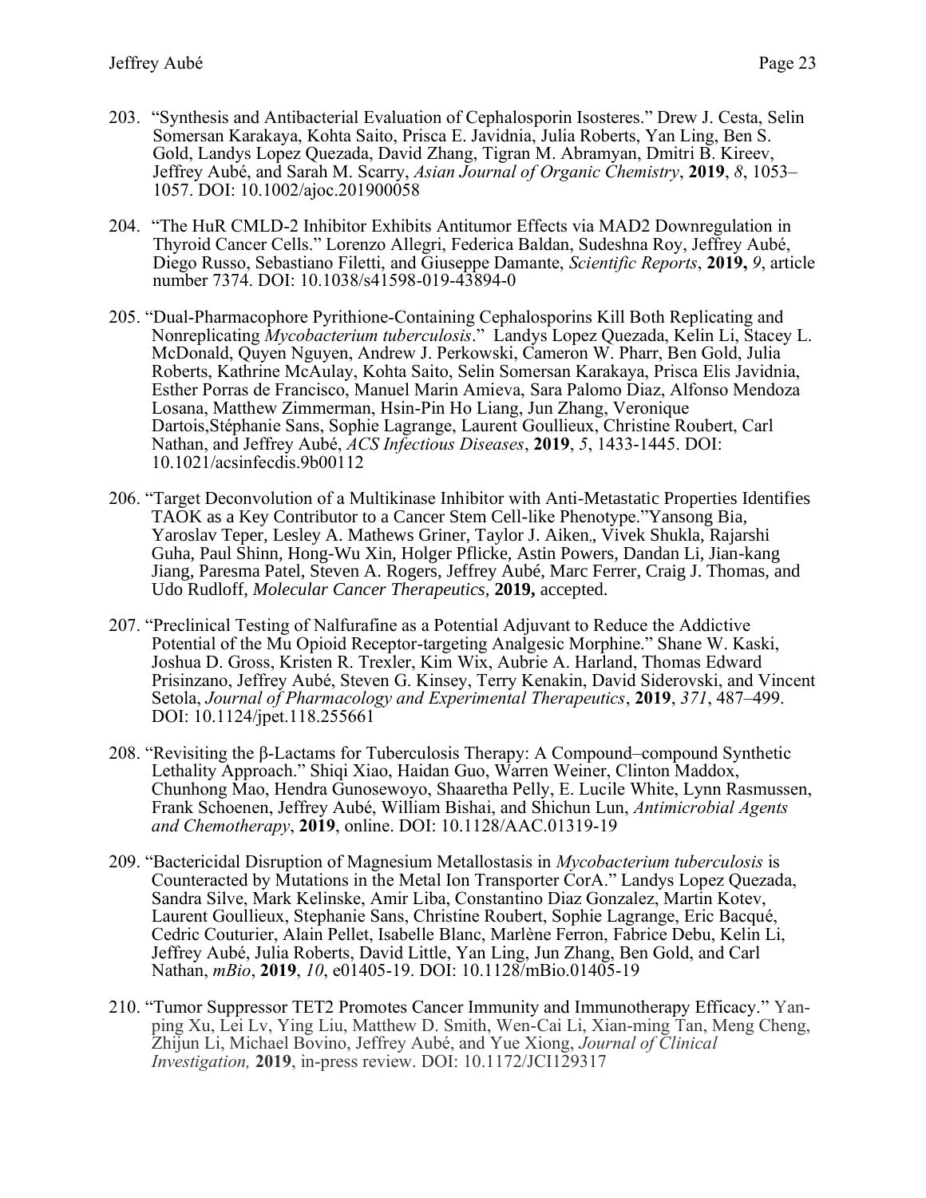203. "Synthesis and Antibacterial Evaluation of Cephalosporin Isosteres." Drew J. Cesta, Selin Somersan Karakaya, Kohta Saito, Prisca E. Javidnia, Julia Roberts, Yan Ling, Ben S. Gold, Landys Lopez Quezada, David Zhang, Tigran M. Abramyan, Dmitri B. Kireev, Jeffrey Aubé, and Sarah M. Scarry, *Asian Journal of Organic Chemistry*, **2019**, *8*, 1053–1057. DOI: 10.1002/ajoc.201900058

204. "The HuR CMLD-2 Inhibitor Exhibits Antitumor Effects via MAD2 Downregulation in Thyroid Cancer Cells." Lorenzo Allegri, Federica Baldan, Sudeshna Roy, Jeffrey Aubé, Diego Russo, Sebastiano Filetti, and Giuseppe Damante, *Scientific Reports*, **2019,** *9*, article number 7374. DOI: 10.1038/s41598-019-43894-0

205. "Dual-Pharmacophore Pyrithione-Containing Cephalosporins Kill Both Replicating and Nonreplicating *Mycobacterium tuberculosis*." Landys Lopez Quezada, Kelin Li, Stacey L. McDonald, Quyen Nguyen, Andrew J. Perkowski, Cameron W. Pharr, Ben Gold, Julia Roberts, Kathrine McAulay, Kohta Saito, Selin Somersan Karakaya, Prisca Elis Javidnia, Esther Porras de Francisco, Manuel Marin Amieva, Sara Palomo Diaz, Alfonso Mendoza Losana, Matthew Zimmerman, Hsin-Pin Ho Liang, Jun Zhang, Veronique Dartois,Stéphanie Sans, Sophie Lagrange, Laurent Goullieux, Christine Roubert, Carl Nathan, and Jeffrey Aubé, *ACS Infectious Diseases*, **2019**, *5*, 1433-1445. DOI: 10.1021/acsinfecdis.9b00112

206. "Target Deconvolution of a Multikinase Inhibitor with Anti-Metastatic Properties Identifies TAOK as a Key Contributor to a Cancer Stem Cell-like Phenotype."Yansong Bia, Yaroslav Teper, Lesley A. Mathews Griner, Taylor J. Aiken,, Vivek Shukla, Rajarshi Guha, Paul Shinn, Hong-Wu Xin, Holger Pflicke, Astin Powers, Dandan Li, Jian-kang Jiang, Paresma Patel, Steven A. Rogers, Jeffrey Aubé, Marc Ferrer, Craig J. Thomas, and Udo Rudloff, *Molecular Cancer Therapeutics,* **2019,** accepted.

207. "Preclinical Testing of Nalfurafine as a Potential Adjuvant to Reduce the Addictive Potential of the Mu Opioid Receptor-targeting Analgesic Morphine." Shane W. Kaski, Joshua D. Gross, Kristen R. Trexler, Kim Wix, Aubrie A. Harland, Thomas Edward Prisinzano, Jeffrey Aubé, Steven G. Kinsey, Terry Kenakin, David Siderovski, and Vincent Setola, *Journal of Pharmacology and Experimental Therapeutics*, **2019**, *371*, 487–499. DOI: 10.1124/jpet.118.255661

208. "Revisiting the β-Lactams for Tuberculosis Therapy: A Compound–compound Synthetic Lethality Approach." Shiqi Xiao, Haidan Guo, Warren Weiner, Clinton Maddox, Chunhong Mao, Hendra Gunosewoyo, Shaaretha Pelly, E. Lucile White, Lynn Rasmussen, Frank Schoenen, Jeffrey Aubé, William Bishai, and Shichun Lun, *Antimicrobial Agents and Chemotherapy*, **2019**, online. DOI: 10.1128/AAC.01319-19

209. "Bactericidal Disruption of Magnesium Metallostasis in *Mycobacterium tuberculosis* is Counteracted by Mutations in the Metal Ion Transporter CorA." Landys Lopez Quezada, Sandra Silve, Mark Kelinske, Amir Liba, Constantino Diaz Gonzalez, Martin Kotev, Laurent Goullieux, Stephanie Sans, Christine Roubert, Sophie Lagrange, Eric Bacqué, Cedric Couturier, Alain Pellet, Isabelle Blanc, Marlène Ferron, Fabrice Debu, Kelin Li, Jeffrey Aubé, Julia Roberts, David Little, Yan Ling, Jun Zhang, Ben Gold, and Carl Nathan, *mBio*, **2019**, *10*, e01405-19. DOI: 10.1128/mBio.01405-19

210. "Tumor Suppressor TET2 Promotes Cancer Immunity and Immunotherapy Efficacy." Yan-ping Xu, Lei Lv, Ying Liu, Matthew D. Smith, Wen-Cai Li, Xian-ming Tan, Meng Cheng, Zhijun Li, Michael Bovino, Jeffrey Aubé, and Yue Xiong, *Journal of Clinical Investigation,* **2019**, in-press review. DOI: 10.1172/JCI129317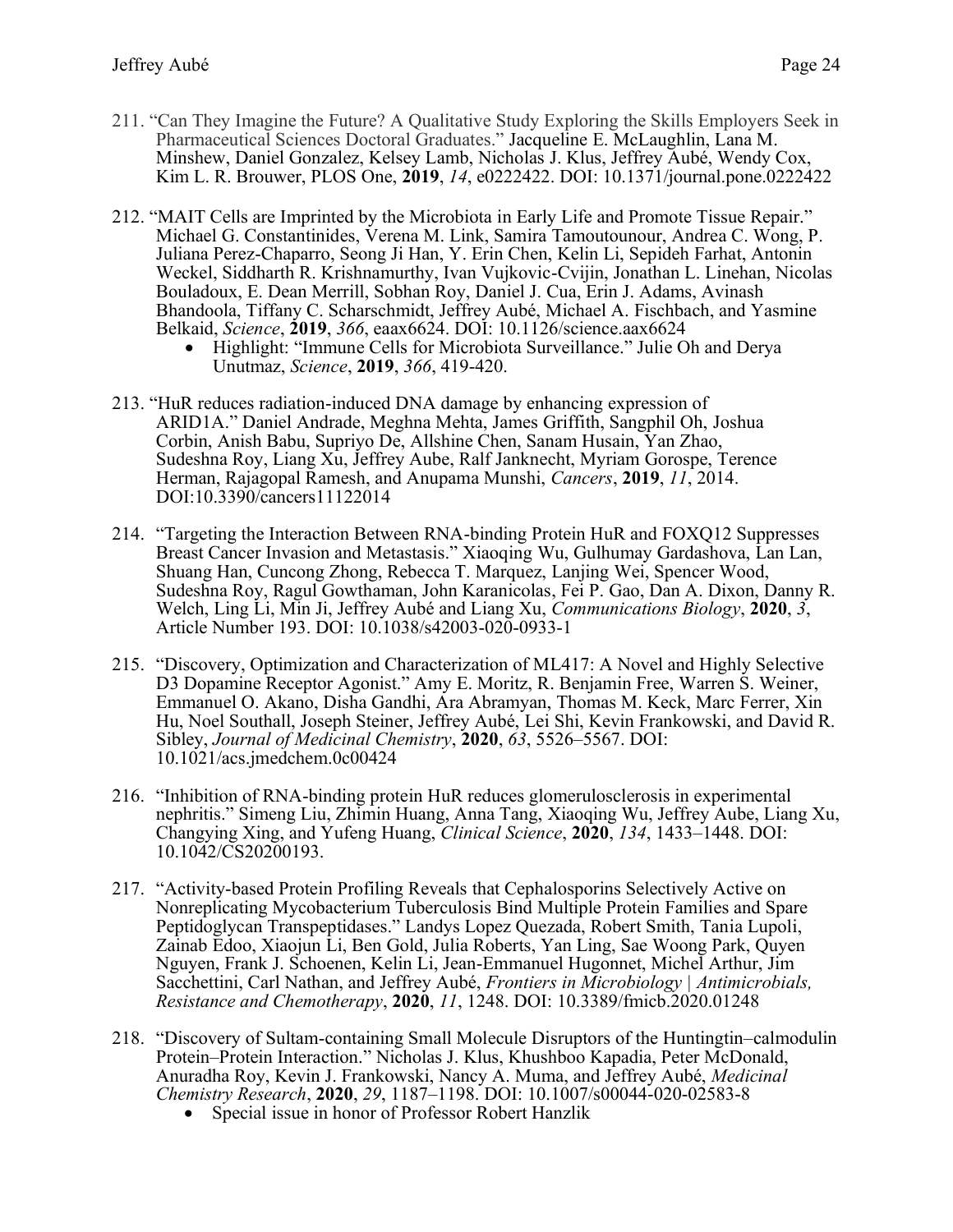211. "Can They Imagine the Future? A Qualitative Study Exploring the Skills Employers Seek in Pharmaceutical Sciences Doctoral Graduates." Jacqueline E. McLaughlin, Lana M. Minshew, Daniel Gonzalez, Kelsey Lamb, Nicholas J. Klus, Jeffrey Aubé, Wendy Cox, Kim L. R. Brouwer, PLOS One, **2019**, *14*, e0222422. DOI: 10.1371/journal.pone.0222422

212. "MAIT Cells are Imprinted by the Microbiota in Early Life and Promote Tissue Repair." Michael G. Constantinides, Verena M. Link, Samira Tamoutounour, Andrea C. Wong, P. Juliana Perez-Chaparro, Seong Ji Han, Y. Erin Chen, Kelin Li, Sepideh Farhat, Antonin Weckel, Siddharth R. Krishnamurthy, Ivan Vujkovic-Cvijin, Jonathan L. Linehan, Nicolas Bouladoux, E. Dean Merrill, Sobhan Roy, Daniel J. Cua, Erin J. Adams, Avinash Bhandoola, Tiffany C. Scharschmidt, Jeffrey Aubé, Michael A. Fischbach, and Yasmine Belkaid, *Science*, **2019**, *366*, eaax6624. DOI: 10.1126/science.aax6624
    - Highlight: "Immune Cells for Microbiota Surveillance." Julie Oh and Derya Unutmaz, *Science*, **2019**, *366*, 419-420.

213. "HuR reduces radiation-induced DNA damage by enhancing expression of ARID1A." Daniel Andrade, Meghna Mehta, James Griffith, Sangphil Oh, Joshua Corbin, Anish Babu, Supriyo De, Allshine Chen, Sanam Husain, Yan Zhao, Sudeshna Roy, Liang Xu, Jeffrey Aube, Ralf Janknecht, Myriam Gorospe, Terence Herman, Rajagopal Ramesh, and Anupama Munshi, *Cancers*, **2019**, *11*, 2014. DOI:10.3390/cancers11122014

214. "Targeting the Interaction Between RNA-binding Protein HuR and FOXQ12 Suppresses Breast Cancer Invasion and Metastasis." Xiaoqing Wu, Gulhumay Gardashova, Lan Lan, Shuang Han, Cuncong Zhong, Rebecca T. Marquez, Lanjing Wei, Spencer Wood, Sudeshna Roy, Ragul Gowthaman, John Karanicolas, Fei P. Gao, Dan A. Dixon, Danny R. Welch, Ling Li, Min Ji, Jeffrey Aubé and Liang Xu, *Communications Biology*, **2020**, *3*, Article Number 193. DOI: 10.1038/s42003-020-0933-1

215. "Discovery, Optimization and Characterization of ML417: A Novel and Highly Selective D3 Dopamine Receptor Agonist." Amy E. Moritz, R. Benjamin Free, Warren S. Weiner, Emmanuel O. Akano, Disha Gandhi, Ara Abramyan, Thomas M. Keck, Marc Ferrer, Xin Hu, Noel Southall, Joseph Steiner, Jeffrey Aubé, Lei Shi, Kevin Frankowski, and David R. Sibley, *Journal of Medicinal Chemistry*, **2020**, *63*, 5526–5567. DOI: 10.1021/acs.jmedchem.0c00424

216. "Inhibition of RNA-binding protein HuR reduces glomerulosclerosis in experimental nephritis." Simeng Liu, Zhimin Huang, Anna Tang, Xiaoqing Wu, Jeffrey Aube, Liang Xu, Changying Xing, and Yufeng Huang, *Clinical Science*, **2020**, *134*, 1433–1448. DOI: 10.1042/CS20200193.

217. "Activity-based Protein Profiling Reveals that Cephalosporins Selectively Active on Nonreplicating Mycobacterium Tuberculosis Bind Multiple Protein Families and Spare Peptidoglycan Transpeptidases." Landys Lopez Quezada, Robert Smith, Tania Lupoli, Zainab Edoo, Xiaojun Li, Ben Gold, Julia Roberts, Yan Ling, Sae Woong Park, Quyen Nguyen, Frank J. Schoenen, Kelin Li, Jean-Emmanuel Hugonnet, Michel Arthur, Jim Sacchettini, Carl Nathan, and Jeffrey Aubé, *Frontiers in Microbiology | Antimicrobials, Resistance and Chemotherapy*, **2020**, *11*, 1248. DOI: 10.3389/fmicb.2020.01248

218. "Discovery of Sultam-containing Small Molecule Disruptors of the Huntingtin–calmodulin Protein–Protein Interaction." Nicholas J. Klus, Khushboo Kapadia, Peter McDonald, Anuradha Roy, Kevin J. Frankowski, Nancy A. Muma, and Jeffrey Aubé, *Medicinal Chemistry Research*, **2020**, *29*, 1187–1198. DOI: 10.1007/s00044-020-02583-8
    - Special issue in honor of Professor Robert Hanzlik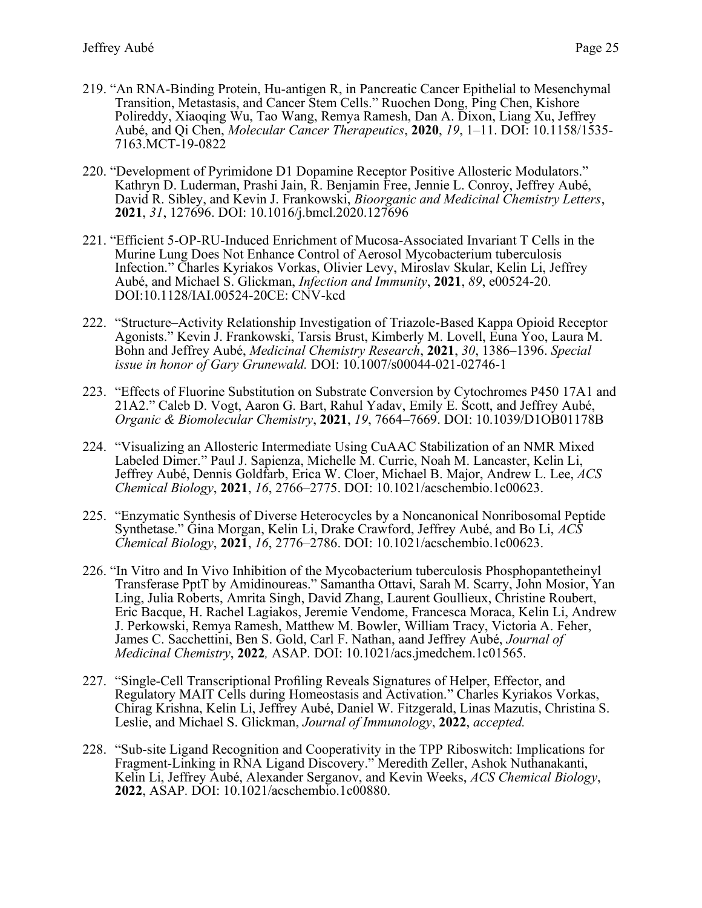219. "An RNA-Binding Protein, Hu-antigen R, in Pancreatic Cancer Epithelial to Mesenchymal Transition, Metastasis, and Cancer Stem Cells." Ruochen Dong, Ping Chen, Kishore Polireddy, Xiaoqing Wu, Tao Wang, Remya Ramesh, Dan A. Dixon, Liang Xu, Jeffrey Aubé, and Qi Chen, *Molecular Cancer Therapeutics*, **2020**, *19*, 1–11. DOI: 10.1158/1535-7163.MCT-19-0822

220. "Development of Pyrimidone D1 Dopamine Receptor Positive Allosteric Modulators." Kathryn D. Luderman, Prashi Jain, R. Benjamin Free, Jennie L. Conroy, Jeffrey Aubé, David R. Sibley, and Kevin J. Frankowski, *Bioorganic and Medicinal Chemistry Letters*, **2021**, *31*, 127696. DOI: 10.1016/j.bmcl.2020.127696

221. "Efficient 5-OP-RU-Induced Enrichment of Mucosa-Associated Invariant T Cells in the Murine Lung Does Not Enhance Control of Aerosol Mycobacterium tuberculosis Infection." Charles Kyriakos Vorkas, Olivier Levy, Miroslav Skular, Kelin Li, Jeffrey Aubé, and Michael S. Glickman, *Infection and Immunity*, **2021**, *89*, e00524-20. DOI:10.1128/IAI.00524-20CE: CNV-kcd

222. "Structure–Activity Relationship Investigation of Triazole-Based Kappa Opioid Receptor Agonists." Kevin J. Frankowski, Tarsis Brust, Kimberly M. Lovell, Euna Yoo, Laura M. Bohn and Jeffrey Aubé, *Medicinal Chemistry Research*, **2021**, *30*, 1386–1396. *Special issue in honor of Gary Grunewald.* DOI: 10.1007/s00044-021-02746-1

223. "Effects of Fluorine Substitution on Substrate Conversion by Cytochromes P450 17A1 and 21A2." Caleb D. Vogt, Aaron G. Bart, Rahul Yadav, Emily E. Scott, and Jeffrey Aubé, *Organic & Biomolecular Chemistry*, **2021**, *19*, 7664–7669. DOI: 10.1039/D1OB01178B

224. "Visualizing an Allosteric Intermediate Using CuAAC Stabilization of an NMR Mixed Labeled Dimer." Paul J. Sapienza, Michelle M. Currie, Noah M. Lancaster, Kelin Li, Jeffrey Aubé, Dennis Goldfarb, Erica W. Cloer, Michael B. Major, Andrew L. Lee, *ACS Chemical Biology*, **2021**, *16*, 2766–2775. DOI: 10.1021/acschembio.1c00623.

225. "Enzymatic Synthesis of Diverse Heterocycles by a Noncanonical Nonribosomal Peptide Synthetase." Gina Morgan, Kelin Li, Drake Crawford, Jeffrey Aubé, and Bo Li, *ACS Chemical Biology*, **2021**, *16*, 2776–2786. DOI: 10.1021/acschembio.1c00623.

226. "In Vitro and In Vivo Inhibition of the Mycobacterium tuberculosis Phosphopantetheinyl Transferase PptT by Amidinoureas." Samantha Ottavi, Sarah M. Scarry, John Mosior, Yan Ling, Julia Roberts, Amrita Singh, David Zhang, Laurent Goullieux, Christine Roubert, Eric Bacque, H. Rachel Lagiakos, Jeremie Vendome, Francesca Moraca, Kelin Li, Andrew J. Perkowski, Remya Ramesh, Matthew M. Bowler, William Tracy, Victoria A. Feher, James C. Sacchettini, Ben S. Gold, Carl F. Nathan, aand Jeffrey Aubé, *Journal of Medicinal Chemistry*, **2022***,* ASAP*.* DOI: 10.1021/acs.jmedchem.1c01565.

227. "Single-Cell Transcriptional Profiling Reveals Signatures of Helper, Effector, and Regulatory MAIT Cells during Homeostasis and Activation." Charles Kyriakos Vorkas, Chirag Krishna, Kelin Li, Jeffrey Aubé, Daniel W. Fitzgerald, Linas Mazutis, Christina S. Leslie, and Michael S. Glickman, *Journal of Immunology*, **2022**, *accepted.*

228. "Sub-site Ligand Recognition and Cooperativity in the TPP Riboswitch: Implications for Fragment-Linking in RNA Ligand Discovery." Meredith Zeller, Ashok Nuthanakanti, Kelin Li, Jeffrey Aubé, Alexander Serganov, and Kevin Weeks, *ACS Chemical Biology*, **2022**, ASAP. DOI: 10.1021/acschembio.1c00880.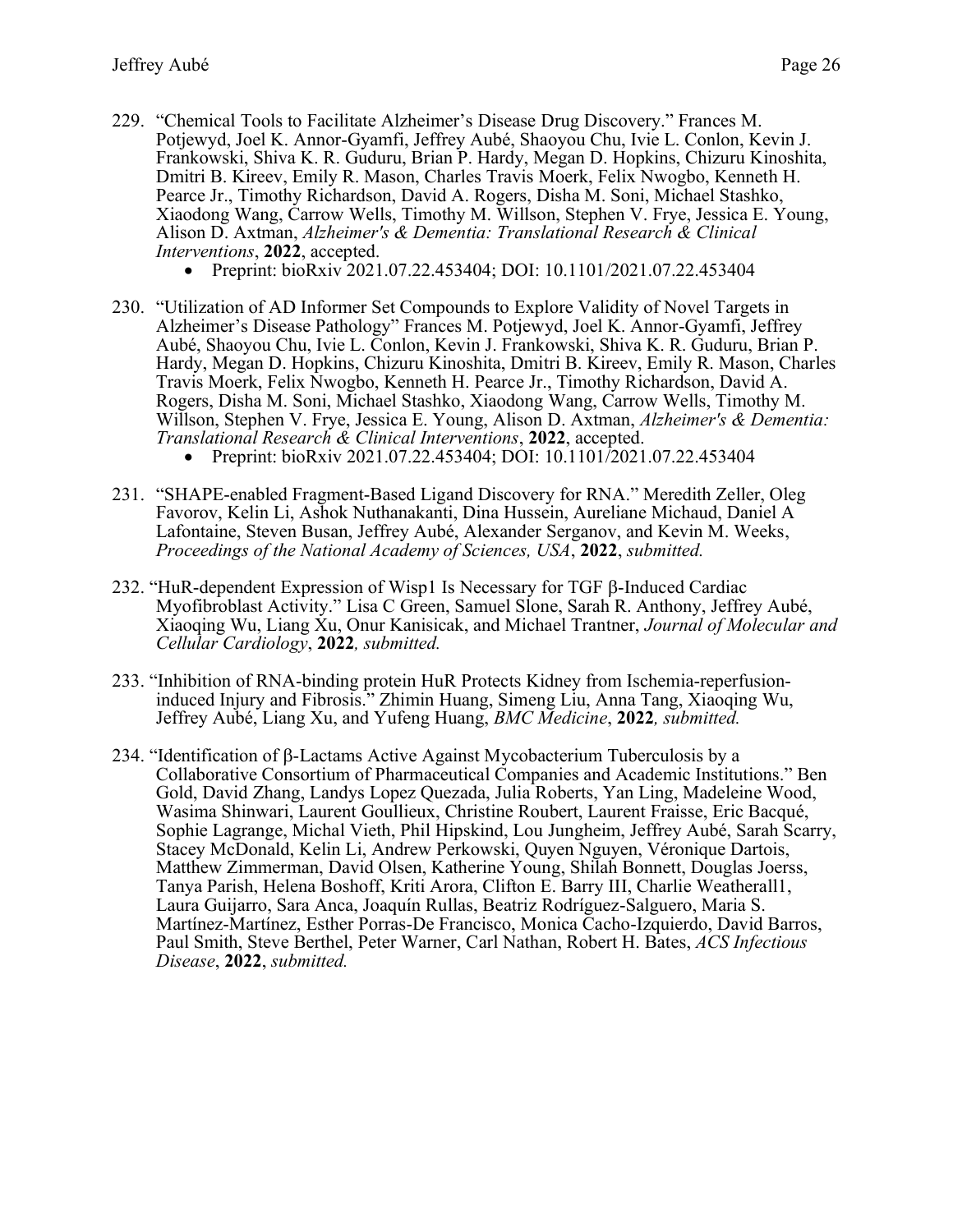229. "Chemical Tools to Facilitate Alzheimer's Disease Drug Discovery." Frances M. Potjewyd, Joel K. Annor-Gyamfi, Jeffrey Aubé, Shaoyou Chu, Ivie L. Conlon, Kevin J. Frankowski, Shiva K. R. Guduru, Brian P. Hardy, Megan D. Hopkins, Chizuru Kinoshita, Dmitri B. Kireev, Emily R. Mason, Charles Travis Moerk, Felix Nwogbo, Kenneth H. Pearce Jr., Timothy Richardson, David A. Rogers, Disha M. Soni, Michael Stashko, Xiaodong Wang, Carrow Wells, Timothy M. Willson, Stephen V. Frye, Jessica E. Young, Alison D. Axtman, *Alzheimer's & Dementia: Translational Research & Clinical Interventions*, **2022**, accepted.
    - Preprint: bioRxiv 2021.07.22.453404; DOI: 10.1101/2021.07.22.453404

230. "Utilization of AD Informer Set Compounds to Explore Validity of Novel Targets in Alzheimer's Disease Pathology" Frances M. Potjewyd, Joel K. Annor-Gyamfi, Jeffrey Aubé, Shaoyou Chu, Ivie L. Conlon, Kevin J. Frankowski, Shiva K. R. Guduru, Brian P. Hardy, Megan D. Hopkins, Chizuru Kinoshita, Dmitri B. Kireev, Emily R. Mason, Charles Travis Moerk, Felix Nwogbo, Kenneth H. Pearce Jr., Timothy Richardson, David A. Rogers, Disha M. Soni, Michael Stashko, Xiaodong Wang, Carrow Wells, Timothy M. Willson, Stephen V. Frye, Jessica E. Young, Alison D. Axtman, *Alzheimer's & Dementia: Translational Research & Clinical Interventions*, **2022**, accepted.
    - Preprint: bioRxiv 2021.07.22.453404; DOI: 10.1101/2021.07.22.453404

231. "SHAPE-enabled Fragment-Based Ligand Discovery for RNA." Meredith Zeller, Oleg Favorov, Kelin Li, Ashok Nuthanakanti, Dina Hussein, Aureliane Michaud, Daniel A Lafontaine, Steven Busan, Jeffrey Aubé, Alexander Serganov, and Kevin M. Weeks, *Proceedings of the National Academy of Sciences, USA*, **2022**, *submitted.*

232. "HuR-dependent Expression of Wisp1 Is Necessary for TGF β-Induced Cardiac Myofibroblast Activity." Lisa C Green, Samuel Slone, Sarah R. Anthony, Jeffrey Aubé, Xiaoqing Wu, Liang Xu, Onur Kanisicak, and Michael Trantner, *Journal of Molecular and Cellular Cardiology*, **2022***, submitted.*

233. "Inhibition of RNA-binding protein HuR Protects Kidney from Ischemia-reperfusion-induced Injury and Fibrosis." Zhimin Huang, Simeng Liu, Anna Tang, Xiaoqing Wu, Jeffrey Aubé, Liang Xu, and Yufeng Huang, *BMC Medicine*, **2022***, submitted.*

234. "Identification of β-Lactams Active Against Mycobacterium Tuberculosis by a Collaborative Consortium of Pharmaceutical Companies and Academic Institutions." Ben Gold, David Zhang, Landys Lopez Quezada, Julia Roberts, Yan Ling, Madeleine Wood, Wasima Shinwari, Laurent Goullieux, Christine Roubert, Laurent Fraisse, Eric Bacqué, Sophie Lagrange, Michal Vieth, Phil Hipskind, Lou Jungheim, Jeffrey Aubé, Sarah Scarry, Stacey McDonald, Kelin Li, Andrew Perkowski, Quyen Nguyen, Véronique Dartois, Matthew Zimmerman, David Olsen, Katherine Young, Shilah Bonnett, Douglas Joerss, Tanya Parish, Helena Boshoff, Kriti Arora, Clifton E. Barry III, Charlie Weatherall1, Laura Guijarro, Sara Anca, Joaquín Rullas, Beatriz Rodríguez-Salguero, Maria S. Martínez-Martínez, Esther Porras-De Francisco, Monica Cacho-Izquierdo, David Barros, Paul Smith, Steve Berthel, Peter Warner, Carl Nathan, Robert H. Bates, *ACS Infectious Disease*, **2022**, *submitted.*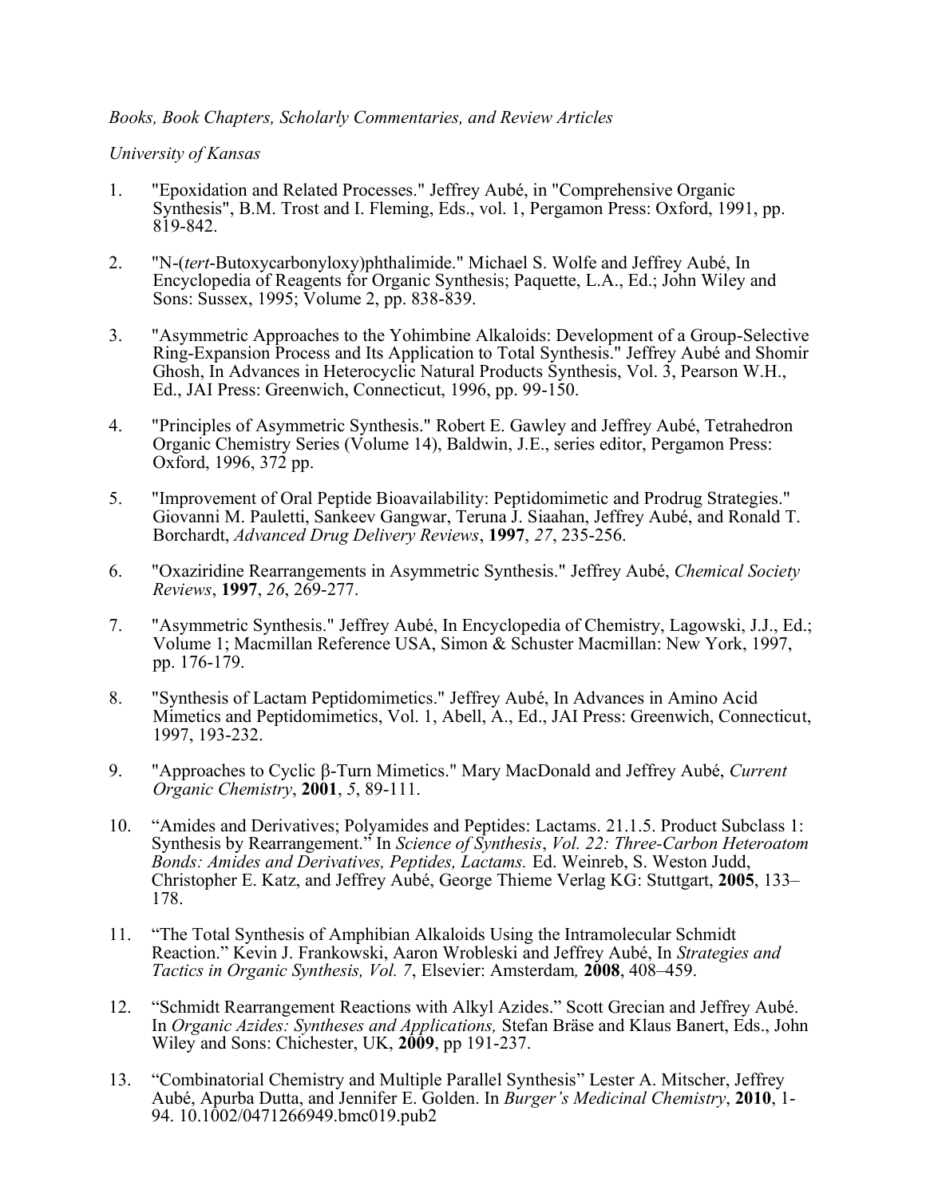*Books, Book Chapters, Scholarly Commentaries, and Review Articles*

*University of Kansas*

1. "Epoxidation and Related Processes." Jeffrey Aubé, in "Comprehensive Organic Synthesis", B.M. Trost and I. Fleming, Eds., vol. 1, Pergamon Press: Oxford, 1991, pp. 819-842.

2. "N-(*tert*-Butoxycarbonyloxy)phthalimide." Michael S. Wolfe and Jeffrey Aubé, In Encyclopedia of Reagents for Organic Synthesis; Paquette, L.A., Ed.; John Wiley and Sons: Sussex, 1995; Volume 2, pp. 838-839.

3. "Asymmetric Approaches to the Yohimbine Alkaloids: Development of a Group-Selective Ring-Expansion Process and Its Application to Total Synthesis." Jeffrey Aubé and Shomir Ghosh, In Advances in Heterocyclic Natural Products Synthesis, Vol. 3, Pearson W.H., Ed., JAI Press: Greenwich, Connecticut, 1996, pp. 99-150.

4. "Principles of Asymmetric Synthesis." Robert E. Gawley and Jeffrey Aubé, Tetrahedron Organic Chemistry Series (Volume 14), Baldwin, J.E., series editor, Pergamon Press: Oxford, 1996, 372 pp.

5. "Improvement of Oral Peptide Bioavailability: Peptidomimetic and Prodrug Strategies." Giovanni M. Pauletti, Sankeev Gangwar, Teruna J. Siaahan, Jeffrey Aubé, and Ronald T. Borchardt, *Advanced Drug Delivery Reviews*, **1997**, *27*, 235-256.

6. "Oxaziridine Rearrangements in Asymmetric Synthesis." Jeffrey Aubé, *Chemical Society Reviews*, **1997**, *26*, 269-277.

7. "Asymmetric Synthesis." Jeffrey Aubé, In Encyclopedia of Chemistry, Lagowski, J.J., Ed.; Volume 1; Macmillan Reference USA, Simon & Schuster Macmillan: New York, 1997, pp. 176-179.

8. "Synthesis of Lactam Peptidomimetics." Jeffrey Aubé, In Advances in Amino Acid Mimetics and Peptidomimetics, Vol. 1, Abell, A., Ed., JAI Press: Greenwich, Connecticut, 1997, 193-232.

9. "Approaches to Cyclic β-Turn Mimetics." Mary MacDonald and Jeffrey Aubé, *Current Organic Chemistry*, **2001**, *5*, 89-111.

10. "Amides and Derivatives; Polyamides and Peptides: Lactams. 21.1.5. Product Subclass 1: Synthesis by Rearrangement." In *Science of Synthesis*, *Vol. 22: Three-Carbon Heteroatom Bonds: Amides and Derivatives, Peptides, Lactams.* Ed. Weinreb, S. Weston Judd, Christopher E. Katz, and Jeffrey Aubé, George Thieme Verlag KG: Stuttgart, **2005**, 133–178.

11. "The Total Synthesis of Amphibian Alkaloids Using the Intramolecular Schmidt Reaction." Kevin J. Frankowski, Aaron Wrobleski and Jeffrey Aubé, In *Strategies and Tactics in Organic Synthesis, Vol. 7*, Elsevier: Amsterdam, **2008**, 408–459.

12. "Schmidt Rearrangement Reactions with Alkyl Azides." Scott Grecian and Jeffrey Aubé. In *Organic Azides: Syntheses and Applications,* Stefan Bräse and Klaus Banert, Eds., John Wiley and Sons: Chichester, UK, **2009**, pp 191-237.

13. "Combinatorial Chemistry and Multiple Parallel Synthesis" Lester A. Mitscher, Jeffrey Aubé, Apurba Dutta, and Jennifer E. Golden. In *Burger's Medicinal Chemistry*, **2010**, 1-94. 10.1002/0471266949.bmc019.pub2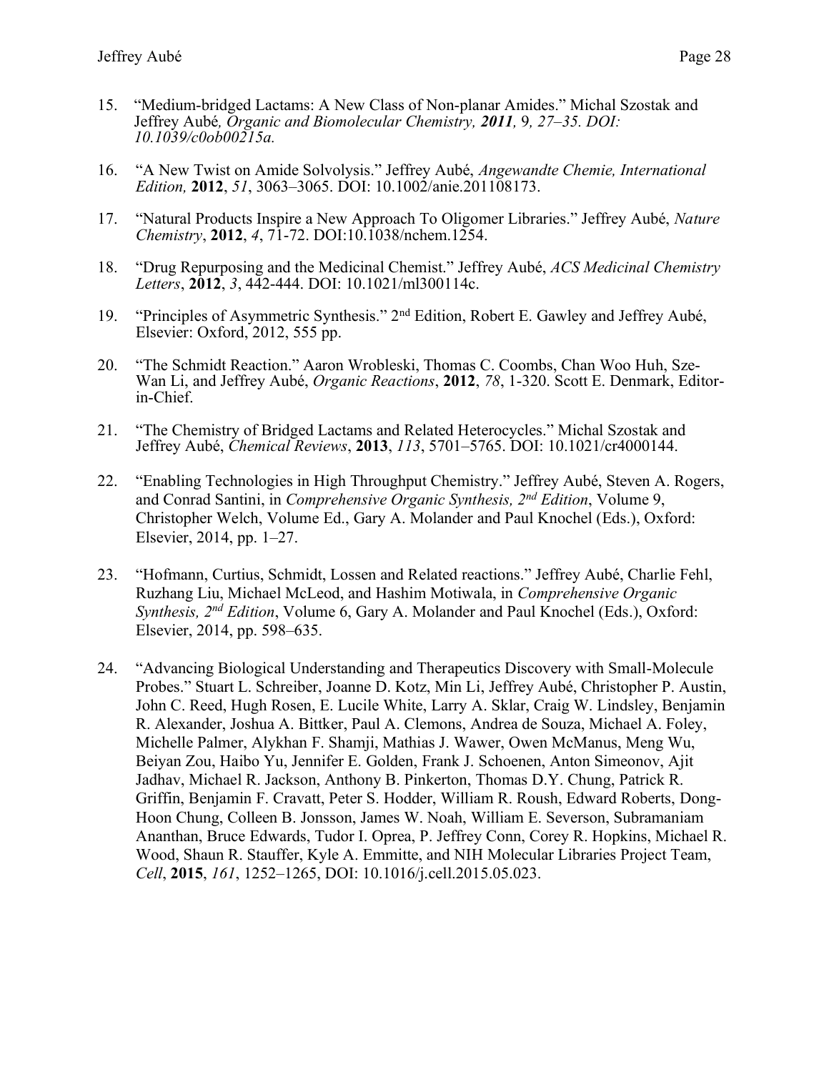15. "Medium-bridged Lactams: A New Class of Non-planar Amides." Michal Szostak and Jeffrey Aubé*, Organic and Biomolecular Chemistry, **2011**, 9, 27–35. DOI: 10.1039/c0ob00215a.*

16. "A New Twist on Amide Solvolysis." Jeffrey Aubé, *Angewandte Chemie, International Edition,* **2012**, *51*, 3063–3065. DOI: 10.1002/anie.201108173.

17. "Natural Products Inspire a New Approach To Oligomer Libraries." Jeffrey Aubé, *Nature Chemistry*, **2012**, *4*, 71-72. DOI:10.1038/nchem.1254.

18. "Drug Repurposing and the Medicinal Chemist." Jeffrey Aubé, *ACS Medicinal Chemistry Letters*, **2012**, *3*, 442-444. DOI: 10.1021/ml300114c.

19. "Principles of Asymmetric Synthesis." 2nd Edition, Robert E. Gawley and Jeffrey Aubé, Elsevier: Oxford, 2012, 555 pp.

20. "The Schmidt Reaction." Aaron Wrobleski, Thomas C. Coombs, Chan Woo Huh, Sze-Wan Li, and Jeffrey Aubé, *Organic Reactions*, **2012**, *78*, 1-320. Scott E. Denmark, Editor-in-Chief.

21. "The Chemistry of Bridged Lactams and Related Heterocycles." Michal Szostak and Jeffrey Aubé, *Chemical Reviews*, **2013**, *113*, 5701–5765. DOI: 10.1021/cr4000144.

22. "Enabling Technologies in High Throughput Chemistry." Jeffrey Aubé, Steven A. Rogers, and Conrad Santini, in *Comprehensive Organic Synthesis, 2nd Edition*, Volume 9, Christopher Welch, Volume Ed., Gary A. Molander and Paul Knochel (Eds.), Oxford: Elsevier, 2014, pp. 1–27.

23. "Hofmann, Curtius, Schmidt, Lossen and Related reactions." Jeffrey Aubé, Charlie Fehl, Ruzhang Liu, Michael McLeod, and Hashim Motiwala, in *Comprehensive Organic Synthesis, 2nd Edition*, Volume 6, Gary A. Molander and Paul Knochel (Eds.), Oxford: Elsevier, 2014, pp. 598–635.

24. "Advancing Biological Understanding and Therapeutics Discovery with Small-Molecule Probes." Stuart L. Schreiber, Joanne D. Kotz, Min Li, Jeffrey Aubé, Christopher P. Austin, John C. Reed, Hugh Rosen, E. Lucile White, Larry A. Sklar, Craig W. Lindsley, Benjamin R. Alexander, Joshua A. Bittker, Paul A. Clemons, Andrea de Souza, Michael A. Foley, Michelle Palmer, Alykhan F. Shamji, Mathias J. Wawer, Owen McManus, Meng Wu, Beiyan Zou, Haibo Yu, Jennifer E. Golden, Frank J. Schoenen, Anton Simeonov, Ajit Jadhav, Michael R. Jackson, Anthony B. Pinkerton, Thomas D.Y. Chung, Patrick R. Griffin, Benjamin F. Cravatt, Peter S. Hodder, William R. Roush, Edward Roberts, Dong-Hoon Chung, Colleen B. Jonsson, James W. Noah, William E. Severson, Subramaniam Ananthan, Bruce Edwards, Tudor I. Oprea, P. Jeffrey Conn, Corey R. Hopkins, Michael R. Wood, Shaun R. Stauffer, Kyle A. Emmitte, and NIH Molecular Libraries Project Team, *Cell*, **2015**, *161*, 1252–1265, DOI: 10.1016/j.cell.2015.05.023.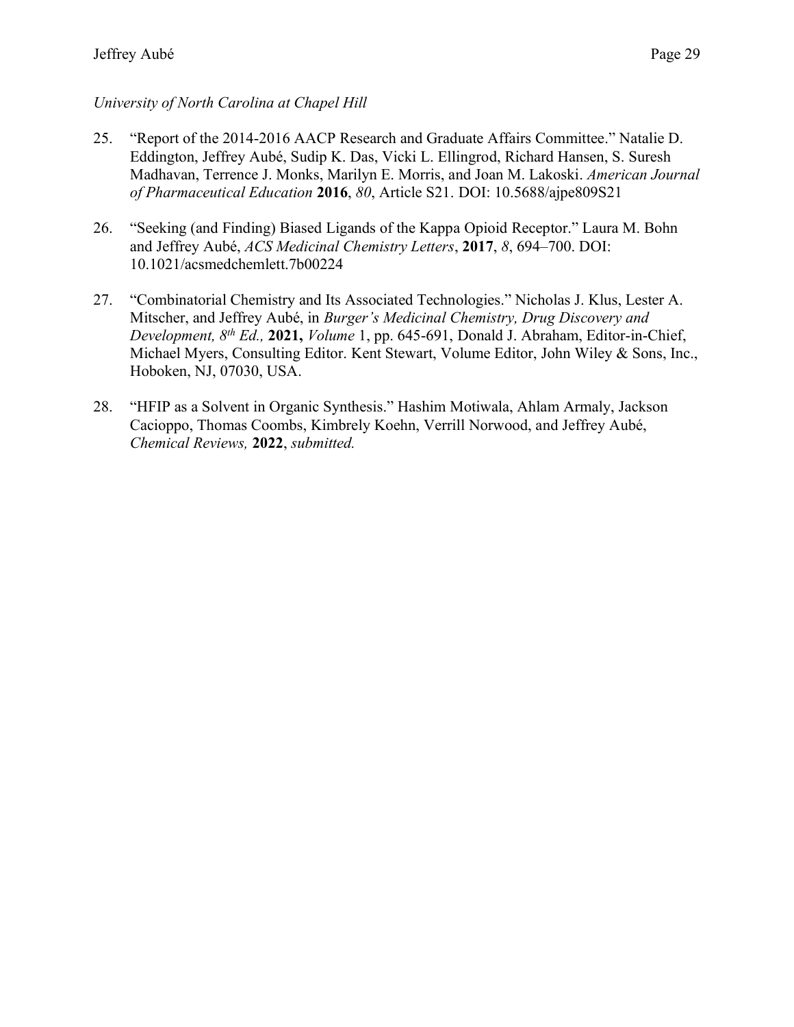*University of North Carolina at Chapel Hill*

25. "Report of the 2014-2016 AACP Research and Graduate Affairs Committee." Natalie D. Eddington, Jeffrey Aubé, Sudip K. Das, Vicki L. Ellingrod, Richard Hansen, S. Suresh Madhavan, Terrence J. Monks, Marilyn E. Morris, and Joan M. Lakoski. *American Journal of Pharmaceutical Education* **2016**, *80*, Article S21. DOI: 10.5688/ajpe809S21

26. "Seeking (and Finding) Biased Ligands of the Kappa Opioid Receptor." Laura M. Bohn and Jeffrey Aubé, *ACS Medicinal Chemistry Letters*, **2017**, *8*, 694–700. DOI: 10.1021/acsmedchemlett.7b00224

27. "Combinatorial Chemistry and Its Associated Technologies." Nicholas J. Klus, Lester A. Mitscher, and Jeffrey Aubé, in *Burger's Medicinal Chemistry, Drug Discovery and Development, 8th Ed.,* **2021,** *Volume* 1, pp. 645-691, Donald J. Abraham, Editor-in-Chief, Michael Myers, Consulting Editor. Kent Stewart, Volume Editor, John Wiley & Sons, Inc., Hoboken, NJ, 07030, USA.

28. "HFIP as a Solvent in Organic Synthesis." Hashim Motiwala, Ahlam Armaly, Jackson Cacioppo, Thomas Coombs, Kimbrely Koehn, Verrill Norwood, and Jeffrey Aubé, *Chemical Reviews,* **2022**, *submitted.*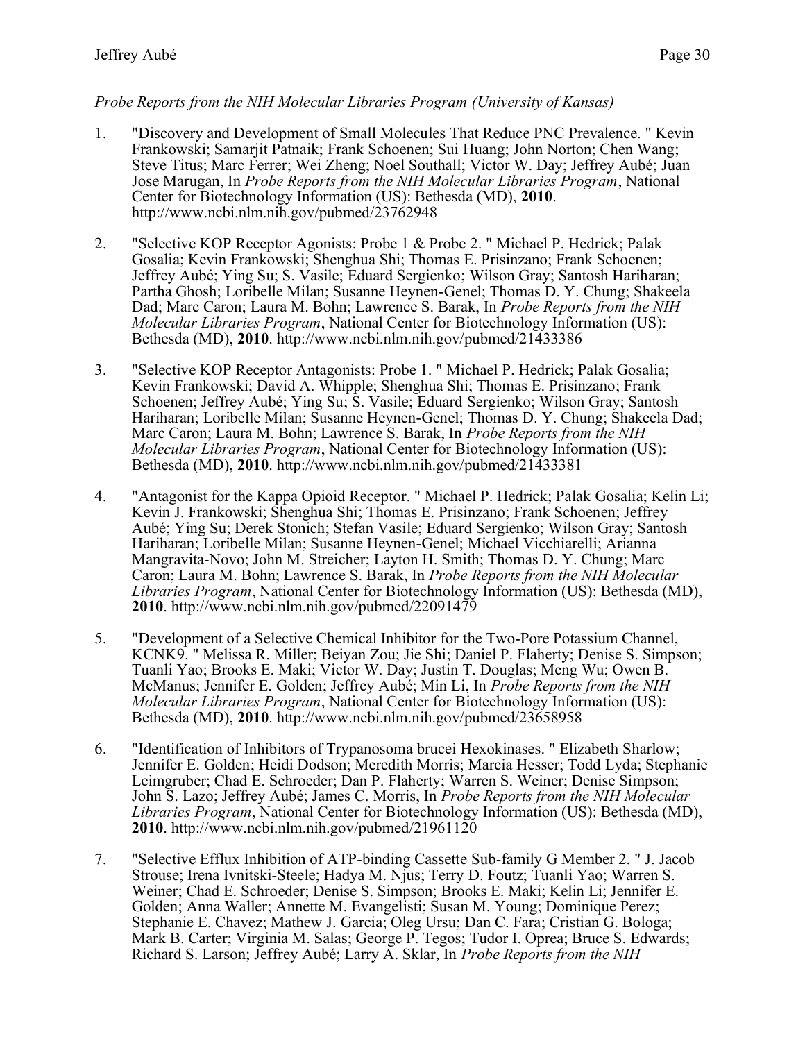*Probe Reports from the NIH Molecular Libraries Program (University of Kansas)*

1. "Discovery and Development of Small Molecules That Reduce PNC Prevalence. " Kevin Frankowski; Samarjit Patnaik; Frank Schoenen; Sui Huang; John Norton; Chen Wang; Steve Titus; Marc Ferrer; Wei Zheng; Noel Southall; Victor W. Day; Jeffrey Aubé; Juan Jose Marugan, In *Probe Reports from the NIH Molecular Libraries Program*, National Center for Biotechnology Information (US): Bethesda (MD), **2010**. http://www.ncbi.nlm.nih.gov/pubmed/23762948

2. "Selective KOP Receptor Agonists: Probe 1 & Probe 2. " Michael P. Hedrick; Palak Gosalia; Kevin Frankowski; Shenghua Shi; Thomas E. Prisinzano; Frank Schoenen; Jeffrey Aubé; Ying Su; S. Vasile; Eduard Sergienko; Wilson Gray; Santosh Hariharan; Partha Ghosh; Loribelle Milan; Susanne Heynen-Genel; Thomas D. Y. Chung; Shakeela Dad; Marc Caron; Laura M. Bohn; Lawrence S. Barak, In *Probe Reports from the NIH Molecular Libraries Program*, National Center for Biotechnology Information (US): Bethesda (MD), **2010**. http://www.ncbi.nlm.nih.gov/pubmed/21433386

3. "Selective KOP Receptor Antagonists: Probe 1. " Michael P. Hedrick; Palak Gosalia; Kevin Frankowski; David A. Whipple; Shenghua Shi; Thomas E. Prisinzano; Frank Schoenen; Jeffrey Aubé; Ying Su; S. Vasile; Eduard Sergienko; Wilson Gray; Santosh Hariharan; Loribelle Milan; Susanne Heynen-Genel; Thomas D. Y. Chung; Shakeela Dad; Marc Caron; Laura M. Bohn; Lawrence S. Barak, In *Probe Reports from the NIH Molecular Libraries Program*, National Center for Biotechnology Information (US): Bethesda (MD), **2010**. http://www.ncbi.nlm.nih.gov/pubmed/21433381

4. "Antagonist for the Kappa Opioid Receptor. " Michael P. Hedrick; Palak Gosalia; Kelin Li; Kevin J. Frankowski; Shenghua Shi; Thomas E. Prisinzano; Frank Schoenen; Jeffrey Aubé; Ying Su; Derek Stonich; Stefan Vasile; Eduard Sergienko; Wilson Gray; Santosh Hariharan; Loribelle Milan; Susanne Heynen-Genel; Michael Vicchiarelli; Arianna Mangravita-Novo; John M. Streicher; Layton H. Smith; Thomas D. Y. Chung; Marc Caron; Laura M. Bohn; Lawrence S. Barak, In *Probe Reports from the NIH Molecular Libraries Program*, National Center for Biotechnology Information (US): Bethesda (MD), **2010**. http://www.ncbi.nlm.nih.gov/pubmed/22091479

5. "Development of a Selective Chemical Inhibitor for the Two-Pore Potassium Channel, KCNK9. " Melissa R. Miller; Beiyan Zou; Jie Shi; Daniel P. Flaherty; Denise S. Simpson; Tuanli Yao; Brooks E. Maki; Victor W. Day; Justin T. Douglas; Meng Wu; Owen B. McManus; Jennifer E. Golden; Jeffrey Aubé; Min Li, In *Probe Reports from the NIH Molecular Libraries Program*, National Center for Biotechnology Information (US): Bethesda (MD), **2010**. http://www.ncbi.nlm.nih.gov/pubmed/23658958

6. "Identification of Inhibitors of Trypanosoma brucei Hexokinases. " Elizabeth Sharlow; Jennifer E. Golden; Heidi Dodson; Meredith Morris; Marcia Hesser; Todd Lyda; Stephanie Leimgruber; Chad E. Schroeder; Dan P. Flaherty; Warren S. Weiner; Denise Simpson; John S. Lazo; Jeffrey Aubé; James C. Morris, In *Probe Reports from the NIH Molecular Libraries Program*, National Center for Biotechnology Information (US): Bethesda (MD), **2010**. http://www.ncbi.nlm.nih.gov/pubmed/21961120

7. "Selective Efflux Inhibition of ATP-binding Cassette Sub-family G Member 2. " J. Jacob Strouse; Irena Ivnitski-Steele; Hadya M. Njus; Terry D. Foutz; Tuanli Yao; Warren S. Weiner; Chad E. Schroeder; Denise S. Simpson; Brooks E. Maki; Kelin Li; Jennifer E. Golden; Anna Waller; Annette M. Evangelisti; Susan M. Young; Dominique Perez; Stephanie E. Chavez; Mathew J. Garcia; Oleg Ursu; Dan C. Fara; Cristian G. Bologa; Mark B. Carter; Virginia M. Salas; George P. Tegos; Tudor I. Oprea; Bruce S. Edwards; Richard S. Larson; Jeffrey Aubé; Larry A. Sklar, In *Probe Reports from the NIH*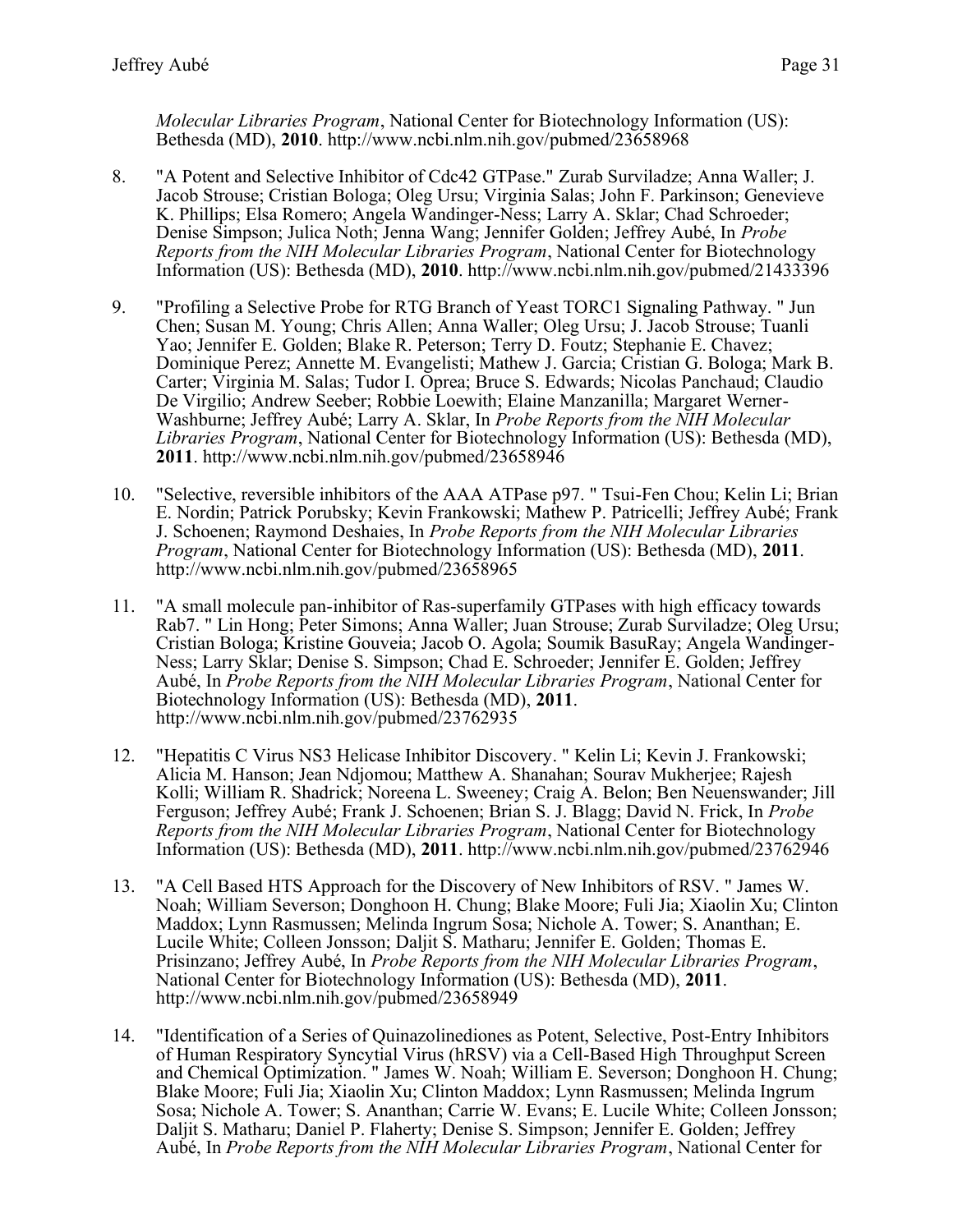*Molecular Libraries Program*, National Center for Biotechnology Information (US): Bethesda (MD), **2010**. http://www.ncbi.nlm.nih.gov/pubmed/23658968

8. "A Potent and Selective Inhibitor of Cdc42 GTPase." Zurab Surviladze; Anna Waller; J. Jacob Strouse; Cristian Bologa; Oleg Ursu; Virginia Salas; John F. Parkinson; Genevieve K. Phillips; Elsa Romero; Angela Wandinger-Ness; Larry A. Sklar; Chad Schroeder; Denise Simpson; Julica Noth; Jenna Wang; Jennifer Golden; Jeffrey Aubé, In *Probe Reports from the NIH Molecular Libraries Program*, National Center for Biotechnology Information (US): Bethesda (MD), **2010**. http://www.ncbi.nlm.nih.gov/pubmed/21433396

9. "Profiling a Selective Probe for RTG Branch of Yeast TORC1 Signaling Pathway. " Jun Chen; Susan M. Young; Chris Allen; Anna Waller; Oleg Ursu; J. Jacob Strouse; Tuanli Yao; Jennifer E. Golden; Blake R. Peterson; Terry D. Foutz; Stephanie E. Chavez; Dominique Perez; Annette M. Evangelisti; Mathew J. Garcia; Cristian G. Bologa; Mark B. Carter; Virginia M. Salas; Tudor I. Oprea; Bruce S. Edwards; Nicolas Panchaud; Claudio De Virgilio; Andrew Seeber; Robbie Loewith; Elaine Manzanilla; Margaret Werner-Washburne; Jeffrey Aubé; Larry A. Sklar, In *Probe Reports from the NIH Molecular Libraries Program*, National Center for Biotechnology Information (US): Bethesda (MD), **2011**. http://www.ncbi.nlm.nih.gov/pubmed/23658946

10. "Selective, reversible inhibitors of the AAA ATPase p97. " Tsui-Fen Chou; Kelin Li; Brian E. Nordin; Patrick Porubsky; Kevin Frankowski; Mathew P. Patricelli; Jeffrey Aubé; Frank J. Schoenen; Raymond Deshaies, In *Probe Reports from the NIH Molecular Libraries Program*, National Center for Biotechnology Information (US): Bethesda (MD), **2011**. http://www.ncbi.nlm.nih.gov/pubmed/23658965

11. "A small molecule pan-inhibitor of Ras-superfamily GTPases with high efficacy towards Rab7. " Lin Hong; Peter Simons; Anna Waller; Juan Strouse; Zurab Surviladze; Oleg Ursu; Cristian Bologa; Kristine Gouveia; Jacob O. Agola; Soumik BasuRay; Angela Wandinger-Ness; Larry Sklar; Denise S. Simpson; Chad E. Schroeder; Jennifer E. Golden; Jeffrey Aubé, In *Probe Reports from the NIH Molecular Libraries Program*, National Center for Biotechnology Information (US): Bethesda (MD), **2011**. http://www.ncbi.nlm.nih.gov/pubmed/23762935

12. "Hepatitis C Virus NS3 Helicase Inhibitor Discovery. " Kelin Li; Kevin J. Frankowski; Alicia M. Hanson; Jean Ndjomou; Matthew A. Shanahan; Sourav Mukherjee; Rajesh Kolli; William R. Shadrick; Noreena L. Sweeney; Craig A. Belon; Ben Neuenswander; Jill Ferguson; Jeffrey Aubé; Frank J. Schoenen; Brian S. J. Blagg; David N. Frick, In *Probe Reports from the NIH Molecular Libraries Program*, National Center for Biotechnology Information (US): Bethesda (MD), **2011**. http://www.ncbi.nlm.nih.gov/pubmed/23762946

13. "A Cell Based HTS Approach for the Discovery of New Inhibitors of RSV. " James W. Noah; William Severson; Donghoon H. Chung; Blake Moore; Fuli Jia; Xiaolin Xu; Clinton Maddox; Lynn Rasmussen; Melinda Ingrum Sosa; Nichole A. Tower; S. Ananthan; E. Lucile White; Colleen Jonsson; Daljit S. Matharu; Jennifer E. Golden; Thomas E. Prisinzano; Jeffrey Aubé, In *Probe Reports from the NIH Molecular Libraries Program*, National Center for Biotechnology Information (US): Bethesda (MD), **2011**. http://www.ncbi.nlm.nih.gov/pubmed/23658949

14. "Identification of a Series of Quinazolinediones as Potent, Selective, Post-Entry Inhibitors of Human Respiratory Syncytial Virus (hRSV) via a Cell-Based High Throughput Screen and Chemical Optimization. " James W. Noah; William E. Severson; Donghoon H. Chung; Blake Moore; Fuli Jia; Xiaolin Xu; Clinton Maddox; Lynn Rasmussen; Melinda Ingrum Sosa; Nichole A. Tower; S. Ananthan; Carrie W. Evans; E. Lucile White; Colleen Jonsson; Daljit S. Matharu; Daniel P. Flaherty; Denise S. Simpson; Jennifer E. Golden; Jeffrey Aubé, In *Probe Reports from the NIH Molecular Libraries Program*, National Center for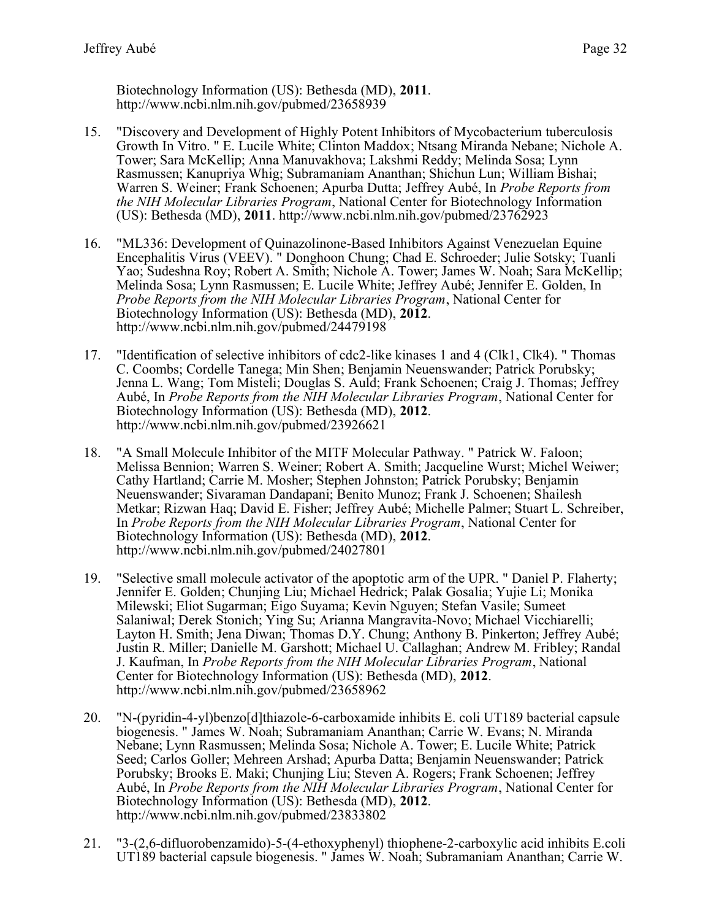Biotechnology Information (US): Bethesda (MD), **2011**. http://www.ncbi.nlm.nih.gov/pubmed/23658939

15. "Discovery and Development of Highly Potent Inhibitors of Mycobacterium tuberculosis Growth In Vitro. " E. Lucile White; Clinton Maddox; Ntsang Miranda Nebane; Nichole A. Tower; Sara McKellip; Anna Manuvakhova; Lakshmi Reddy; Melinda Sosa; Lynn Rasmussen; Kanupriya Whig; Subramaniam Ananthan; Shichun Lun; William Bishai; Warren S. Weiner; Frank Schoenen; Apurba Dutta; Jeffrey Aubé, In *Probe Reports from the NIH Molecular Libraries Program*, National Center for Biotechnology Information (US): Bethesda (MD), **2011**. http://www.ncbi.nlm.nih.gov/pubmed/23762923

16. "ML336: Development of Quinazolinone-Based Inhibitors Against Venezuelan Equine Encephalitis Virus (VEEV). " Donghoon Chung; Chad E. Schroeder; Julie Sotsky; Tuanli Yao; Sudeshna Roy; Robert A. Smith; Nichole A. Tower; James W. Noah; Sara McKellip; Melinda Sosa; Lynn Rasmussen; E. Lucile White; Jeffrey Aubé; Jennifer E. Golden, In *Probe Reports from the NIH Molecular Libraries Program*, National Center for Biotechnology Information (US): Bethesda (MD), **2012**. http://www.ncbi.nlm.nih.gov/pubmed/24479198

17. "Identification of selective inhibitors of cdc2-like kinases 1 and 4 (Clk1, Clk4). " Thomas C. Coombs; Cordelle Tanega; Min Shen; Benjamin Neuenswander; Patrick Porubsky; Jenna L. Wang; Tom Misteli; Douglas S. Auld; Frank Schoenen; Craig J. Thomas; Jeffrey Aubé, In *Probe Reports from the NIH Molecular Libraries Program*, National Center for Biotechnology Information (US): Bethesda (MD), **2012**. http://www.ncbi.nlm.nih.gov/pubmed/23926621

18. "A Small Molecule Inhibitor of the MITF Molecular Pathway. " Patrick W. Faloon; Melissa Bennion; Warren S. Weiner; Robert A. Smith; Jacqueline Wurst; Michel Weiwer; Cathy Hartland; Carrie M. Mosher; Stephen Johnston; Patrick Porubsky; Benjamin Neuenswander; Sivaraman Dandapani; Benito Munoz; Frank J. Schoenen; Shailesh Metkar; Rizwan Haq; David E. Fisher; Jeffrey Aubé; Michelle Palmer; Stuart L. Schreiber, In *Probe Reports from the NIH Molecular Libraries Program*, National Center for Biotechnology Information (US): Bethesda (MD), **2012**. http://www.ncbi.nlm.nih.gov/pubmed/24027801

19. "Selective small molecule activator of the apoptotic arm of the UPR. " Daniel P. Flaherty; Jennifer E. Golden; Chunjing Liu; Michael Hedrick; Palak Gosalia; Yujie Li; Monika Milewski; Eliot Sugarman; Eigo Suyama; Kevin Nguyen; Stefan Vasile; Sumeet Salaniwal; Derek Stonich; Ying Su; Arianna Mangravita-Novo; Michael Vicchiarelli; Layton H. Smith; Jena Diwan; Thomas D.Y. Chung; Anthony B. Pinkerton; Jeffrey Aubé; Justin R. Miller; Danielle M. Garshott; Michael U. Callaghan; Andrew M. Fribley; Randal J. Kaufman, In *Probe Reports from the NIH Molecular Libraries Program*, National Center for Biotechnology Information (US): Bethesda (MD), **2012**. http://www.ncbi.nlm.nih.gov/pubmed/23658962

20. "N-(pyridin-4-yl)benzo[d]thiazole-6-carboxamide inhibits E. coli UT189 bacterial capsule biogenesis. " James W. Noah; Subramaniam Ananthan; Carrie W. Evans; N. Miranda Nebane; Lynn Rasmussen; Melinda Sosa; Nichole A. Tower; E. Lucile White; Patrick Seed; Carlos Goller; Mehreen Arshad; Apurba Datta; Benjamin Neuenswander; Patrick Porubsky; Brooks E. Maki; Chunjing Liu; Steven A. Rogers; Frank Schoenen; Jeffrey Aubé, In *Probe Reports from the NIH Molecular Libraries Program*, National Center for Biotechnology Information (US): Bethesda (MD), **2012**. http://www.ncbi.nlm.nih.gov/pubmed/23833802

21. "3-(2,6-difluorobenzamido)-5-(4-ethoxyphenyl) thiophene-2-carboxylic acid inhibits E.coli UT189 bacterial capsule biogenesis. " James W. Noah; Subramaniam Ananthan; Carrie W.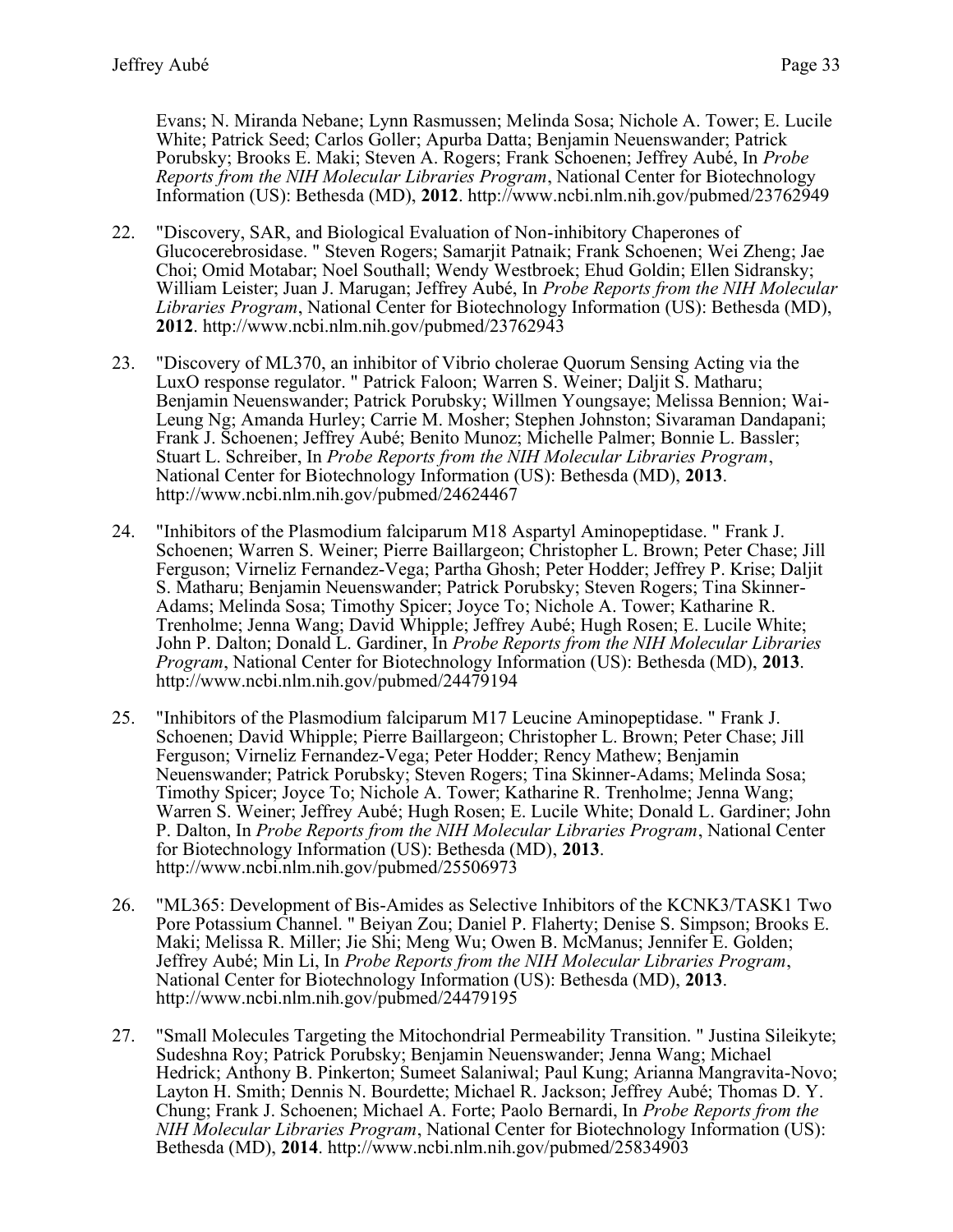Evans; N. Miranda Nebane; Lynn Rasmussen; Melinda Sosa; Nichole A. Tower; E. Lucile White; Patrick Seed; Carlos Goller; Apurba Datta; Benjamin Neuenswander; Patrick Porubsky; Brooks E. Maki; Steven A. Rogers; Frank Schoenen; Jeffrey Aubé, In *Probe Reports from the NIH Molecular Libraries Program*, National Center for Biotechnology Information (US): Bethesda (MD), **2012**. http://www.ncbi.nlm.nih.gov/pubmed/23762949

22. "Discovery, SAR, and Biological Evaluation of Non-inhibitory Chaperones of Glucocerebrosidase. " Steven Rogers; Samarjit Patnaik; Frank Schoenen; Wei Zheng; Jae Choi; Omid Motabar; Noel Southall; Wendy Westbroek; Ehud Goldin; Ellen Sidransky; William Leister; Juan J. Marugan; Jeffrey Aubé, In *Probe Reports from the NIH Molecular Libraries Program*, National Center for Biotechnology Information (US): Bethesda (MD), **2012**. http://www.ncbi.nlm.nih.gov/pubmed/23762943

23. "Discovery of ML370, an inhibitor of Vibrio cholerae Quorum Sensing Acting via the LuxO response regulator. " Patrick Faloon; Warren S. Weiner; Daljit S. Matharu; Benjamin Neuenswander; Patrick Porubsky; Willmen Youngsaye; Melissa Bennion; Wai-Leung Ng; Amanda Hurley; Carrie M. Mosher; Stephen Johnston; Sivaraman Dandapani; Frank J. Schoenen; Jeffrey Aubé; Benito Munoz; Michelle Palmer; Bonnie L. Bassler; Stuart L. Schreiber, In *Probe Reports from the NIH Molecular Libraries Program*, National Center for Biotechnology Information (US): Bethesda (MD), **2013**. http://www.ncbi.nlm.nih.gov/pubmed/24624467

24. "Inhibitors of the Plasmodium falciparum M18 Aspartyl Aminopeptidase. " Frank J. Schoenen; Warren S. Weiner; Pierre Baillargeon; Christopher L. Brown; Peter Chase; Jill Ferguson; Virneliz Fernandez-Vega; Partha Ghosh; Peter Hodder; Jeffrey P. Krise; Daljit S. Matharu; Benjamin Neuenswander; Patrick Porubsky; Steven Rogers; Tina Skinner-Adams; Melinda Sosa; Timothy Spicer; Joyce To; Nichole A. Tower; Katharine R. Trenholme; Jenna Wang; David Whipple; Jeffrey Aubé; Hugh Rosen; E. Lucile White; John P. Dalton; Donald L. Gardiner, In *Probe Reports from the NIH Molecular Libraries Program*, National Center for Biotechnology Information (US): Bethesda (MD), **2013**. http://www.ncbi.nlm.nih.gov/pubmed/24479194

25. "Inhibitors of the Plasmodium falciparum M17 Leucine Aminopeptidase. " Frank J. Schoenen; David Whipple; Pierre Baillargeon; Christopher L. Brown; Peter Chase; Jill Ferguson; Virneliz Fernandez-Vega; Peter Hodder; Rency Mathew; Benjamin Neuenswander; Patrick Porubsky; Steven Rogers; Tina Skinner-Adams; Melinda Sosa; Timothy Spicer; Joyce To; Nichole A. Tower; Katharine R. Trenholme; Jenna Wang; Warren S. Weiner; Jeffrey Aubé; Hugh Rosen; E. Lucile White; Donald L. Gardiner; John P. Dalton, In *Probe Reports from the NIH Molecular Libraries Program*, National Center for Biotechnology Information (US): Bethesda (MD), **2013**. http://www.ncbi.nlm.nih.gov/pubmed/25506973

26. "ML365: Development of Bis-Amides as Selective Inhibitors of the KCNK3/TASK1 Two Pore Potassium Channel. " Beiyan Zou; Daniel P. Flaherty; Denise S. Simpson; Brooks E. Maki; Melissa R. Miller; Jie Shi; Meng Wu; Owen B. McManus; Jennifer E. Golden; Jeffrey Aubé; Min Li, In *Probe Reports from the NIH Molecular Libraries Program*, National Center for Biotechnology Information (US): Bethesda (MD), **2013**. http://www.ncbi.nlm.nih.gov/pubmed/24479195

27. "Small Molecules Targeting the Mitochondrial Permeability Transition. " Justina Sileikyte; Sudeshna Roy; Patrick Porubsky; Benjamin Neuenswander; Jenna Wang; Michael Hedrick; Anthony B. Pinkerton; Sumeet Salaniwal; Paul Kung; Arianna Mangravita-Novo; Layton H. Smith; Dennis N. Bourdette; Michael R. Jackson; Jeffrey Aubé; Thomas D. Y. Chung; Frank J. Schoenen; Michael A. Forte; Paolo Bernardi, In *Probe Reports from the NIH Molecular Libraries Program*, National Center for Biotechnology Information (US): Bethesda (MD), **2014**. http://www.ncbi.nlm.nih.gov/pubmed/25834903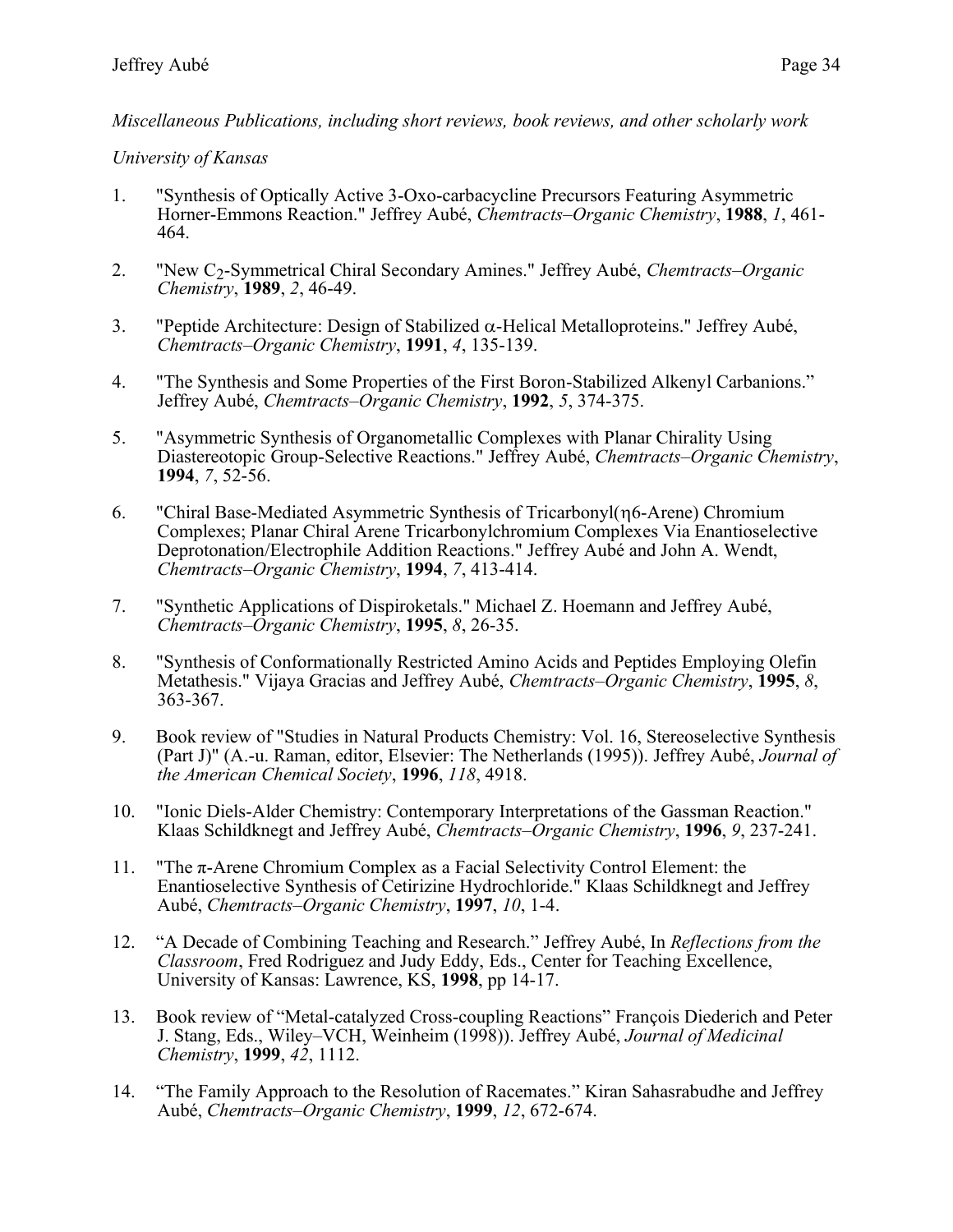*Miscellaneous Publications, including short reviews, book reviews, and other scholarly work*

*University of Kansas*

1. "Synthesis of Optically Active 3-Oxo-carbacycline Precursors Featuring Asymmetric Horner-Emmons Reaction." Jeffrey Aubé, *Chemtracts–Organic Chemistry*, **1988**, *1*, 461-464.

2. "New $C_2$-Symmetrical Chiral Secondary Amines." Jeffrey Aubé, *Chemtracts–Organic Chemistry*, **1989**, *2*, 46-49.

3. "Peptide Architecture: Design of Stabilized $\alpha$-Helical Metalloproteins." Jeffrey Aubé, *Chemtracts–Organic Chemistry*, **1991**, *4*, 135-139.

4. "The Synthesis and Some Properties of the First Boron-Stabilized Alkenyl Carbanions." Jeffrey Aubé, *Chemtracts–Organic Chemistry*, **1992**, *5*, 374-375.

5. "Asymmetric Synthesis of Organometallic Complexes with Planar Chirality Using Diastereotopic Group-Selective Reactions." Jeffrey Aubé, *Chemtracts–Organic Chemistry*, **1994**, *7*, 52-56.

6. "Chiral Base-Mediated Asymmetric Synthesis of Tricarbonyl($\eta$6-Arene) Chromium Complexes; Planar Chiral Arene Tricarbonylchromium Complexes Via Enantioselective Deprotonation/Electrophile Addition Reactions." Jeffrey Aubé and John A. Wendt, *Chemtracts–Organic Chemistry*, **1994**, *7*, 413-414.

7. "Synthetic Applications of Dispiroketals." Michael Z. Hoemann and Jeffrey Aubé, *Chemtracts–Organic Chemistry*, **1995**, *8*, 26-35.

8. "Synthesis of Conformationally Restricted Amino Acids and Peptides Employing Olefin Metathesis." Vijaya Gracias and Jeffrey Aubé, *Chemtracts–Organic Chemistry*, **1995**, *8*, 363-367.

9. Book review of "Studies in Natural Products Chemistry: Vol. 16, Stereoselective Synthesis (Part J)" (A.-u. Raman, editor, Elsevier: The Netherlands (1995)). Jeffrey Aubé, *Journal of the American Chemical Society*, **1996**, *118*, 4918.

10. "Ionic Diels-Alder Chemistry: Contemporary Interpretations of the Gassman Reaction." Klaas Schildknegt and Jeffrey Aubé, *Chemtracts–Organic Chemistry*, **1996**, *9*, 237-241.

11. "The $\pi$-Arene Chromium Complex as a Facial Selectivity Control Element: the Enantioselective Synthesis of Cetirizine Hydrochloride." Klaas Schildknegt and Jeffrey Aubé, *Chemtracts–Organic Chemistry*, **1997**, *10*, 1-4.

12. "A Decade of Combining Teaching and Research." Jeffrey Aubé, In *Reflections from the Classroom*, Fred Rodriguez and Judy Eddy, Eds., Center for Teaching Excellence, University of Kansas: Lawrence, KS, **1998**, pp 14-17.

13. Book review of "Metal-catalyzed Cross-coupling Reactions" François Diederich and Peter J. Stang, Eds., Wiley–VCH, Weinheim (1998)). Jeffrey Aubé, *Journal of Medicinal Chemistry*, **1999**, *42*, 1112.

14. "The Family Approach to the Resolution of Racemates." Kiran Sahasrabudhe and Jeffrey Aubé, *Chemtracts–Organic Chemistry*, **1999**, *12*, 672-674.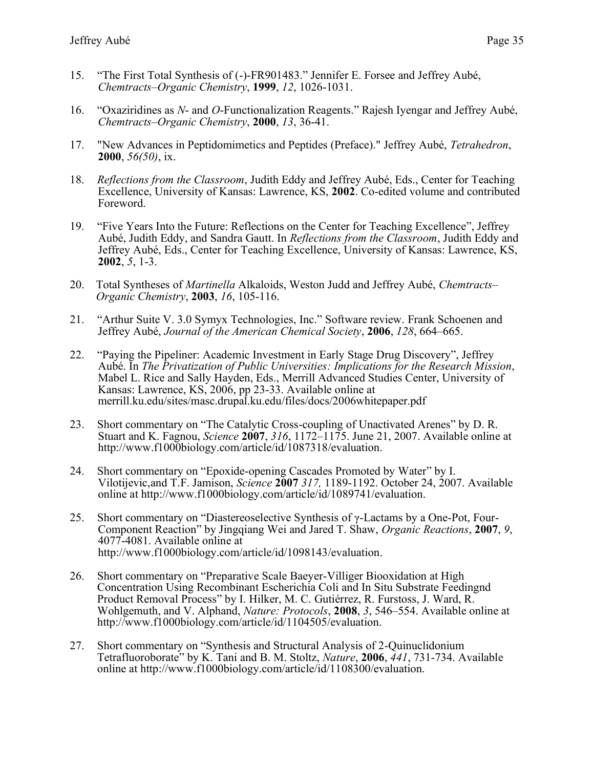15. "The First Total Synthesis of (-)-FR901483." Jennifer E. Forsee and Jeffrey Aubé, *Chemtracts–Organic Chemistry*, **1999**, *12*, 1026-1031.

16. "Oxaziridines as *N*- and *O*-Functionalization Reagents." Rajesh Iyengar and Jeffrey Aubé, *Chemtracts–Organic Chemistry*, **2000**, *13*, 36-41.

17. "New Advances in Peptidomimetics and Peptides (Preface)." Jeffrey Aubé, *Tetrahedron*, **2000**, *56(50)*, ix.

18. *Reflections from the Classroom*, Judith Eddy and Jeffrey Aubé, Eds., Center for Teaching Excellence, University of Kansas: Lawrence, KS, **2002**. Co-edited volume and contributed Foreword.

19. "Five Years Into the Future: Reflections on the Center for Teaching Excellence", Jeffrey Aubé, Judith Eddy, and Sandra Gautt. In *Reflections from the Classroom*, Judith Eddy and Jeffrey Aubé, Eds., Center for Teaching Excellence, University of Kansas: Lawrence, KS, **2002**, *5*, 1-3.

20. Total Syntheses of *Martinella* Alkaloids, Weston Judd and Jeffrey Aubé, *Chemtracts–Organic Chemistry*, **2003**, *16*, 105-116.

21. "Arthur Suite V. 3.0 Symyx Technologies, Inc." Software review. Frank Schoenen and Jeffrey Aubé, *Journal of the American Chemical Society*, **2006**, *128*, 664–665.

22. "Paying the Pipeliner: Academic Investment in Early Stage Drug Discovery", Jeffrey Aubé. In *The Privatization of Public Universities: Implications for the Research Mission*, Mabel L. Rice and Sally Hayden, Eds., Merrill Advanced Studies Center, University of Kansas: Lawrence, KS, 2006, pp 23-33. Available online at merrill.ku.edu/sites/masc.drupal.ku.edu/files/docs/2006whitepaper.pdf

23. Short commentary on "The Catalytic Cross-coupling of Unactivated Arenes" by D. R. Stuart and K. Fagnou, *Science* **2007**, *316*, 1172–1175. June 21, 2007. Available online at http://www.f1000biology.com/article/id/1087318/evaluation.

24. Short commentary on "Epoxide-opening Cascades Promoted by Water" by I. Vilotijevic,and T.F. Jamison, *Science* **2007** *317,* 1189-1192. October 24, 2007. Available online at http://www.f1000biology.com/article/id/1089741/evaluation.

25. Short commentary on "Diastereoselective Synthesis of γ-Lactams by a One-Pot, Four-Component Reaction" by Jingqiang Wei and Jared T. Shaw, *Organic Reactions*, **2007**, *9*, 4077-4081. Available online at http://www.f1000biology.com/article/id/1098143/evaluation.

26. Short commentary on "Preparative Scale Baeyer-Villiger Biooxidation at High Concentration Using Recombinant Escherichia Coli and In Situ Substrate Feedingnd Product Removal Process" by I. Hilker, M. C. Gutiérrez, R. Furstoss, J. Ward, R. Wohlgemuth, and V. Alphand, *Nature: Protocols*, **2008**, *3*, 546–554. Available online at http://www.f1000biology.com/article/id/1104505/evaluation.

27. Short commentary on "Synthesis and Structural Analysis of 2-Quinuclidonium Tetrafluoroborate" by K. Tani and B. M. Stoltz, *Nature*, **2006**, *441*, 731-734. Available online at http://www.f1000biology.com/article/id/1108300/evaluation.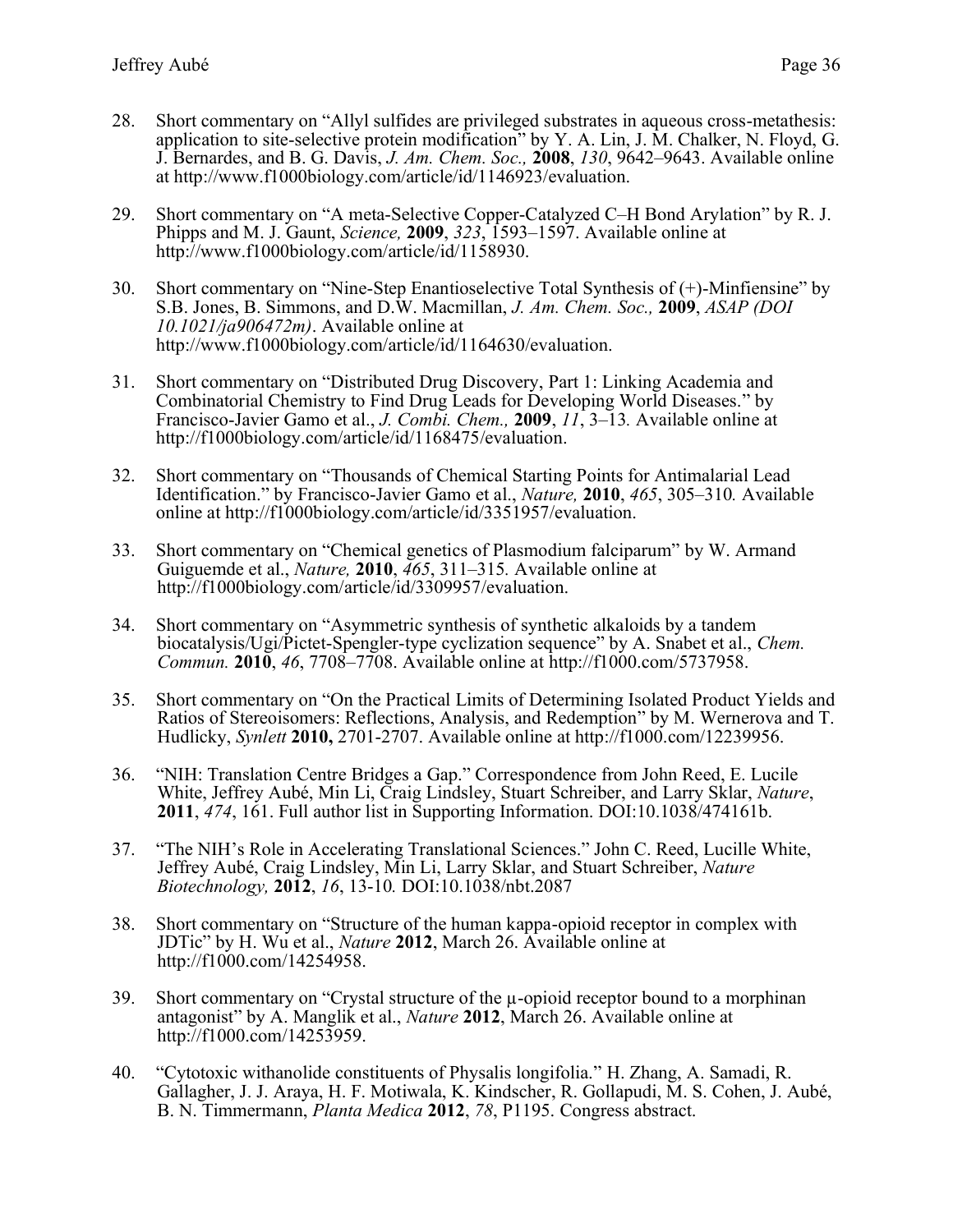28. Short commentary on "Allyl sulfides are privileged substrates in aqueous cross-metathesis: application to site-selective protein modification" by Y. A. Lin, J. M. Chalker, N. Floyd, G. J. Bernardes, and B. G. Davis, *J. Am. Chem. Soc.,* **2008**, *130*, 9642–9643. Available online at http://www.f1000biology.com/article/id/1146923/evaluation.

29. Short commentary on "A meta-Selective Copper-Catalyzed C–H Bond Arylation" by R. J. Phipps and M. J. Gaunt, *Science,* **2009**, *323*, 1593–1597. Available online at http://www.f1000biology.com/article/id/1158930.

30. Short commentary on "Nine-Step Enantioselective Total Synthesis of (+)-Minfiensine" by S.B. Jones, B. Simmons, and D.W. Macmillan, *J. Am. Chem. Soc.,* **2009**, *ASAP (DOI 10.1021/ja906472m)*. Available online at http://www.f1000biology.com/article/id/1164630/evaluation.

31. Short commentary on "Distributed Drug Discovery, Part 1: Linking Academia and Combinatorial Chemistry to Find Drug Leads for Developing World Diseases." by Francisco-Javier Gamo et al., *J. Combi. Chem.,* **2009**, *11*, 3–13. Available online at http://f1000biology.com/article/id/1168475/evaluation.

32. Short commentary on "Thousands of Chemical Starting Points for Antimalarial Lead Identification." by Francisco-Javier Gamo et al., *Nature,* **2010**, *465*, 305–310. Available online at http://f1000biology.com/article/id/3351957/evaluation.

33. Short commentary on "Chemical genetics of Plasmodium falciparum" by W. Armand Guiguemde et al., *Nature,* **2010**, *465*, 311–315. Available online at http://f1000biology.com/article/id/3309957/evaluation.

34. Short commentary on "Asymmetric synthesis of synthetic alkaloids by a tandem biocatalysis/Ugi/Pictet-Spengler-type cyclization sequence" by A. Snabet et al., *Chem. Commun.* **2010**, *46*, 7708–7708. Available online at http://f1000.com/5737958.

35. Short commentary on "On the Practical Limits of Determining Isolated Product Yields and Ratios of Stereoisomers: Reflections, Analysis, and Redemption" by M. Wernerova and T. Hudlicky, *Synlett* **2010,** 2701-2707. Available online at http://f1000.com/12239956.

36. "NIH: Translation Centre Bridges a Gap." Correspondence from John Reed, E. Lucile White, Jeffrey Aubé, Min Li, Craig Lindsley, Stuart Schreiber, and Larry Sklar, *Nature*, **2011**, *474*, 161. Full author list in Supporting Information. DOI:10.1038/474161b.

37. "The NIH's Role in Accelerating Translational Sciences." John C. Reed, Lucille White, Jeffrey Aubé, Craig Lindsley, Min Li, Larry Sklar, and Stuart Schreiber, *Nature Biotechnology,* **2012**, *16*, 13-10. DOI:10.1038/nbt.2087

38. Short commentary on "Structure of the human kappa-opioid receptor in complex with JDTic" by H. Wu et al., *Nature* **2012**, March 26. Available online at http://f1000.com/14254958.

39. Short commentary on "Crystal structure of the μ-opioid receptor bound to a morphinan antagonist" by A. Manglik et al., *Nature* **2012**, March 26. Available online at http://f1000.com/14253959.

40. "Cytotoxic withanolide constituents of Physalis longifolia." H. Zhang, A. Samadi, R. Gallagher, J. J. Araya, H. F. Motiwala, K. Kindscher, R. Gollapudi, M. S. Cohen, J. Aubé, B. N. Timmermann, *Planta Medica* **2012**, *78*, P1195. Congress abstract.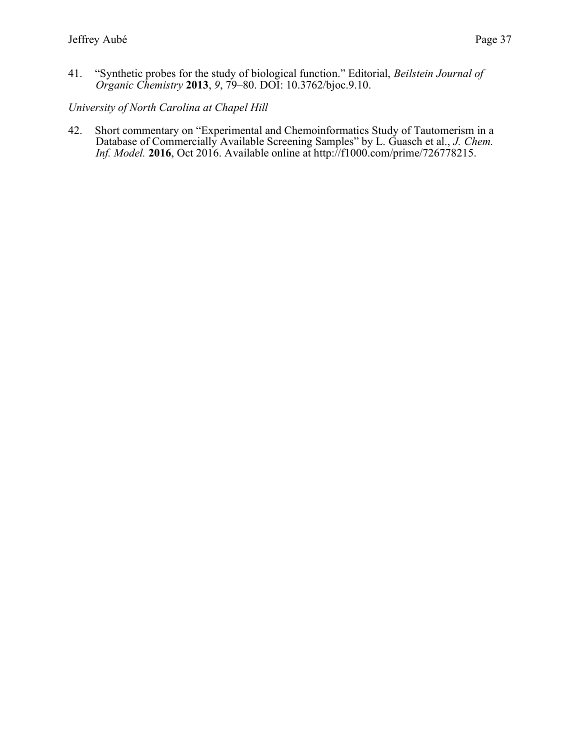41. "Synthetic probes for the study of biological function." Editorial, *Beilstein Journal of Organic Chemistry* **2013**, *9*, 79–80. DOI: 10.3762/bjoc.9.10.

*University of North Carolina at Chapel Hill*

42. Short commentary on "Experimental and Chemoinformatics Study of Tautomerism in a Database of Commercially Available Screening Samples" by L. Guasch et al., *J. Chem. Inf. Model.* **2016**, Oct 2016. Available online at http://f1000.com/prime/726778215.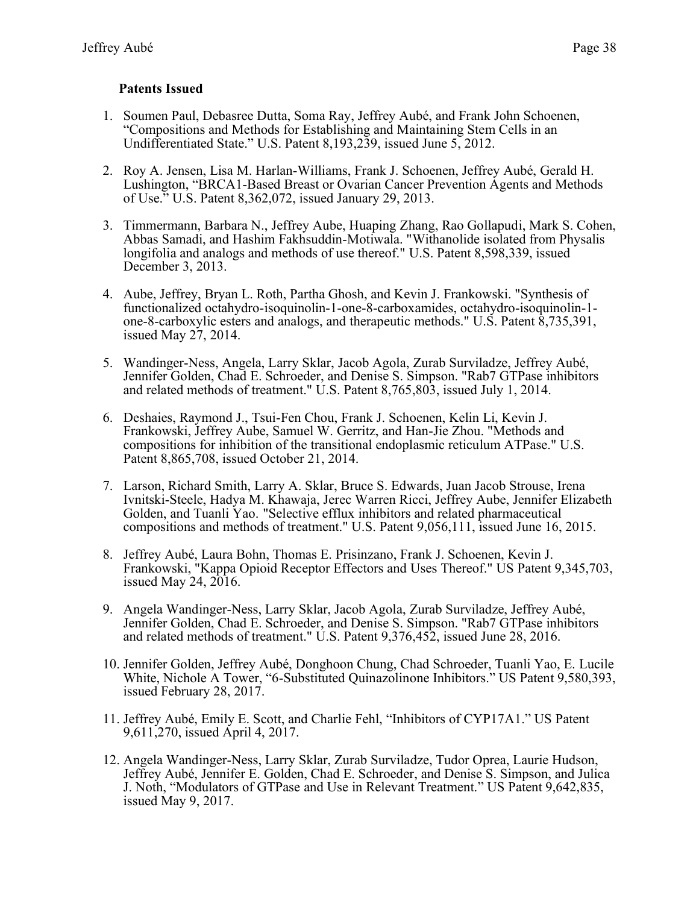### Patents Issued

1. Soumen Paul, Debasree Dutta, Soma Ray, Jeffrey Aubé, and Frank John Schoenen, "Compositions and Methods for Establishing and Maintaining Stem Cells in an Undifferentiated State." U.S. Patent 8,193,239, issued June 5, 2012.

2. Roy A. Jensen, Lisa M. Harlan-Williams, Frank J. Schoenen, Jeffrey Aubé, Gerald H. Lushington, "BRCA1-Based Breast or Ovarian Cancer Prevention Agents and Methods of Use." U.S. Patent 8,362,072, issued January 29, 2013.

3. Timmermann, Barbara N., Jeffrey Aube, Huaping Zhang, Rao Gollapudi, Mark S. Cohen, Abbas Samadi, and Hashim Fakhsuddin-Motiwala. "Withanolide isolated from Physalis longifolia and analogs and methods of use thereof." U.S. Patent 8,598,339, issued December 3, 2013.

4. Aube, Jeffrey, Bryan L. Roth, Partha Ghosh, and Kevin J. Frankowski. "Synthesis of functionalized octahydro-isoquinolin-1-one-8-carboxamides, octahydro-isoquinolin-1-one-8-carboxylic esters and analogs, and therapeutic methods." U.S. Patent 8,735,391, issued May 27, 2014.

5. Wandinger-Ness, Angela, Larry Sklar, Jacob Agola, Zurab Surviladze, Jeffrey Aubé, Jennifer Golden, Chad E. Schroeder, and Denise S. Simpson. "Rab7 GTPase inhibitors and related methods of treatment." U.S. Patent 8,765,803, issued July 1, 2014.

6. Deshaies, Raymond J., Tsui-Fen Chou, Frank J. Schoenen, Kelin Li, Kevin J. Frankowski, Jeffrey Aube, Samuel W. Gerritz, and Han-Jie Zhou. "Methods and compositions for inhibition of the transitional endoplasmic reticulum ATPase." U.S. Patent 8,865,708, issued October 21, 2014.

7. Larson, Richard Smith, Larry A. Sklar, Bruce S. Edwards, Juan Jacob Strouse, Irena Ivnitski-Steele, Hadya M. Khawaja, Jerec Warren Ricci, Jeffrey Aube, Jennifer Elizabeth Golden, and Tuanli Yao. "Selective efflux inhibitors and related pharmaceutical compositions and methods of treatment." U.S. Patent 9,056,111, issued June 16, 2015.

8. Jeffrey Aubé, Laura Bohn, Thomas E. Prisinzano, Frank J. Schoenen, Kevin J. Frankowski, "Kappa Opioid Receptor Effectors and Uses Thereof." US Patent 9,345,703, issued May 24, 2016.

9. Angela Wandinger-Ness, Larry Sklar, Jacob Agola, Zurab Surviladze, Jeffrey Aubé, Jennifer Golden, Chad E. Schroeder, and Denise S. Simpson. "Rab7 GTPase inhibitors and related methods of treatment." U.S. Patent 9,376,452, issued June 28, 2016.

10. Jennifer Golden, Jeffrey Aubé, Donghoon Chung, Chad Schroeder, Tuanli Yao, E. Lucile White, Nichole A Tower, "6-Substituted Quinazolinone Inhibitors." US Patent 9,580,393, issued February 28, 2017.

11. Jeffrey Aubé, Emily E. Scott, and Charlie Fehl, "Inhibitors of CYP17A1." US Patent 9,611,270, issued April 4, 2017.

12. Angela Wandinger-Ness, Larry Sklar, Zurab Surviladze, Tudor Oprea, Laurie Hudson, Jeffrey Aubé, Jennifer E. Golden, Chad E. Schroeder, and Denise S. Simpson, and Julica J. Noth, "Modulators of GTPase and Use in Relevant Treatment." US Patent 9,642,835, issued May 9, 2017.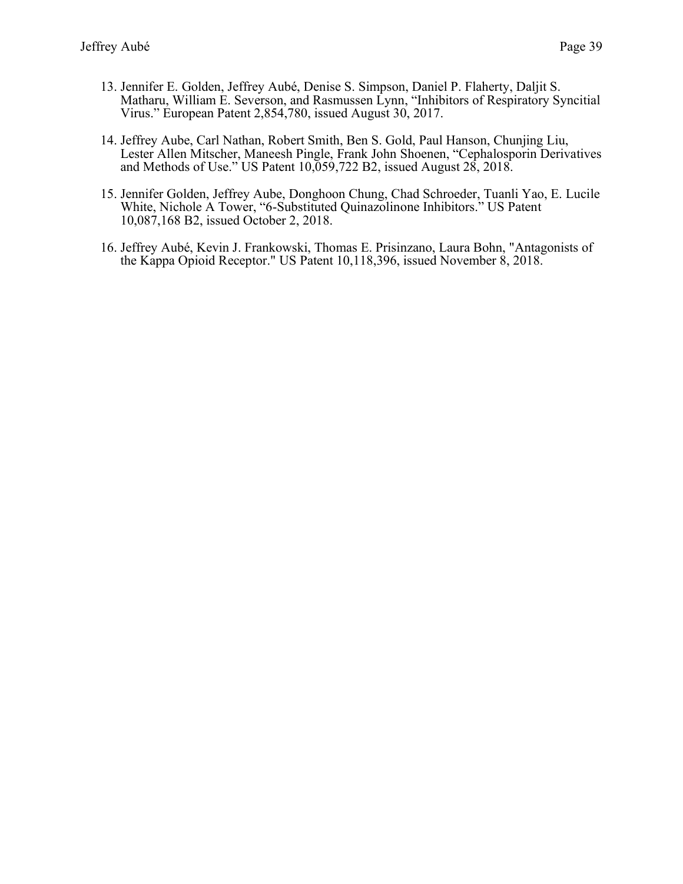13. Jennifer E. Golden, Jeffrey Aubé, Denise S. Simpson, Daniel P. Flaherty, Daljit S. Matharu, William E. Severson, and Rasmussen Lynn, "Inhibitors of Respiratory Syncitial Virus." European Patent 2,854,780, issued August 30, 2017.

14. Jeffrey Aube, Carl Nathan, Robert Smith, Ben S. Gold, Paul Hanson, Chunjing Liu, Lester Allen Mitscher, Maneesh Pingle, Frank John Shoenen, "Cephalosporin Derivatives and Methods of Use." US Patent 10,059,722 B2, issued August 28, 2018.

15. Jennifer Golden, Jeffrey Aube, Donghoon Chung, Chad Schroeder, Tuanli Yao, E. Lucile White, Nichole A Tower, "6-Substituted Quinazolinone Inhibitors." US Patent 10,087,168 B2, issued October 2, 2018.

16. Jeffrey Aubé, Kevin J. Frankowski, Thomas E. Prisinzano, Laura Bohn, "Antagonists of the Kappa Opioid Receptor." US Patent 10,118,396, issued November 8, 2018.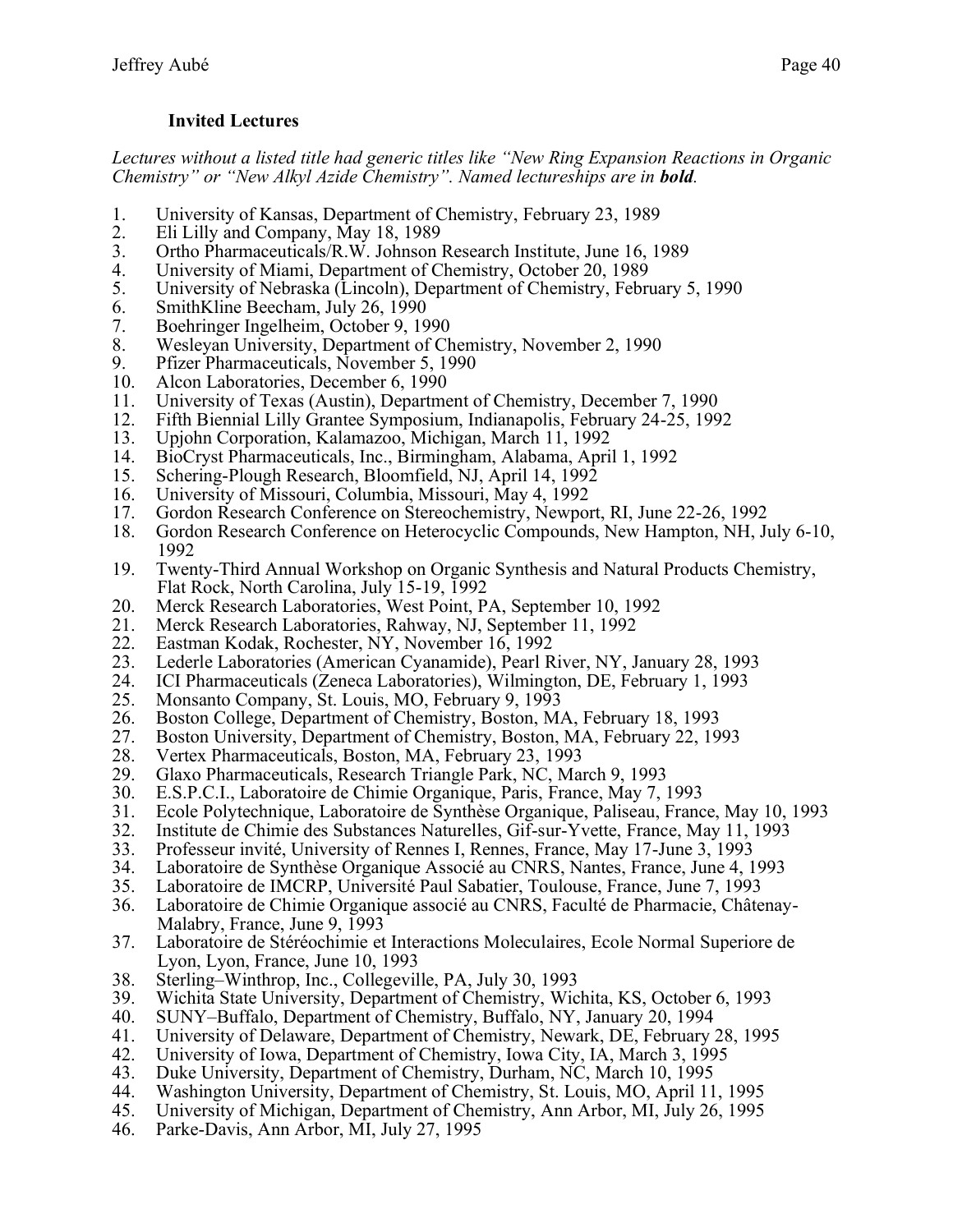### Invited Lectures

*Lectures without a listed title had generic titles like "New Ring Expansion Reactions in Organic Chemistry" or "New Alkyl Azide Chemistry". Named lectureships are in **bold**.*

1. University of Kansas, Department of Chemistry, February 23, 1989
2. Eli Lilly and Company, May 18, 1989
3. Ortho Pharmaceuticals/R.W. Johnson Research Institute, June 16, 1989
4. University of Miami, Department of Chemistry, October 20, 1989
5. University of Nebraska (Lincoln), Department of Chemistry, February 5, 1990
6. SmithKline Beecham, July 26, 1990
7. Boehringer Ingelheim, October 9, 1990
8. Wesleyan University, Department of Chemistry, November 2, 1990
9. Pfizer Pharmaceuticals, November 5, 1990
10. Alcon Laboratories, December 6, 1990
11. University of Texas (Austin), Department of Chemistry, December 7, 1990
12. Fifth Biennial Lilly Grantee Symposium, Indianapolis, February 24-25, 1992
13. Upjohn Corporation, Kalamazoo, Michigan, March 11, 1992
14. BioCryst Pharmaceuticals, Inc., Birmingham, Alabama, April 1, 1992
15. Schering-Plough Research, Bloomfield, NJ, April 14, 1992
16. University of Missouri, Columbia, Missouri, May 4, 1992
17. Gordon Research Conference on Stereochemistry, Newport, RI, June 22-26, 1992
18. Gordon Research Conference on Heterocyclic Compounds, New Hampton, NH, July 6-10, 1992
19. Twenty-Third Annual Workshop on Organic Synthesis and Natural Products Chemistry, Flat Rock, North Carolina, July 15-19, 1992
20. Merck Research Laboratories, West Point, PA, September 10, 1992
21. Merck Research Laboratories, Rahway, NJ, September 11, 1992
22. Eastman Kodak, Rochester, NY, November 16, 1992
23. Lederle Laboratories (American Cyanamide), Pearl River, NY, January 28, 1993
24. ICI Pharmaceuticals (Zeneca Laboratories), Wilmington, DE, February 1, 1993
25. Monsanto Company, St. Louis, MO, February 9, 1993
26. Boston College, Department of Chemistry, Boston, MA, February 18, 1993
27. Boston University, Department of Chemistry, Boston, MA, February 22, 1993
28. Vertex Pharmaceuticals, Boston, MA, February 23, 1993
29. Glaxo Pharmaceuticals, Research Triangle Park, NC, March 9, 1993
30. E.S.P.C.I., Laboratoire de Chimie Organique, Paris, France, May 7, 1993
31. Ecole Polytechnique, Laboratoire de Synthèse Organique, Paliseau, France, May 10, 1993
32. Institute de Chimie des Substances Naturelles, Gif-sur-Yvette, France, May 11, 1993
33. Professeur invité, University of Rennes I, Rennes, France, May 17-June 3, 1993
34. Laboratoire de Synthèse Organique Associé au CNRS, Nantes, France, June 4, 1993
35. Laboratoire de IMCRP, Université Paul Sabatier, Toulouse, France, June 7, 1993
36. Laboratoire de Chimie Organique associé au CNRS, Faculté de Pharmacie, Châtenay-Malabry, France, June 9, 1993
37. Laboratoire de Stéréochimie et Interactions Moleculaires, Ecole Normal Superiore de Lyon, Lyon, France, June 10, 1993
38. Sterling–Winthrop, Inc., Collegeville, PA, July 30, 1993
39. Wichita State University, Department of Chemistry, Wichita, KS, October 6, 1993
40. SUNY–Buffalo, Department of Chemistry, Buffalo, NY, January 20, 1994
41. University of Delaware, Department of Chemistry, Newark, DE, February 28, 1995
42. University of Iowa, Department of Chemistry, Iowa City, IA, March 3, 1995
43. Duke University, Department of Chemistry, Durham, NC, March 10, 1995
44. Washington University, Department of Chemistry, St. Louis, MO, April 11, 1995
45. University of Michigan, Department of Chemistry, Ann Arbor, MI, July 26, 1995
46. Parke-Davis, Ann Arbor, MI, July 27, 1995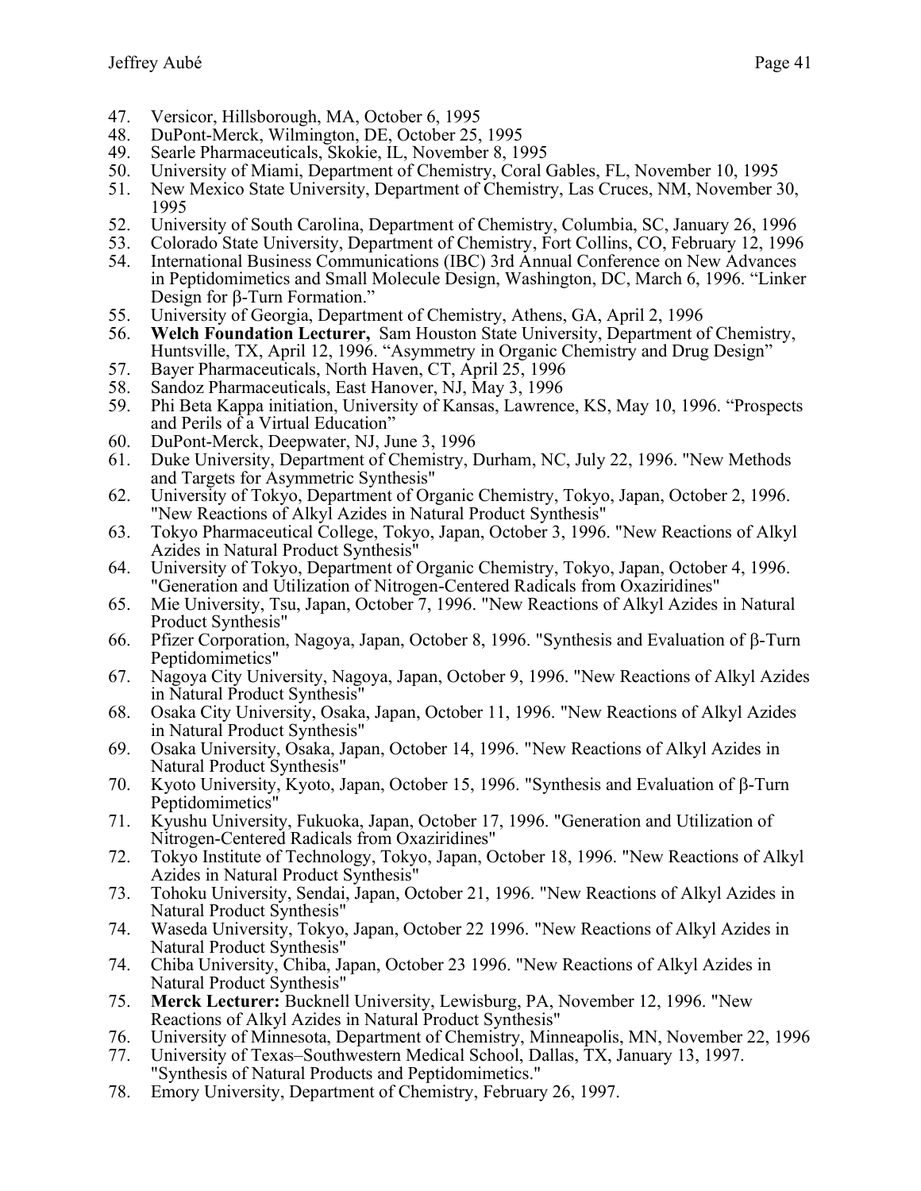47. Versicor, Hillsborough, MA, October 6, 1995
48. DuPont-Merck, Wilmington, DE, October 25, 1995
49. Searle Pharmaceuticals, Skokie, IL, November 8, 1995
50. University of Miami, Department of Chemistry, Coral Gables, FL, November 10, 1995
51. New Mexico State University, Department of Chemistry, Las Cruces, NM, November 30, 1995
52. University of South Carolina, Department of Chemistry, Columbia, SC, January 26, 1996
53. Colorado State University, Department of Chemistry, Fort Collins, CO, February 12, 1996
54. International Business Communications (IBC) 3rd Annual Conference on New Advances in Peptidomimetics and Small Molecule Design, Washington, DC, March 6, 1996. "Linker Design for β-Turn Formation."
55. University of Georgia, Department of Chemistry, Athens, GA, April 2, 1996
56. **Welch Foundation Lecturer,** Sam Houston State University, Department of Chemistry, Huntsville, TX, April 12, 1996. "Asymmetry in Organic Chemistry and Drug Design"
57. Bayer Pharmaceuticals, North Haven, CT, April 25, 1996
58. Sandoz Pharmaceuticals, East Hanover, NJ, May 3, 1996
59. Phi Beta Kappa initiation, University of Kansas, Lawrence, KS, May 10, 1996. "Prospects and Perils of a Virtual Education"
60. DuPont-Merck, Deepwater, NJ, June 3, 1996
61. Duke University, Department of Chemistry, Durham, NC, July 22, 1996. "New Methods and Targets for Asymmetric Synthesis"
62. University of Tokyo, Department of Organic Chemistry, Tokyo, Japan, October 2, 1996. "New Reactions of Alkyl Azides in Natural Product Synthesis"
63. Tokyo Pharmaceutical College, Tokyo, Japan, October 3, 1996. "New Reactions of Alkyl Azides in Natural Product Synthesis"
64. University of Tokyo, Department of Organic Chemistry, Tokyo, Japan, October 4, 1996. "Generation and Utilization of Nitrogen-Centered Radicals from Oxaziridines"
65. Mie University, Tsu, Japan, October 7, 1996. "New Reactions of Alkyl Azides in Natural Product Synthesis"
66. Pfizer Corporation, Nagoya, Japan, October 8, 1996. "Synthesis and Evaluation of β-Turn Peptidomimetics"
67. Nagoya City University, Nagoya, Japan, October 9, 1996. "New Reactions of Alkyl Azides in Natural Product Synthesis"
68. Osaka City University, Osaka, Japan, October 11, 1996. "New Reactions of Alkyl Azides in Natural Product Synthesis"
69. Osaka University, Osaka, Japan, October 14, 1996. "New Reactions of Alkyl Azides in Natural Product Synthesis"
70. Kyoto University, Kyoto, Japan, October 15, 1996. "Synthesis and Evaluation of β-Turn Peptidomimetics"
71. Kyushu University, Fukuoka, Japan, October 17, 1996. "Generation and Utilization of Nitrogen-Centered Radicals from Oxaziridines"
72. Tokyo Institute of Technology, Tokyo, Japan, October 18, 1996. "New Reactions of Alkyl Azides in Natural Product Synthesis"
73. Tohoku University, Sendai, Japan, October 21, 1996. "New Reactions of Alkyl Azides in Natural Product Synthesis"
74. Waseda University, Tokyo, Japan, October 22 1996. "New Reactions of Alkyl Azides in Natural Product Synthesis"
74. Chiba University, Chiba, Japan, October 23 1996. "New Reactions of Alkyl Azides in Natural Product Synthesis"
75. **Merck Lecturer:** Bucknell University, Lewisburg, PA, November 12, 1996. "New Reactions of Alkyl Azides in Natural Product Synthesis"
76. University of Minnesota, Department of Chemistry, Minneapolis, MN, November 22, 1996
77. University of Texas–Southwestern Medical School, Dallas, TX, January 13, 1997. "Synthesis of Natural Products and Peptidomimetics."
78. Emory University, Department of Chemistry, February 26, 1997.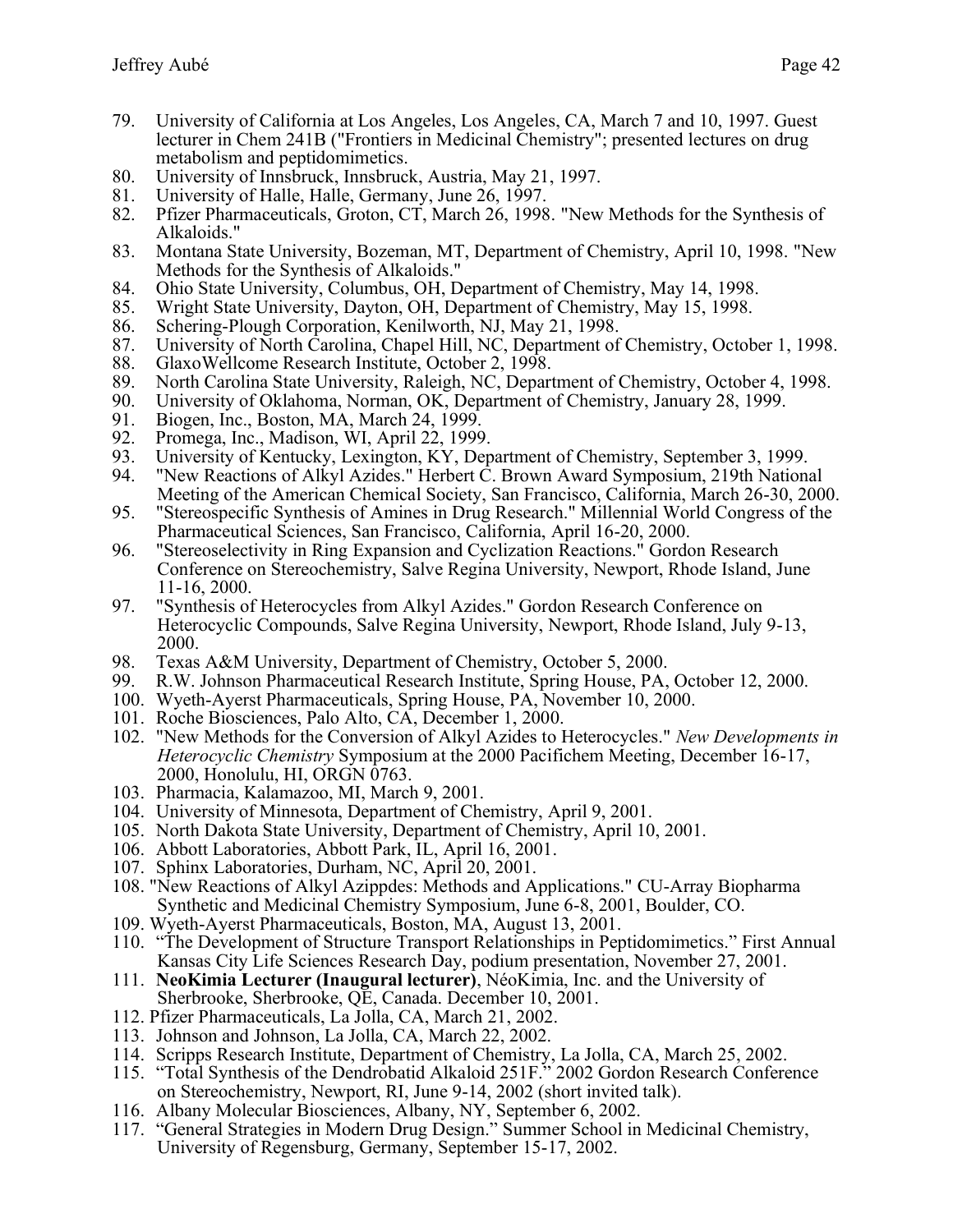79. University of California at Los Angeles, Los Angeles, CA, March 7 and 10, 1997. Guest lecturer in Chem 241B ("Frontiers in Medicinal Chemistry"; presented lectures on drug metabolism and peptidomimetics.
80. University of Innsbruck, Innsbruck, Austria, May 21, 1997.
81. University of Halle, Halle, Germany, June 26, 1997.
82. Pfizer Pharmaceuticals, Groton, CT, March 26, 1998. "New Methods for the Synthesis of Alkaloids."
83. Montana State University, Bozeman, MT, Department of Chemistry, April 10, 1998. "New Methods for the Synthesis of Alkaloids."
84. Ohio State University, Columbus, OH, Department of Chemistry, May 14, 1998.
85. Wright State University, Dayton, OH, Department of Chemistry, May 15, 1998.
86. Schering-Plough Corporation, Kenilworth, NJ, May 21, 1998.
87. University of North Carolina, Chapel Hill, NC, Department of Chemistry, October 1, 1998.
88. GlaxoWellcome Research Institute, October 2, 1998.
89. North Carolina State University, Raleigh, NC, Department of Chemistry, October 4, 1998.
90. University of Oklahoma, Norman, OK, Department of Chemistry, January 28, 1999.
91. Biogen, Inc., Boston, MA, March 24, 1999.
92. Promega, Inc., Madison, WI, April 22, 1999.
93. University of Kentucky, Lexington, KY, Department of Chemistry, September 3, 1999.
94. "New Reactions of Alkyl Azides." Herbert C. Brown Award Symposium, 219th National Meeting of the American Chemical Society, San Francisco, California, March 26-30, 2000.
95. "Stereospecific Synthesis of Amines in Drug Research." Millennial World Congress of the Pharmaceutical Sciences, San Francisco, California, April 16-20, 2000.
96. "Stereoselectivity in Ring Expansion and Cyclization Reactions." Gordon Research Conference on Stereochemistry, Salve Regina University, Newport, Rhode Island, June 11-16, 2000.
97. "Synthesis of Heterocycles from Alkyl Azides." Gordon Research Conference on Heterocyclic Compounds, Salve Regina University, Newport, Rhode Island, July 9-13, 2000.
98. Texas A&M University, Department of Chemistry, October 5, 2000.
99. R.W. Johnson Pharmaceutical Research Institute, Spring House, PA, October 12, 2000.
100. Wyeth-Ayerst Pharmaceuticals, Spring House, PA, November 10, 2000.
101. Roche Biosciences, Palo Alto, CA, December 1, 2000.
102. "New Methods for the Conversion of Alkyl Azides to Heterocycles." *New Developments in Heterocyclic Chemistry* Symposium at the 2000 Pacifichem Meeting, December 16-17, 2000, Honolulu, HI, ORGN 0763.
103. Pharmacia, Kalamazoo, MI, March 9, 2001.
104. University of Minnesota, Department of Chemistry, April 9, 2001.
105. North Dakota State University, Department of Chemistry, April 10, 2001.
106. Abbott Laboratories, Abbott Park, IL, April 16, 2001.
107. Sphinx Laboratories, Durham, NC, April 20, 2001.
108. "New Reactions of Alkyl Azippdes: Methods and Applications." CU-Array Biopharma Synthetic and Medicinal Chemistry Symposium, June 6-8, 2001, Boulder, CO.
109. Wyeth-Ayerst Pharmaceuticals, Boston, MA, August 13, 2001.
110. "The Development of Structure Transport Relationships in Peptidomimetics." First Annual Kansas City Life Sciences Research Day, podium presentation, November 27, 2001.
111. **NeoKimia Lecturer (Inaugural lecturer)**, NéoKimia, Inc. and the University of Sherbrooke, Sherbrooke, QE, Canada. December 10, 2001.
112. Pfizer Pharmaceuticals, La Jolla, CA, March 21, 2002.
113. Johnson and Johnson, La Jolla, CA, March 22, 2002.
114. Scripps Research Institute, Department of Chemistry, La Jolla, CA, March 25, 2002.
115. "Total Synthesis of the Dendrobatid Alkaloid 251F." 2002 Gordon Research Conference on Stereochemistry, Newport, RI, June 9-14, 2002 (short invited talk).
116. Albany Molecular Biosciences, Albany, NY, September 6, 2002.
117. "General Strategies in Modern Drug Design." Summer School in Medicinal Chemistry, University of Regensburg, Germany, September 15-17, 2002.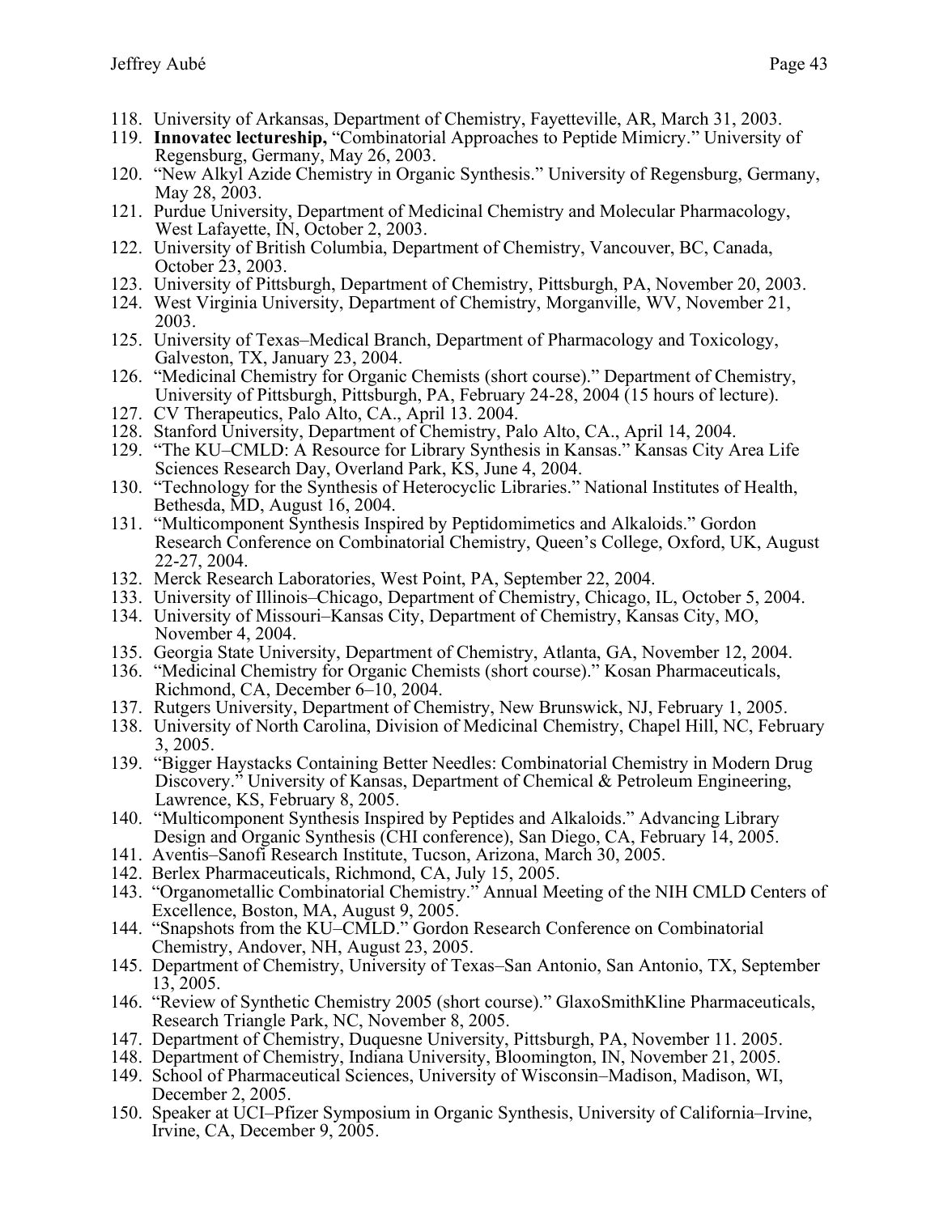118. University of Arkansas, Department of Chemistry, Fayetteville, AR, March 31, 2003.
119. **Innovatec lectureship,** "Combinatorial Approaches to Peptide Mimicry." University of Regensburg, Germany, May 26, 2003.
120. "New Alkyl Azide Chemistry in Organic Synthesis." University of Regensburg, Germany, May 28, 2003.
121. Purdue University, Department of Medicinal Chemistry and Molecular Pharmacology, West Lafayette, IN, October 2, 2003.
122. University of British Columbia, Department of Chemistry, Vancouver, BC, Canada, October 23, 2003.
123. University of Pittsburgh, Department of Chemistry, Pittsburgh, PA, November 20, 2003.
124. West Virginia University, Department of Chemistry, Morganville, WV, November 21, 2003.
125. University of Texas–Medical Branch, Department of Pharmacology and Toxicology, Galveston, TX, January 23, 2004.
126. "Medicinal Chemistry for Organic Chemists (short course)." Department of Chemistry, University of Pittsburgh, Pittsburgh, PA, February 24-28, 2004 (15 hours of lecture).
127. CV Therapeutics, Palo Alto, CA., April 13. 2004.
128. Stanford University, Department of Chemistry, Palo Alto, CA., April 14, 2004.
129. "The KU–CMLD: A Resource for Library Synthesis in Kansas." Kansas City Area Life Sciences Research Day, Overland Park, KS, June 4, 2004.
130. "Technology for the Synthesis of Heterocyclic Libraries." National Institutes of Health, Bethesda, MD, August 16, 2004.
131. "Multicomponent Synthesis Inspired by Peptidomimetics and Alkaloids." Gordon Research Conference on Combinatorial Chemistry, Queen's College, Oxford, UK, August 22-27, 2004.
132. Merck Research Laboratories, West Point, PA, September 22, 2004.
133. University of Illinois–Chicago, Department of Chemistry, Chicago, IL, October 5, 2004.
134. University of Missouri–Kansas City, Department of Chemistry, Kansas City, MO, November 4, 2004.
135. Georgia State University, Department of Chemistry, Atlanta, GA, November 12, 2004.
136. "Medicinal Chemistry for Organic Chemists (short course)." Kosan Pharmaceuticals, Richmond, CA, December 6–10, 2004.
137. Rutgers University, Department of Chemistry, New Brunswick, NJ, February 1, 2005.
138. University of North Carolina, Division of Medicinal Chemistry, Chapel Hill, NC, February 3, 2005.
139. "Bigger Haystacks Containing Better Needles: Combinatorial Chemistry in Modern Drug Discovery." University of Kansas, Department of Chemical & Petroleum Engineering, Lawrence, KS, February 8, 2005.
140. "Multicomponent Synthesis Inspired by Peptides and Alkaloids." Advancing Library Design and Organic Synthesis (CHI conference), San Diego, CA, February 14, 2005.
141. Aventis–Sanofi Research Institute, Tucson, Arizona, March 30, 2005.
142. Berlex Pharmaceuticals, Richmond, CA, July 15, 2005.
143. "Organometallic Combinatorial Chemistry." Annual Meeting of the NIH CMLD Centers of Excellence, Boston, MA, August 9, 2005.
144. "Snapshots from the KU–CMLD." Gordon Research Conference on Combinatorial Chemistry, Andover, NH, August 23, 2005.
145. Department of Chemistry, University of Texas–San Antonio, San Antonio, TX, September 13, 2005.
146. "Review of Synthetic Chemistry 2005 (short course)." GlaxoSmithKline Pharmaceuticals, Research Triangle Park, NC, November 8, 2005.
147. Department of Chemistry, Duquesne University, Pittsburgh, PA, November 11. 2005.
148. Department of Chemistry, Indiana University, Bloomington, IN, November 21, 2005.
149. School of Pharmaceutical Sciences, University of Wisconsin–Madison, Madison, WI, December 2, 2005.
150. Speaker at UCI–Pfizer Symposium in Organic Synthesis, University of California–Irvine, Irvine, CA, December 9, 2005.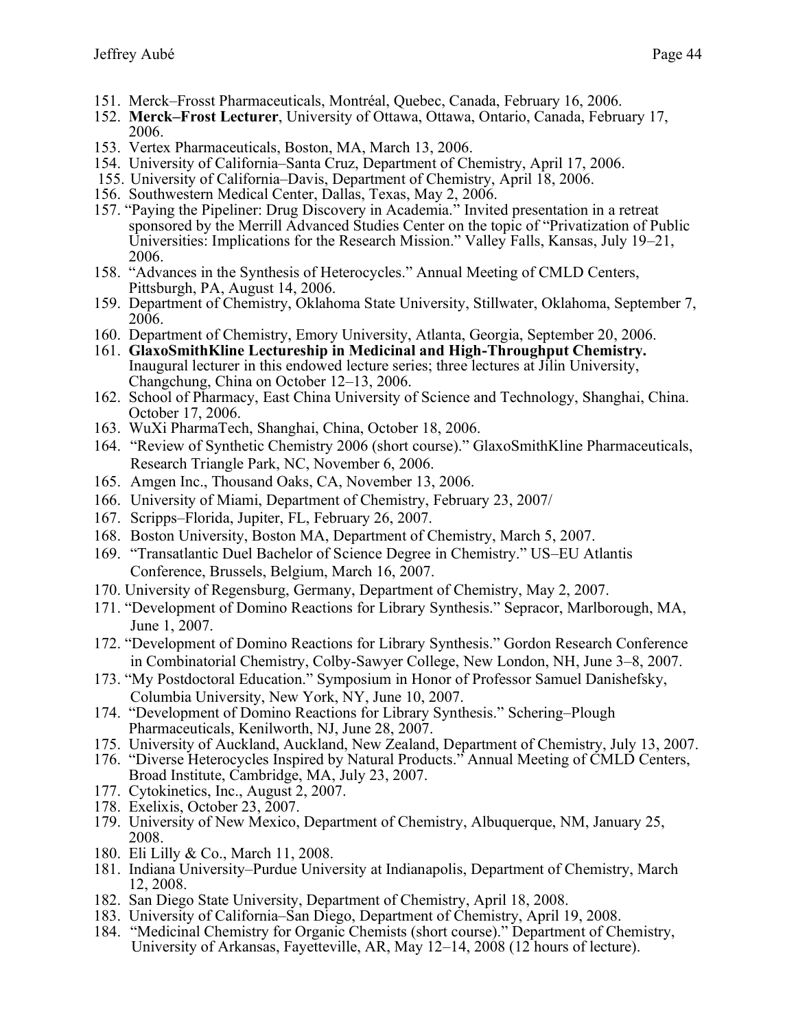151. Merck–Frosst Pharmaceuticals, Montréal, Quebec, Canada, February 16, 2006.
152. **Merck–Frost Lecturer**, University of Ottawa, Ottawa, Ontario, Canada, February 17, 2006.
153. Vertex Pharmaceuticals, Boston, MA, March 13, 2006.
154. University of California–Santa Cruz, Department of Chemistry, April 17, 2006.
155. University of California–Davis, Department of Chemistry, April 18, 2006.
156. Southwestern Medical Center, Dallas, Texas, May 2, 2006.
157. "Paying the Pipeliner: Drug Discovery in Academia." Invited presentation in a retreat sponsored by the Merrill Advanced Studies Center on the topic of "Privatization of Public Universities: Implications for the Research Mission." Valley Falls, Kansas, July 19–21, 2006.
158. "Advances in the Synthesis of Heterocycles." Annual Meeting of CMLD Centers, Pittsburgh, PA, August 14, 2006.
159. Department of Chemistry, Oklahoma State University, Stillwater, Oklahoma, September 7, 2006.
160. Department of Chemistry, Emory University, Atlanta, Georgia, September 20, 2006.
161. **GlaxoSmithKline Lectureship in Medicinal and High-Throughput Chemistry.** Inaugural lecturer in this endowed lecture series; three lectures at Jilin University, Changchung, China on October 12–13, 2006.
162. School of Pharmacy, East China University of Science and Technology, Shanghai, China. October 17, 2006.
163. WuXi PharmaTech, Shanghai, China, October 18, 2006.
164. "Review of Synthetic Chemistry 2006 (short course)." GlaxoSmithKline Pharmaceuticals, Research Triangle Park, NC, November 6, 2006.
165. Amgen Inc., Thousand Oaks, CA, November 13, 2006.
166. University of Miami, Department of Chemistry, February 23, 2007/
167. Scripps–Florida, Jupiter, FL, February 26, 2007.
168. Boston University, Boston MA, Department of Chemistry, March 5, 2007.
169. "Transatlantic Duel Bachelor of Science Degree in Chemistry." US–EU Atlantis Conference, Brussels, Belgium, March 16, 2007.
170. University of Regensburg, Germany, Department of Chemistry, May 2, 2007.
171. "Development of Domino Reactions for Library Synthesis." Sepracor, Marlborough, MA, June 1, 2007.
172. "Development of Domino Reactions for Library Synthesis." Gordon Research Conference in Combinatorial Chemistry, Colby-Sawyer College, New London, NH, June 3–8, 2007.
173. "My Postdoctoral Education." Symposium in Honor of Professor Samuel Danishefsky, Columbia University, New York, NY, June 10, 2007.
174. "Development of Domino Reactions for Library Synthesis." Schering–Plough Pharmaceuticals, Kenilworth, NJ, June 28, 2007.
175. University of Auckland, Auckland, New Zealand, Department of Chemistry, July 13, 2007.
176. "Diverse Heterocycles Inspired by Natural Products." Annual Meeting of CMLD Centers, Broad Institute, Cambridge, MA, July 23, 2007.
177. Cytokinetics, Inc., August 2, 2007.
178. Exelixis, October 23, 2007.
179. University of New Mexico, Department of Chemistry, Albuquerque, NM, January 25, 2008.
180. Eli Lilly & Co., March 11, 2008.
181. Indiana University–Purdue University at Indianapolis, Department of Chemistry, March 12, 2008.
182. San Diego State University, Department of Chemistry, April 18, 2008.
183. University of California–San Diego, Department of Chemistry, April 19, 2008.
184. "Medicinal Chemistry for Organic Chemists (short course)." Department of Chemistry, University of Arkansas, Fayetteville, AR, May 12–14, 2008 (12 hours of lecture).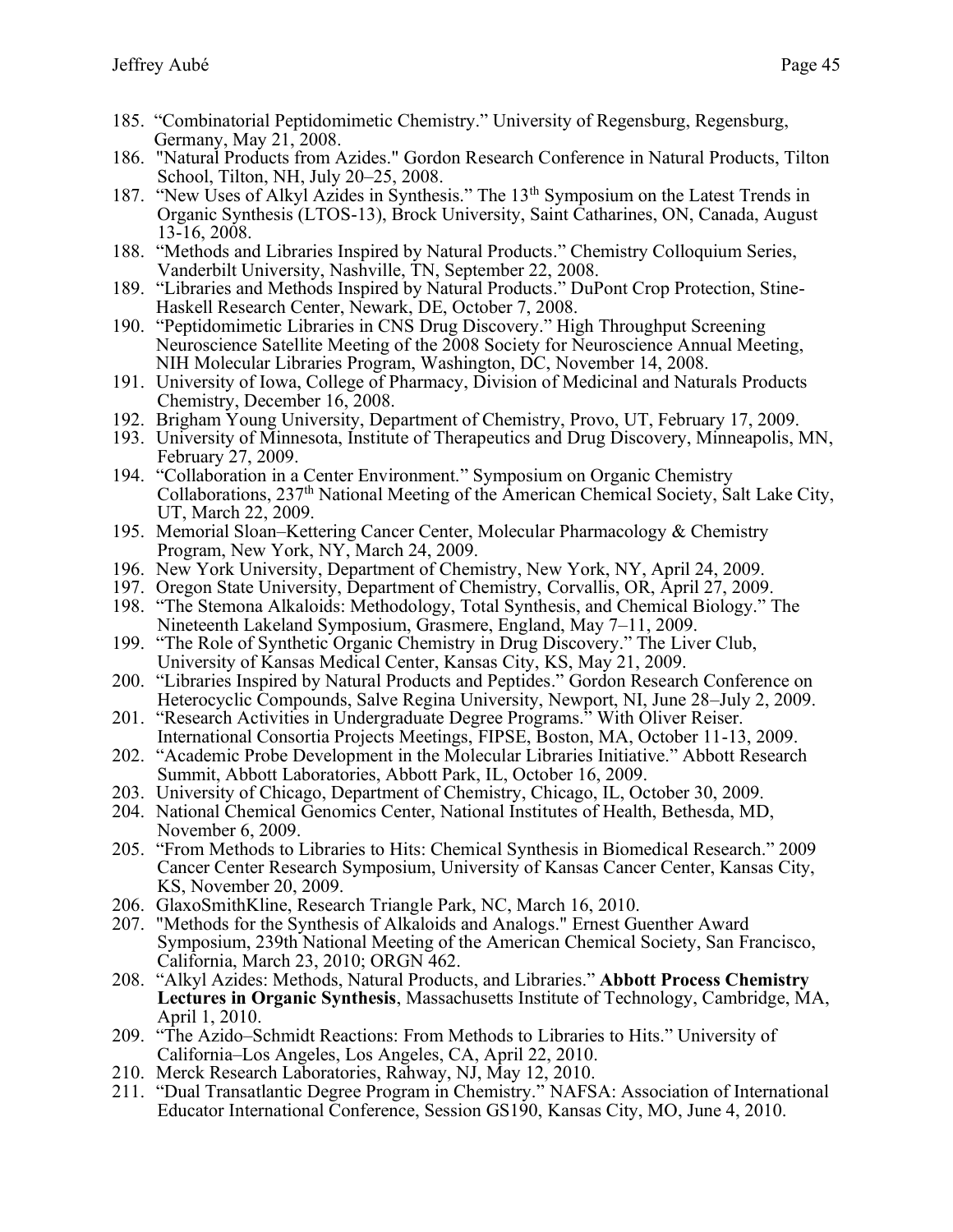185. "Combinatorial Peptidomimetic Chemistry." University of Regensburg, Regensburg, Germany, May 21, 2008.
186. "Natural Products from Azides." Gordon Research Conference in Natural Products, Tilton School, Tilton, NH, July 20–25, 2008.
187. "New Uses of Alkyl Azides in Synthesis." The 13th Symposium on the Latest Trends in Organic Synthesis (LTOS-13), Brock University, Saint Catharines, ON, Canada, August 13-16, 2008.
188. "Methods and Libraries Inspired by Natural Products." Chemistry Colloquium Series, Vanderbilt University, Nashville, TN, September 22, 2008.
189. "Libraries and Methods Inspired by Natural Products." DuPont Crop Protection, Stine-Haskell Research Center, Newark, DE, October 7, 2008.
190. "Peptidomimetic Libraries in CNS Drug Discovery." High Throughput Screening Neuroscience Satellite Meeting of the 2008 Society for Neuroscience Annual Meeting, NIH Molecular Libraries Program, Washington, DC, November 14, 2008.
191. University of Iowa, College of Pharmacy, Division of Medicinal and Naturals Products Chemistry, December 16, 2008.
192. Brigham Young University, Department of Chemistry, Provo, UT, February 17, 2009.
193. University of Minnesota, Institute of Therapeutics and Drug Discovery, Minneapolis, MN, February 27, 2009.
194. "Collaboration in a Center Environment." Symposium on Organic Chemistry Collaborations, 237th National Meeting of the American Chemical Society, Salt Lake City, UT, March 22, 2009.
195. Memorial Sloan–Kettering Cancer Center, Molecular Pharmacology & Chemistry Program, New York, NY, March 24, 2009.
196. New York University, Department of Chemistry, New York, NY, April 24, 2009.
197. Oregon State University, Department of Chemistry, Corvallis, OR, April 27, 2009.
198. "The Stemona Alkaloids: Methodology, Total Synthesis, and Chemical Biology." The Nineteenth Lakeland Symposium, Grasmere, England, May 7–11, 2009.
199. "The Role of Synthetic Organic Chemistry in Drug Discovery." The Liver Club, University of Kansas Medical Center, Kansas City, KS, May 21, 2009.
200. "Libraries Inspired by Natural Products and Peptides." Gordon Research Conference on Heterocyclic Compounds, Salve Regina University, Newport, NI, June 28–July 2, 2009.
201. "Research Activities in Undergraduate Degree Programs." With Oliver Reiser. International Consortia Projects Meetings, FIPSE, Boston, MA, October 11-13, 2009.
202. "Academic Probe Development in the Molecular Libraries Initiative." Abbott Research Summit, Abbott Laboratories, Abbott Park, IL, October 16, 2009.
203. University of Chicago, Department of Chemistry, Chicago, IL, October 30, 2009.
204. National Chemical Genomics Center, National Institutes of Health, Bethesda, MD, November 6, 2009.
205. "From Methods to Libraries to Hits: Chemical Synthesis in Biomedical Research." 2009 Cancer Center Research Symposium, University of Kansas Cancer Center, Kansas City, KS, November 20, 2009.
206. GlaxoSmithKline, Research Triangle Park, NC, March 16, 2010.
207. "Methods for the Synthesis of Alkaloids and Analogs." Ernest Guenther Award Symposium, 239th National Meeting of the American Chemical Society, San Francisco, California, March 23, 2010; ORGN 462.
208. "Alkyl Azides: Methods, Natural Products, and Libraries." **Abbott Process Chemistry Lectures in Organic Synthesis**, Massachusetts Institute of Technology, Cambridge, MA, April 1, 2010.
209. "The Azido–Schmidt Reactions: From Methods to Libraries to Hits." University of California–Los Angeles, Los Angeles, CA, April 22, 2010.
210. Merck Research Laboratories, Rahway, NJ, May 12, 2010.
211. "Dual Transatlantic Degree Program in Chemistry." NAFSA: Association of International Educator International Conference, Session GS190, Kansas City, MO, June 4, 2010.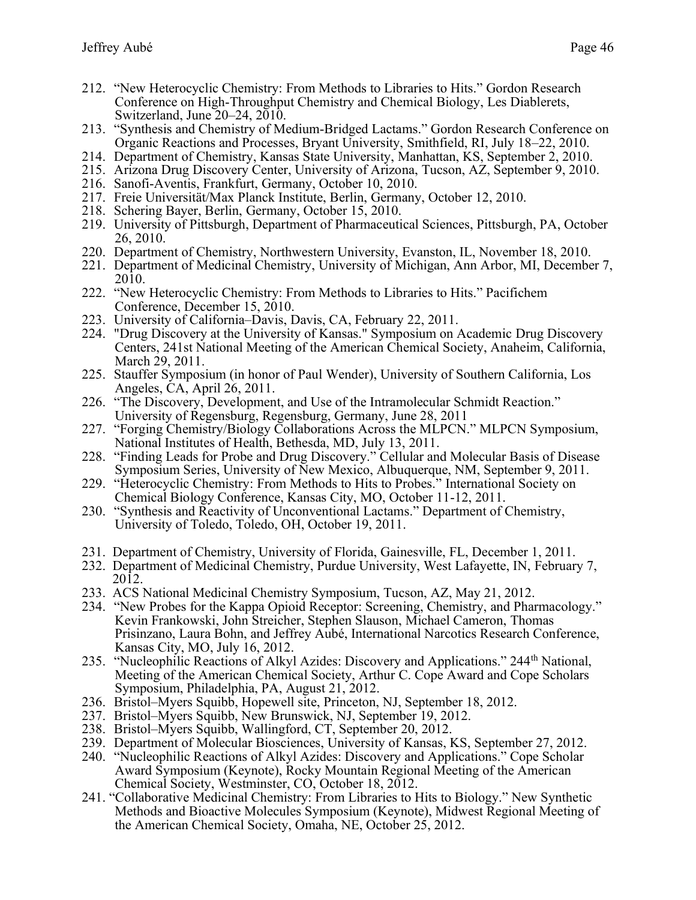212. "New Heterocyclic Chemistry: From Methods to Libraries to Hits." Gordon Research Conference on High-Throughput Chemistry and Chemical Biology, Les Diablerets, Switzerland, June 20–24, 2010.
213. "Synthesis and Chemistry of Medium-Bridged Lactams." Gordon Research Conference on Organic Reactions and Processes, Bryant University, Smithfield, RI, July 18–22, 2010.
214. Department of Chemistry, Kansas State University, Manhattan, KS, September 2, 2010.
215. Arizona Drug Discovery Center, University of Arizona, Tucson, AZ, September 9, 2010.
216. Sanofi-Aventis, Frankfurt, Germany, October 10, 2010.
217. Freie Universität/Max Planck Institute, Berlin, Germany, October 12, 2010.
218. Schering Bayer, Berlin, Germany, October 15, 2010.
219. University of Pittsburgh, Department of Pharmaceutical Sciences, Pittsburgh, PA, October 26, 2010.
220. Department of Chemistry, Northwestern University, Evanston, IL, November 18, 2010.
221. Department of Medicinal Chemistry, University of Michigan, Ann Arbor, MI, December 7, 2010.
222. "New Heterocyclic Chemistry: From Methods to Libraries to Hits." Pacifichem Conference, December 15, 2010.
223. University of California–Davis, Davis, CA, February 22, 2011.
224. "Drug Discovery at the University of Kansas." Symposium on Academic Drug Discovery Centers, 241st National Meeting of the American Chemical Society, Anaheim, California, March 29, 2011.
225. Stauffer Symposium (in honor of Paul Wender), University of Southern California, Los Angeles, CA, April 26, 2011.
226. "The Discovery, Development, and Use of the Intramolecular Schmidt Reaction." University of Regensburg, Regensburg, Germany, June 28, 2011
227. "Forging Chemistry/Biology Collaborations Across the MLPCN." MLPCN Symposium, National Institutes of Health, Bethesda, MD, July 13, 2011.
228. "Finding Leads for Probe and Drug Discovery." Cellular and Molecular Basis of Disease Symposium Series, University of New Mexico, Albuquerque, NM, September 9, 2011.
229. "Heterocyclic Chemistry: From Methods to Hits to Probes." International Society on Chemical Biology Conference, Kansas City, MO, October 11-12, 2011.
230. "Synthesis and Reactivity of Unconventional Lactams." Department of Chemistry, University of Toledo, Toledo, OH, October 19, 2011.
231. Department of Chemistry, University of Florida, Gainesville, FL, December 1, 2011.
232. Department of Medicinal Chemistry, Purdue University, West Lafayette, IN, February 7, 2012.
233. ACS National Medicinal Chemistry Symposium, Tucson, AZ, May 21, 2012.
234. "New Probes for the Kappa Opioid Receptor: Screening, Chemistry, and Pharmacology." Kevin Frankowski, John Streicher, Stephen Slauson, Michael Cameron, Thomas Prisinzano, Laura Bohn, and Jeffrey Aubé, International Narcotics Research Conference, Kansas City, MO, July 16, 2012.
235. "Nucleophilic Reactions of Alkyl Azides: Discovery and Applications." 244th National, Meeting of the American Chemical Society, Arthur C. Cope Award and Cope Scholars Symposium, Philadelphia, PA, August 21, 2012.
236. Bristol–Myers Squibb, Hopewell site, Princeton, NJ, September 18, 2012.
237. Bristol–Myers Squibb, New Brunswick, NJ, September 19, 2012.
238. Bristol–Myers Squibb, Wallingford, CT, September 20, 2012.
239. Department of Molecular Biosciences, University of Kansas, KS, September 27, 2012.
240. "Nucleophilic Reactions of Alkyl Azides: Discovery and Applications." Cope Scholar Award Symposium (Keynote), Rocky Mountain Regional Meeting of the American Chemical Society, Westminster, CO, October 18, 2012.
241. "Collaborative Medicinal Chemistry: From Libraries to Hits to Biology." New Synthetic Methods and Bioactive Molecules Symposium (Keynote), Midwest Regional Meeting of the American Chemical Society, Omaha, NE, October 25, 2012.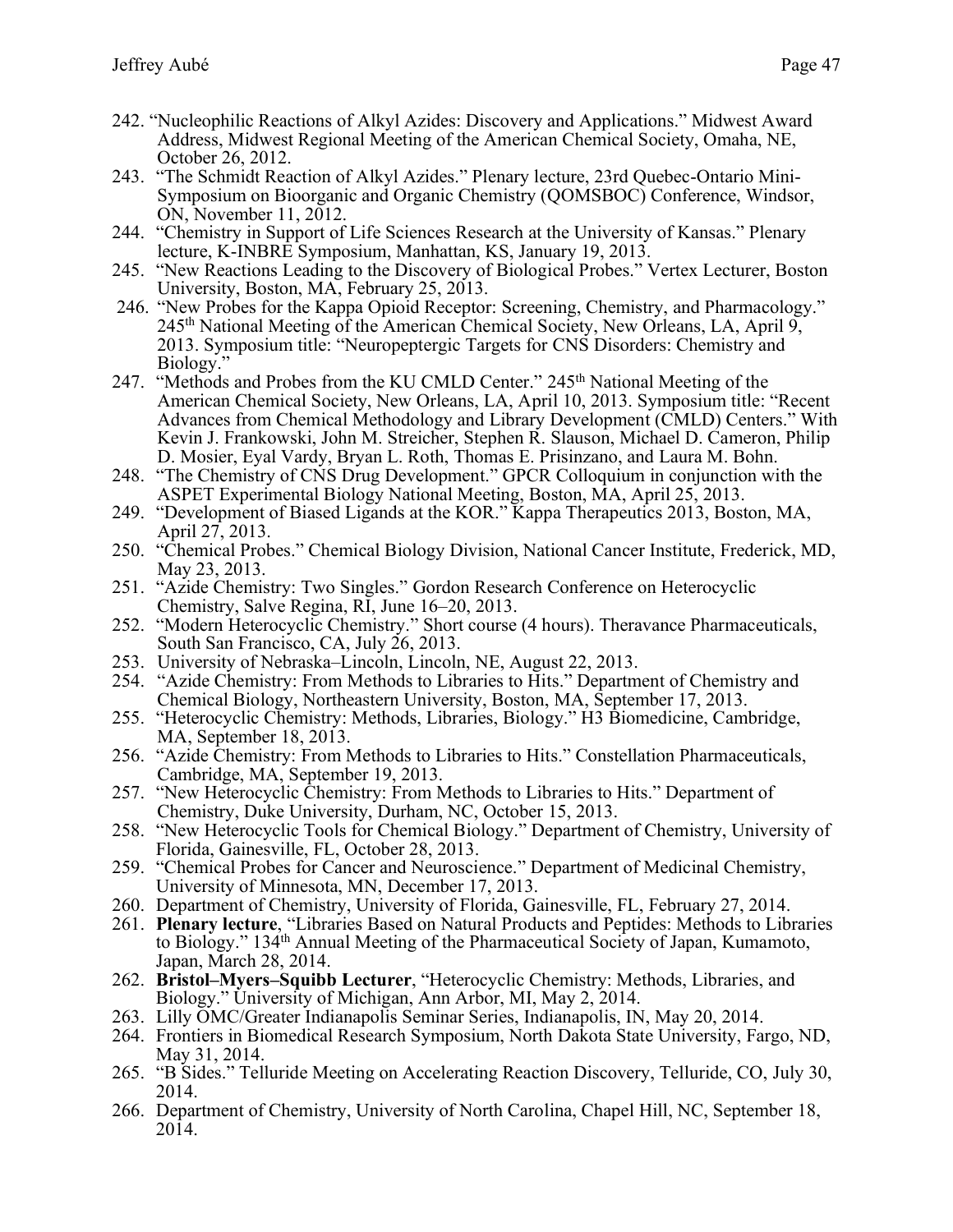242. "Nucleophilic Reactions of Alkyl Azides: Discovery and Applications." Midwest Award Address, Midwest Regional Meeting of the American Chemical Society, Omaha, NE, October 26, 2012.
243. "The Schmidt Reaction of Alkyl Azides." Plenary lecture, 23rd Quebec-Ontario Mini-Symposium on Bioorganic and Organic Chemistry (QOMSBOC) Conference, Windsor, ON, November 11, 2012.
244. "Chemistry in Support of Life Sciences Research at the University of Kansas." Plenary lecture, K-INBRE Symposium, Manhattan, KS, January 19, 2013.
245. "New Reactions Leading to the Discovery of Biological Probes." Vertex Lecturer, Boston University, Boston, MA, February 25, 2013.
246. "New Probes for the Kappa Opioid Receptor: Screening, Chemistry, and Pharmacology." 245th National Meeting of the American Chemical Society, New Orleans, LA, April 9, 2013. Symposium title: "Neuropeptergic Targets for CNS Disorders: Chemistry and Biology."
247. "Methods and Probes from the KU CMLD Center." 245th National Meeting of the American Chemical Society, New Orleans, LA, April 10, 2013. Symposium title: "Recent Advances from Chemical Methodology and Library Development (CMLD) Centers." With Kevin J. Frankowski, John M. Streicher, Stephen R. Slauson, Michael D. Cameron, Philip D. Mosier, Eyal Vardy, Bryan L. Roth, Thomas E. Prisinzano, and Laura M. Bohn.
248. "The Chemistry of CNS Drug Development." GPCR Colloquium in conjunction with the ASPET Experimental Biology National Meeting, Boston, MA, April 25, 2013.
249. "Development of Biased Ligands at the KOR." Kappa Therapeutics 2013, Boston, MA, April 27, 2013.
250. "Chemical Probes." Chemical Biology Division, National Cancer Institute, Frederick, MD, May 23, 2013.
251. "Azide Chemistry: Two Singles." Gordon Research Conference on Heterocyclic Chemistry, Salve Regina, RI, June 16–20, 2013.
252. "Modern Heterocyclic Chemistry." Short course (4 hours). Theravance Pharmaceuticals, South San Francisco, CA, July 26, 2013.
253. University of Nebraska–Lincoln, Lincoln, NE, August 22, 2013.
254. "Azide Chemistry: From Methods to Libraries to Hits." Department of Chemistry and Chemical Biology, Northeastern University, Boston, MA, September 17, 2013.
255. "Heterocyclic Chemistry: Methods, Libraries, Biology." H3 Biomedicine, Cambridge, MA, September 18, 2013.
256. "Azide Chemistry: From Methods to Libraries to Hits." Constellation Pharmaceuticals, Cambridge, MA, September 19, 2013.
257. "New Heterocyclic Chemistry: From Methods to Libraries to Hits." Department of Chemistry, Duke University, Durham, NC, October 15, 2013.
258. "New Heterocyclic Tools for Chemical Biology." Department of Chemistry, University of Florida, Gainesville, FL, October 28, 2013.
259. "Chemical Probes for Cancer and Neuroscience." Department of Medicinal Chemistry, University of Minnesota, MN, December 17, 2013.
260. Department of Chemistry, University of Florida, Gainesville, FL, February 27, 2014.
261. **Plenary lecture**, "Libraries Based on Natural Products and Peptides: Methods to Libraries to Biology." 134th Annual Meeting of the Pharmaceutical Society of Japan, Kumamoto, Japan, March 28, 2014.
262. **Bristol–Myers–Squibb Lecturer**, "Heterocyclic Chemistry: Methods, Libraries, and Biology." University of Michigan, Ann Arbor, MI, May 2, 2014.
263. Lilly OMC/Greater Indianapolis Seminar Series, Indianapolis, IN, May 20, 2014.
264. Frontiers in Biomedical Research Symposium, North Dakota State University, Fargo, ND, May 31, 2014.
265. "B Sides." Telluride Meeting on Accelerating Reaction Discovery, Telluride, CO, July 30, 2014.
266. Department of Chemistry, University of North Carolina, Chapel Hill, NC, September 18, 2014.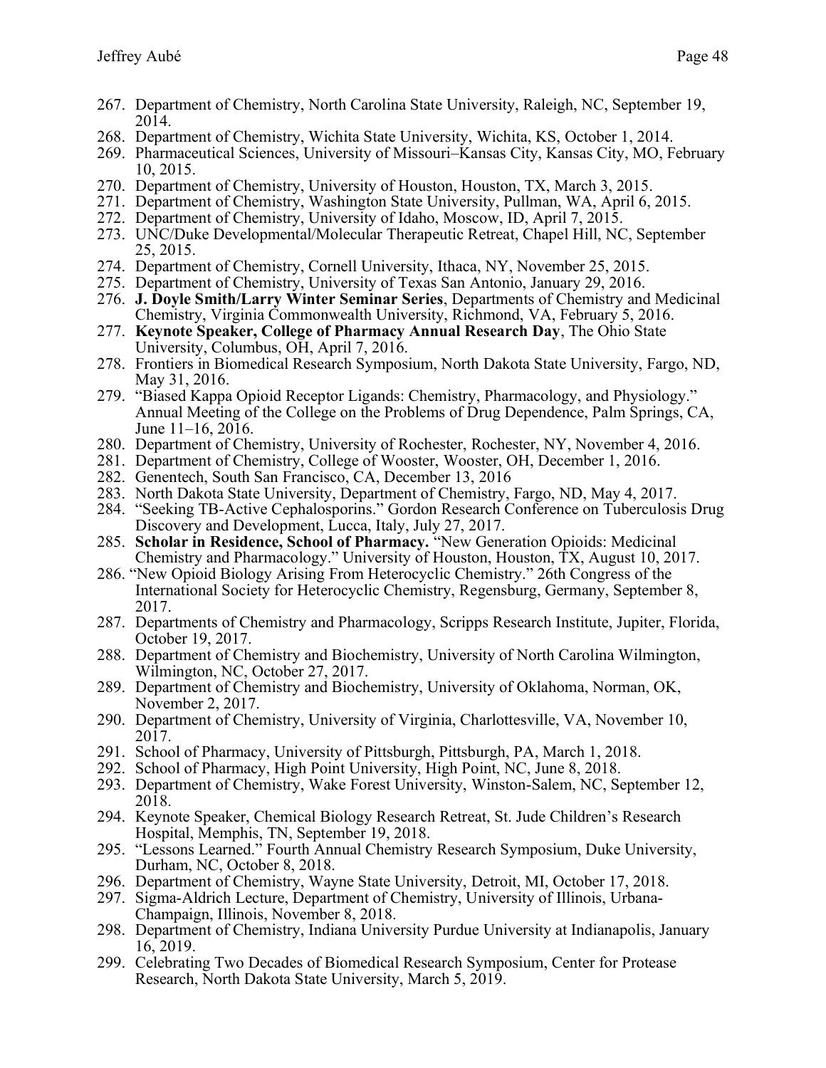267. Department of Chemistry, North Carolina State University, Raleigh, NC, September 19, 2014.
268. Department of Chemistry, Wichita State University, Wichita, KS, October 1, 2014.
269. Pharmaceutical Sciences, University of Missouri–Kansas City, Kansas City, MO, February 10, 2015.
270. Department of Chemistry, University of Houston, Houston, TX, March 3, 2015.
271. Department of Chemistry, Washington State University, Pullman, WA, April 6, 2015.
272. Department of Chemistry, University of Idaho, Moscow, ID, April 7, 2015.
273. UNC/Duke Developmental/Molecular Therapeutic Retreat, Chapel Hill, NC, September 25, 2015.
274. Department of Chemistry, Cornell University, Ithaca, NY, November 25, 2015.
275. Department of Chemistry, University of Texas San Antonio, January 29, 2016.
276. **J. Doyle Smith/Larry Winter Seminar Series**, Departments of Chemistry and Medicinal Chemistry, Virginia Commonwealth University, Richmond, VA, February 5, 2016.
277. **Keynote Speaker, College of Pharmacy Annual Research Day**, The Ohio State University, Columbus, OH, April 7, 2016.
278. Frontiers in Biomedical Research Symposium, North Dakota State University, Fargo, ND, May 31, 2016.
279. "Biased Kappa Opioid Receptor Ligands: Chemistry, Pharmacology, and Physiology." Annual Meeting of the College on the Problems of Drug Dependence, Palm Springs, CA, June 11–16, 2016.
280. Department of Chemistry, University of Rochester, Rochester, NY, November 4, 2016.
281. Department of Chemistry, College of Wooster, Wooster, OH, December 1, 2016.
282. Genentech, South San Francisco, CA, December 13, 2016
283. North Dakota State University, Department of Chemistry, Fargo, ND, May 4, 2017.
284. "Seeking TB-Active Cephalosporins." Gordon Research Conference on Tuberculosis Drug Discovery and Development, Lucca, Italy, July 27, 2017.
285. **Scholar in Residence, School of Pharmacy.** "New Generation Opioids: Medicinal Chemistry and Pharmacology." University of Houston, Houston, TX, August 10, 2017.
286. "New Opioid Biology Arising From Heterocyclic Chemistry." 26th Congress of the International Society for Heterocyclic Chemistry, Regensburg, Germany, September 8, 2017.
287. Departments of Chemistry and Pharmacology, Scripps Research Institute, Jupiter, Florida, October 19, 2017.
288. Department of Chemistry and Biochemistry, University of North Carolina Wilmington, Wilmington, NC, October 27, 2017.
289. Department of Chemistry and Biochemistry, University of Oklahoma, Norman, OK, November 2, 2017.
290. Department of Chemistry, University of Virginia, Charlottesville, VA, November 10, 2017.
291. School of Pharmacy, University of Pittsburgh, Pittsburgh, PA, March 1, 2018.
292. School of Pharmacy, High Point University, High Point, NC, June 8, 2018.
293. Department of Chemistry, Wake Forest University, Winston-Salem, NC, September 12, 2018.
294. Keynote Speaker, Chemical Biology Research Retreat, St. Jude Children's Research Hospital, Memphis, TN, September 19, 2018.
295. "Lessons Learned." Fourth Annual Chemistry Research Symposium, Duke University, Durham, NC, October 8, 2018.
296. Department of Chemistry, Wayne State University, Detroit, MI, October 17, 2018.
297. Sigma-Aldrich Lecture, Department of Chemistry, University of Illinois, Urbana-Champaign, Illinois, November 8, 2018.
298. Department of Chemistry, Indiana University Purdue University at Indianapolis, January 16, 2019.
299. Celebrating Two Decades of Biomedical Research Symposium, Center for Protease Research, North Dakota State University, March 5, 2019.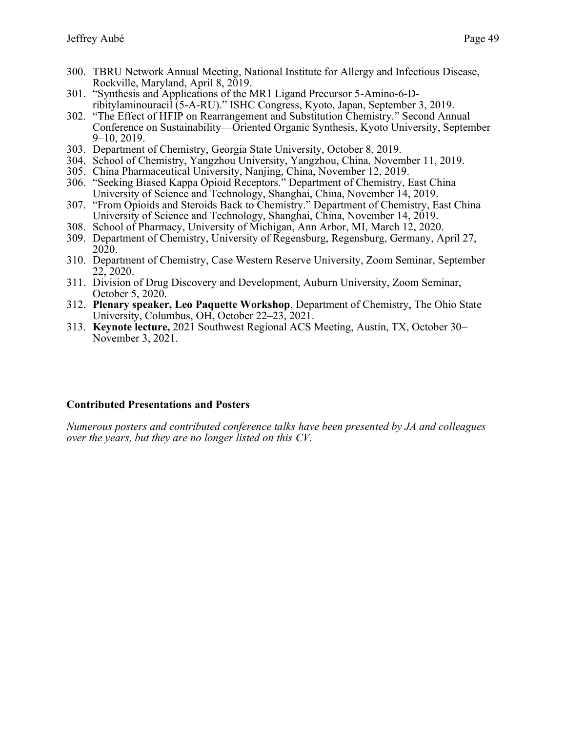300. TBRU Network Annual Meeting, National Institute for Allergy and Infectious Disease, Rockville, Maryland, April 8, 2019.
301. "Synthesis and Applications of the MR1 Ligand Precursor 5-Amino-6-D-ribitylaminouracil (5-A-RU)." ISHC Congress, Kyoto, Japan, September 3, 2019.
302. "The Effect of HFIP on Rearrangement and Substitution Chemistry." Second Annual Conference on Sustainability—Oriented Organic Synthesis, Kyoto University, September 9–10, 2019.
303. Department of Chemistry, Georgia State University, October 8, 2019.
304. School of Chemistry, Yangzhou University, Yangzhou, China, November 11, 2019.
305. China Pharmaceutical University, Nanjing, China, November 12, 2019.
306. "Seeking Biased Kappa Opioid Receptors." Department of Chemistry, East China University of Science and Technology, Shanghai, China, November 14, 2019.
307. "From Opioids and Steroids Back to Chemistry." Department of Chemistry, East China University of Science and Technology, Shanghai, China, November 14, 2019.
308. School of Pharmacy, University of Michigan, Ann Arbor, MI, March 12, 2020.
309. Department of Chemistry, University of Regensburg, Regensburg, Germany, April 27, 2020.
310. Department of Chemistry, Case Western Reserve University, Zoom Seminar, September 22, 2020.
311. Division of Drug Discovery and Development, Auburn University, Zoom Seminar, October 5, 2020.
312. **Plenary speaker, Leo Paquette Workshop**, Department of Chemistry, The Ohio State University, Columbus, OH, October 22–23, 2021.
313. **Keynote lecture,** 2021 Southwest Regional ACS Meeting, Austin, TX, October 30–November 3, 2021.

### Contributed Presentations and Posters

*Numerous posters and contributed conference talks have been presented by JA and colleagues over the years, but they are no longer listed on this CV.*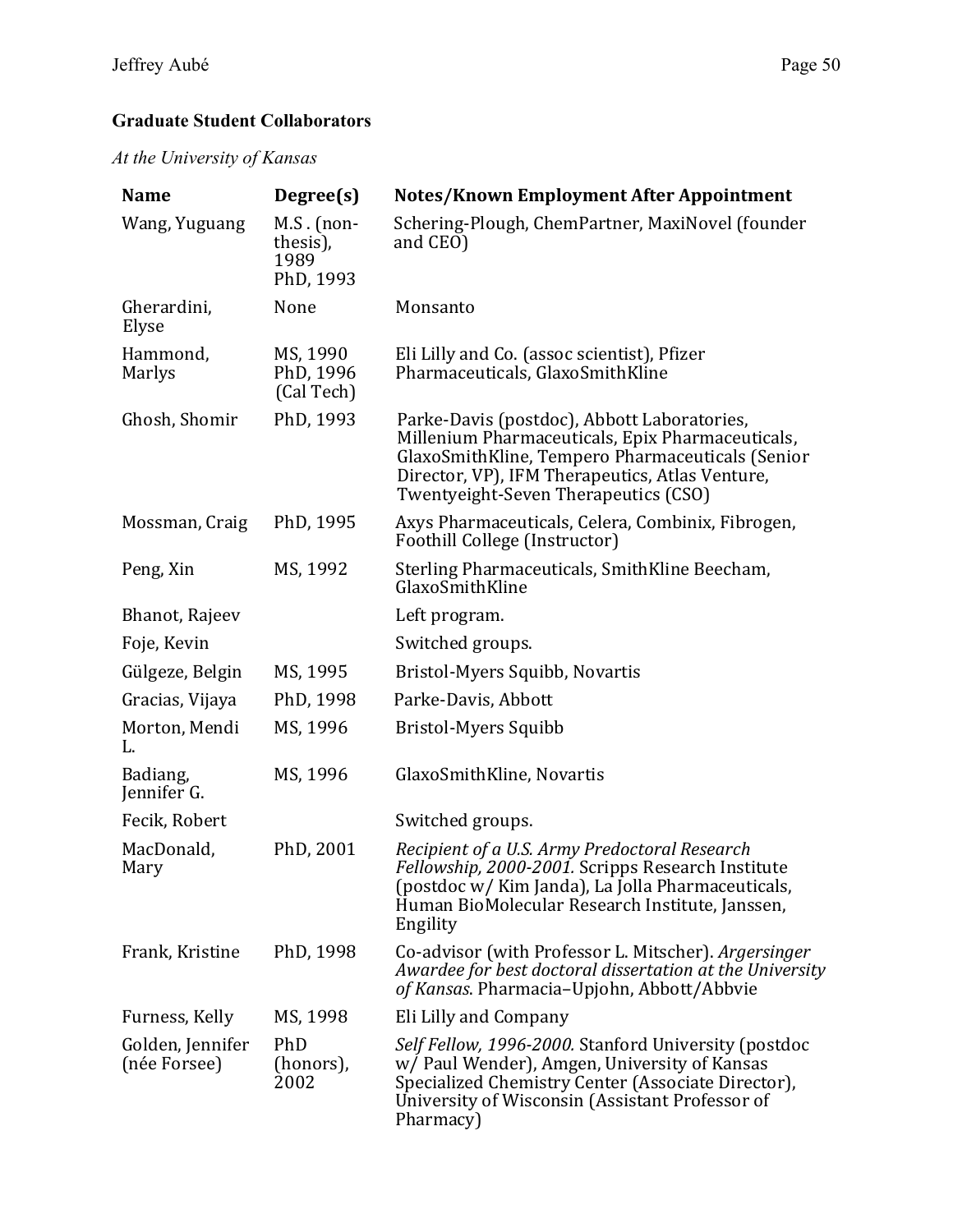### Graduate Student Collaborators

*At the University of Kansas*

| Name | Degree(s) | Notes/Known Employment After Appointment |
|---|---|---|
| Wang, Yuguang | M.S . (non-thesis), 1989 PhD, 1993 | Schering-Plough, ChemPartner, MaxiNovel (founder and CEO) |
| Gherardini, Elyse | None | Monsanto |
| Hammond, Marlys | MS, 1990 PhD, 1996 (Cal Tech) | Eli Lilly and Co. (assoc scientist), Pfizer Pharmaceuticals, GlaxoSmithKline |
| Ghosh, Shomir | PhD, 1993 | Parke-Davis (postdoc), Abbott Laboratories, Millenium Pharmaceuticals, Epix Pharmaceuticals, GlaxoSmithKline, Tempero Pharmaceuticals (Senior Director, VP), IFM Therapeutics, Atlas Venture, Twentyeight-Seven Therapeutics (CSO) |
| Mossman, Craig | PhD, 1995 | Axys Pharmaceuticals, Celera, Combinix, Fibrogen, Foothill College (Instructor) |
| Peng, Xin | MS, 1992 | Sterling Pharmaceuticals, SmithKline Beecham, GlaxoSmithKline |
| Bhanot, Rajeev | | Left program. |
| Foje, Kevin | | Switched groups. |
| Gülgeze, Belgin | MS, 1995 | Bristol-Myers Squibb, Novartis |
| Gracias, Vijaya | PhD, 1998 | Parke-Davis, Abbott |
| Morton, Mendi L. | MS, 1996 | Bristol-Myers Squibb |
| Badiang, Jennifer G. | MS, 1996 | GlaxoSmithKline, Novartis |
| Fecik, Robert | | Switched groups. |
| MacDonald, Mary | PhD, 2001 | *Recipient of a U.S. Army Predoctoral Research Fellowship, 2000-2001.* Scripps Research Institute (postdoc w/ Kim Janda), La Jolla Pharmaceuticals, Human BioMolecular Research Institute, Janssen, Engility |
| Frank, Kristine | PhD, 1998 | Co-advisor (with Professor L. Mitscher). *Argersinger Awardee for best doctoral dissertation at the University of Kansas*. Pharmacia–Upjohn, Abbott/Abbvie |
| Furness, Kelly | MS, 1998 | Eli Lilly and Company |
| Golden, Jennifer (née Forsee) | PhD (honors), 2002 | *Self Fellow, 1996-2000.* Stanford University (postdoc w/ Paul Wender), Amgen, University of Kansas Specialized Chemistry Center (Associate Director), University of Wisconsin (Assistant Professor of Pharmacy) |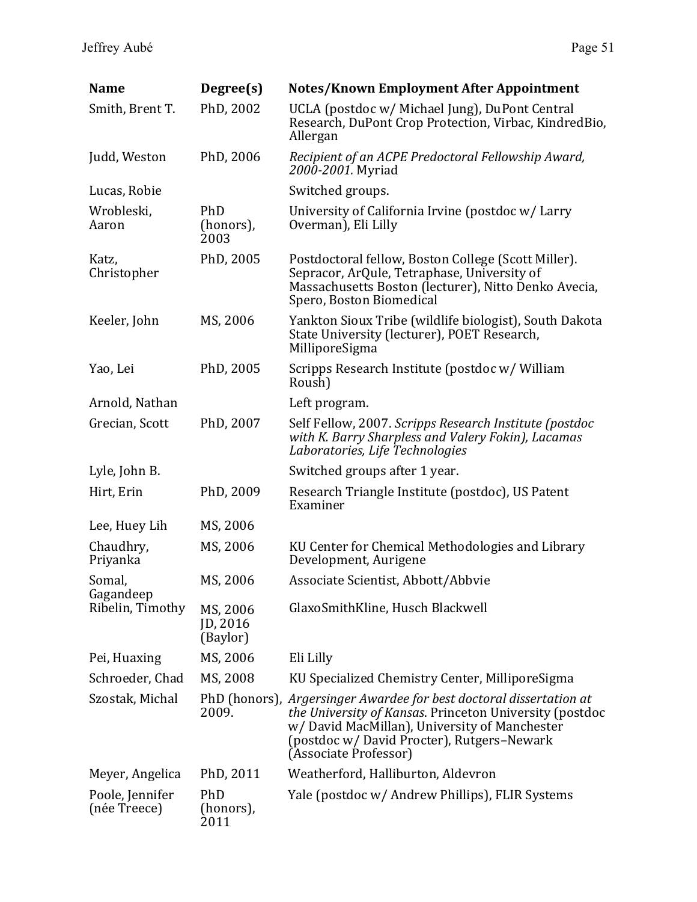| Name | Degree(s) | Notes/Known Employment After Appointment |
| --- | --- | --- |
| Smith, Brent T. | PhD, 2002 | UCLA (postdoc w/ Michael Jung), DuPont Central Research, DuPont Crop Protection, Virbac, KindredBio, Allergan |
| Judd, Weston | PhD, 2006 | *Recipient of an ACPE Predoctoral Fellowship Award, 2000-2001.* Myriad |
| Lucas, Robie | | Switched groups. |
| Wrobleski, Aaron | PhD (honors), 2003 | University of California Irvine (postdoc w/ Larry Overman), Eli Lilly |
| Katz, Christopher | PhD, 2005 | Postdoctoral fellow, Boston College (Scott Miller). Sepracor, ArQule, Tetraphase, University of Massachusetts Boston (lecturer), Nitto Denko Avecia, Spero, Boston Biomedical |
| Keeler, John | MS, 2006 | Yankton Sioux Tribe (wildlife biologist), South Dakota State University (lecturer), POET Research, MilliporeSigma |
| Yao, Lei | PhD, 2005 | Scripps Research Institute (postdoc w/ William Roush) |
| Arnold, Nathan | | Left program. |
| Grecian, Scott | PhD, 2007 | Self Fellow, 2007. *Scripps Research Institute (postdoc with K. Barry Sharpless and Valery Fokin), Lacamas Laboratories, Life Technologies* |
| Lyle, John B. | | Switched groups after 1 year. |
| Hirt, Erin | PhD, 2009 | Research Triangle Institute (postdoc), US Patent Examiner |
| Lee, Huey Lih | MS, 2006 | |
| Chaudhry, Priyanka | MS, 2006 | KU Center for Chemical Methodologies and Library Development, Aurigene |
| Somal, Gagandeep | MS, 2006 | Associate Scientist, Abbott/Abbvie |
| Ribelin, Timothy | MS, 2006 JD, 2016 (Baylor) | GlaxoSmithKline, Husch Blackwell |
| Pei, Huaxing | MS, 2006 | Eli Lilly |
| Schroeder, Chad | MS, 2008 | KU Specialized Chemistry Center, MilliporeSigma |
| Szostak, Michal | PhD (honors), 2009. | *Argersinger Awardee for best doctoral dissertation at the University of Kansas*. Princeton University (postdoc w/ David MacMillan), University of Manchester (postdoc w/ David Procter), Rutgers–Newark (Associate Professor) |
| Meyer, Angelica | PhD, 2011 | Weatherford, Halliburton, Aldevron |
| Poole, Jennifer (née Treece) | PhD (honors), 2011 | Yale (postdoc w/ Andrew Phillips), FLIR Systems |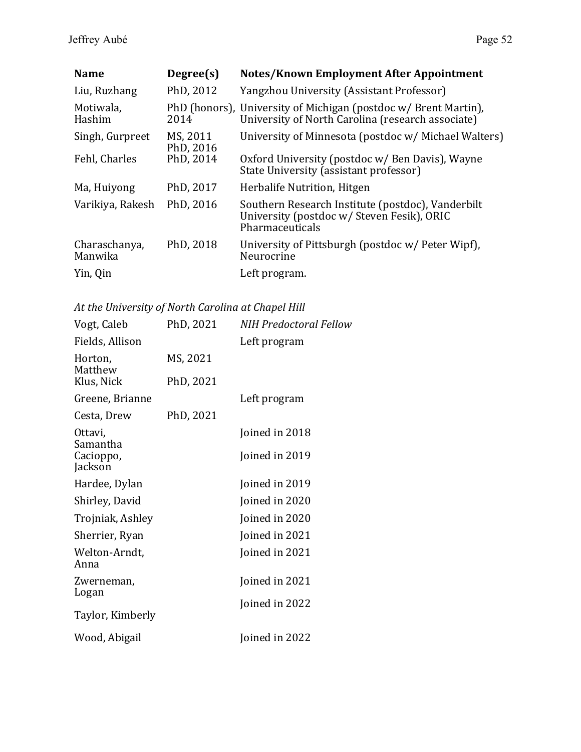| Name | Degree(s) | Notes/Known Employment After Appointment |
| --- | --- | --- |
| Liu, Ruzhang | PhD, 2012 | Yangzhou University (Assistant Professor) |
| Motiwala, Hashim | PhD (honors), 2014 | University of Michigan (postdoc w/ Brent Martin), University of North Carolina (research associate) |
| Singh, Gurpreet | MS, 2011 PhD, 2016 | University of Minnesota (postdoc w/ Michael Walters) |
| Fehl, Charles | PhD, 2014 | Oxford University (postdoc w/ Ben Davis), Wayne State University (assistant professor) |
| Ma, Huiyong | PhD, 2017 | Herbalife Nutrition, Hitgen |
| Varikiya, Rakesh | PhD, 2016 | Southern Research Institute (postdoc), Vanderbilt University (postdoc w/ Steven Fesik), ORIC Pharmaceuticals |
| Charaschanya, Manwika | PhD, 2018 | University of Pittsburgh (postdoc w/ Peter Wipf), Neurocrine |
| Yin, Qin | | Left program. |

*At the University of North Carolina at Chapel Hill*

| Name | Degree(s) | Notes/Known Employment After Appointment |
| --- | --- | --- |
| Vogt, Caleb | PhD, 2021 | *NIH Predoctoral Fellow* |
| Fields, Allison | | Left program |
| Horton, Matthew | MS, 2021 | |
| Klus, Nick | PhD, 2021 | |
| Greene, Brianne | | Left program |
| Cesta, Drew | PhD, 2021 | |
| Ottavi, Samantha | | Joined in 2018 |
| Cacioppo, Jackson | | Joined in 2019 |
| Hardee, Dylan | | Joined in 2019 |
| Shirley, David | | Joined in 2020 |
| Trojniak, Ashley | | Joined in 2020 |
| Sherrier, Ryan | | Joined in 2021 |
| Welton-Arndt, Anna | | Joined in 2021 |
| Zwerneman, Logan | | Joined in 2021 |
| Taylor, Kimberly | | Joined in 2022 |
| Wood, Abigail | | Joined in 2022 |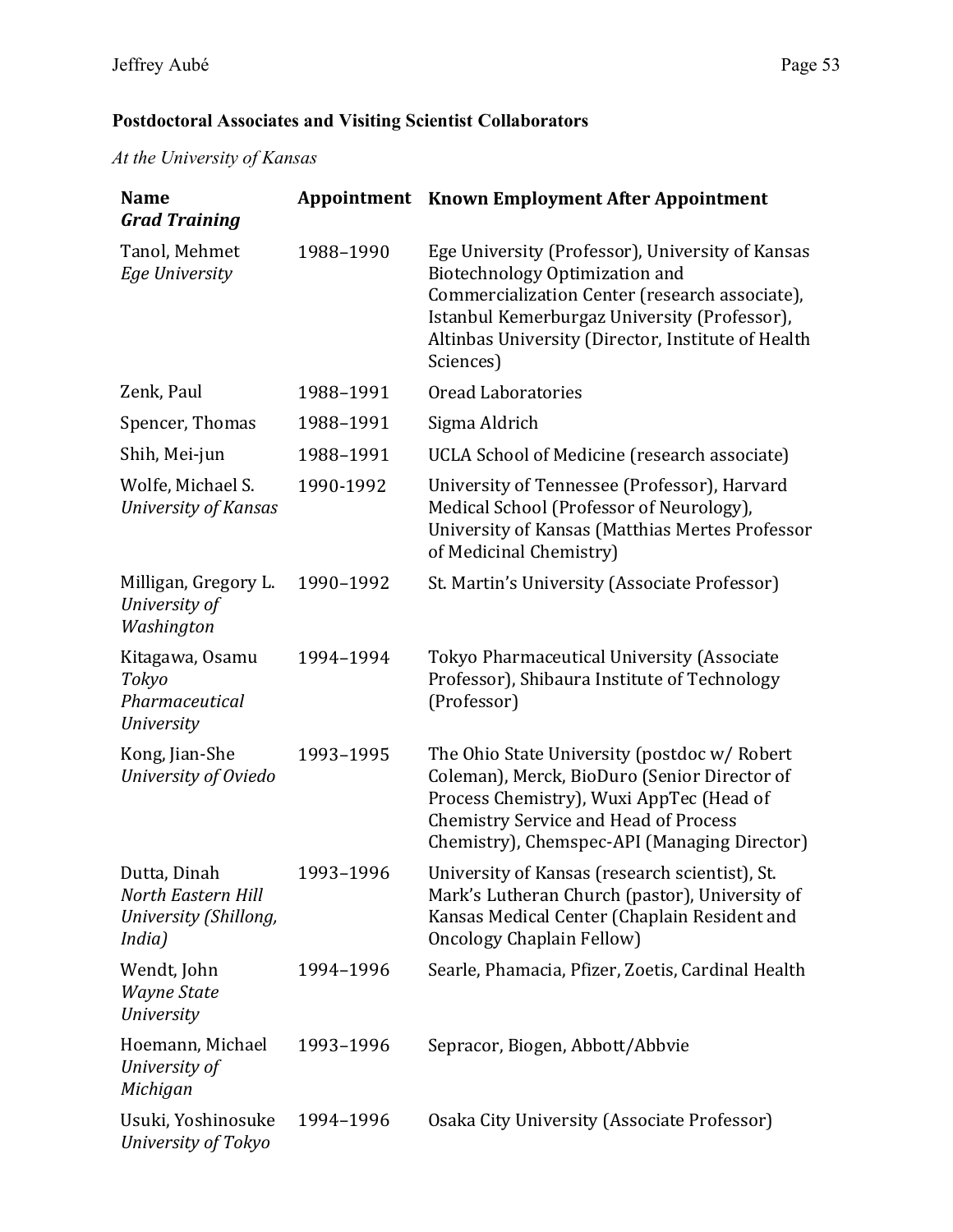**Postdoctoral Associates and Visiting Scientist Collaborators**

*At the University of Kansas*

| **Name** *Grad Training* | **Appointment** | **Known Employment After Appointment** |
|---|---|---|
| Tanol, Mehmet *Ege University* | 1988–1990 | Ege University (Professor), University of Kansas Biotechnology Optimization and Commercialization Center (research associate), Istanbul Kemerburgaz University (Professor), Altinbas University (Director, Institute of Health Sciences) |
| Zenk, Paul | 1988–1991 | Oread Laboratories |
| Spencer, Thomas | 1988–1991 | Sigma Aldrich |
| Shih, Mei-jun | 1988–1991 | UCLA School of Medicine (research associate) |
| Wolfe, Michael S. *University of Kansas* | 1990-1992 | University of Tennessee (Professor), Harvard Medical School (Professor of Neurology), University of Kansas (Matthias Mertes Professor of Medicinal Chemistry) |
| Milligan, Gregory L. *University of Washington* | 1990–1992 | St. Martin's University (Associate Professor) |
| Kitagawa, Osamu *Tokyo Pharmaceutical University* | 1994–1994 | Tokyo Pharmaceutical University (Associate Professor), Shibaura Institute of Technology (Professor) |
| Kong, Jian-She *University of Oviedo* | 1993–1995 | The Ohio State University (postdoc w/ Robert Coleman), Merck, BioDuro (Senior Director of Process Chemistry), Wuxi AppTec (Head of Chemistry Service and Head of Process Chemistry), Chemspec-API (Managing Director) |
| Dutta, Dinah *North Eastern Hill University (Shillong, India)* | 1993–1996 | University of Kansas (research scientist), St. Mark's Lutheran Church (pastor), University of Kansas Medical Center (Chaplain Resident and Oncology Chaplain Fellow) |
| Wendt, John *Wayne State University* | 1994–1996 | Searle, Phamacia, Pfizer, Zoetis, Cardinal Health |
| Hoemann, Michael *University of Michigan* | 1993–1996 | Sepracor, Biogen, Abbott/Abbvie |
| Usuki, Yoshinosuke *University of Tokyo* | 1994–1996 | Osaka City University (Associate Professor) |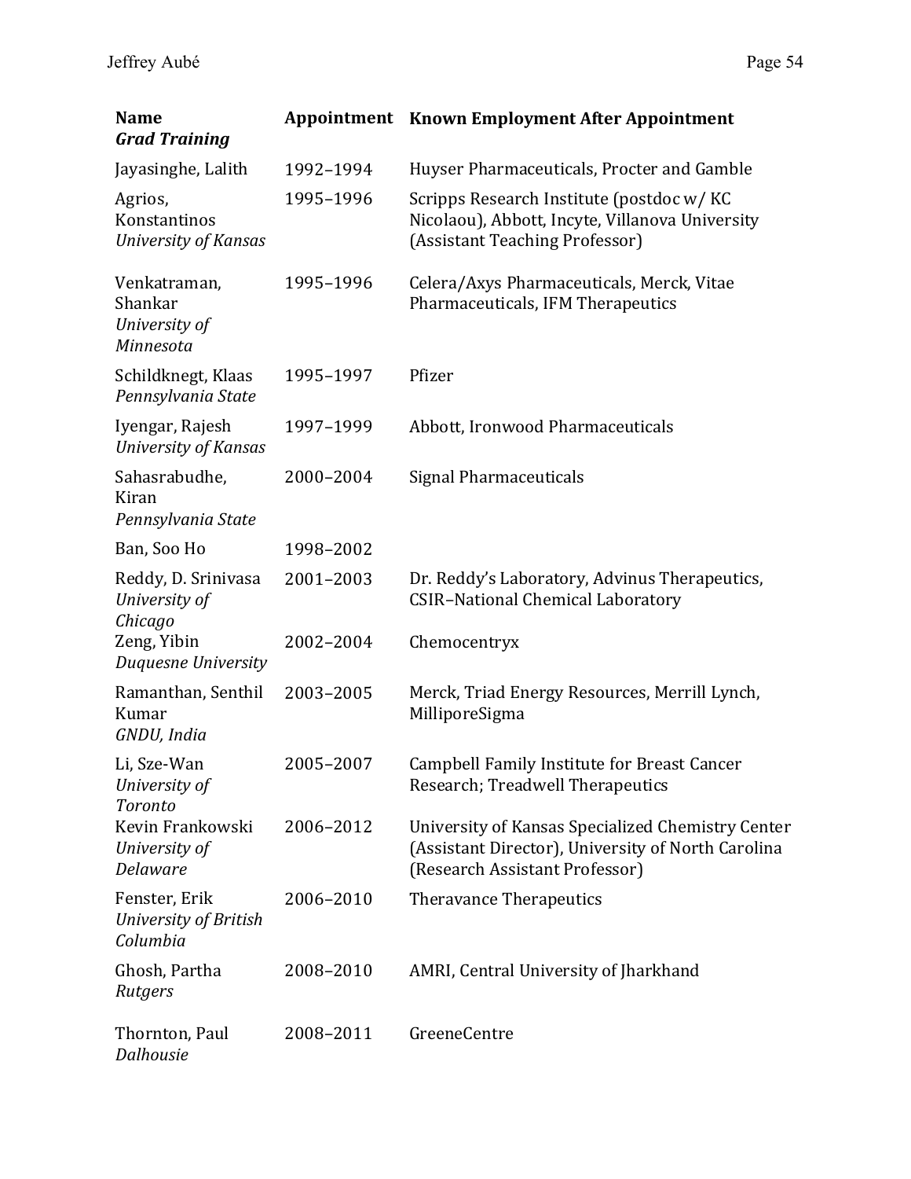| **Name** *Grad Training* | **Appointment** | **Known Employment After Appointment** |
|---|---|---|
| Jayasinghe, Lalith | 1992–1994 | Huyser Pharmaceuticals, Procter and Gamble |
| Agrios, Konstantinos *University of Kansas* | 1995–1996 | Scripps Research Institute (postdoc w/ KC Nicolaou), Abbott, Incyte, Villanova University (Assistant Teaching Professor) |
| Venkatraman, Shankar *University of Minnesota* | 1995–1996 | Celera/Axys Pharmaceuticals, Merck, Vitae Pharmaceuticals, IFM Therapeutics |
| Schildknegt, Klaas *Pennsylvania State* | 1995–1997 | Pfizer |
| Iyengar, Rajesh *University of Kansas* | 1997–1999 | Abbott, Ironwood Pharmaceuticals |
| Sahasrabudhe, Kiran *Pennsylvania State* | 2000–2004 | Signal Pharmaceuticals |
| Ban, Soo Ho | 1998–2002 | |
| Reddy, D. Srinivasa *University of Chicago* | 2001–2003 | Dr. Reddy's Laboratory, Advinus Therapeutics, CSIR–National Chemical Laboratory |
| Zeng, Yibin *Duquesne University* | 2002–2004 | Chemocentryx |
| Ramanthan, Senthil Kumar *GNDU, India* | 2003–2005 | Merck, Triad Energy Resources, Merrill Lynch, MilliporeSigma |
| Li, Sze-Wan *University of Toronto* | 2005–2007 | Campbell Family Institute for Breast Cancer Research; Treadwell Therapeutics |
| Kevin Frankowski *University of Delaware* | 2006–2012 | University of Kansas Specialized Chemistry Center (Assistant Director), University of North Carolina (Research Assistant Professor) |
| Fenster, Erik *University of British Columbia* | 2006–2010 | Theravance Therapeutics |
| Ghosh, Partha *Rutgers* | 2008–2010 | AMRI, Central University of Jharkhand |
| Thornton, Paul *Dalhousie* | 2008–2011 | GreeneCentre |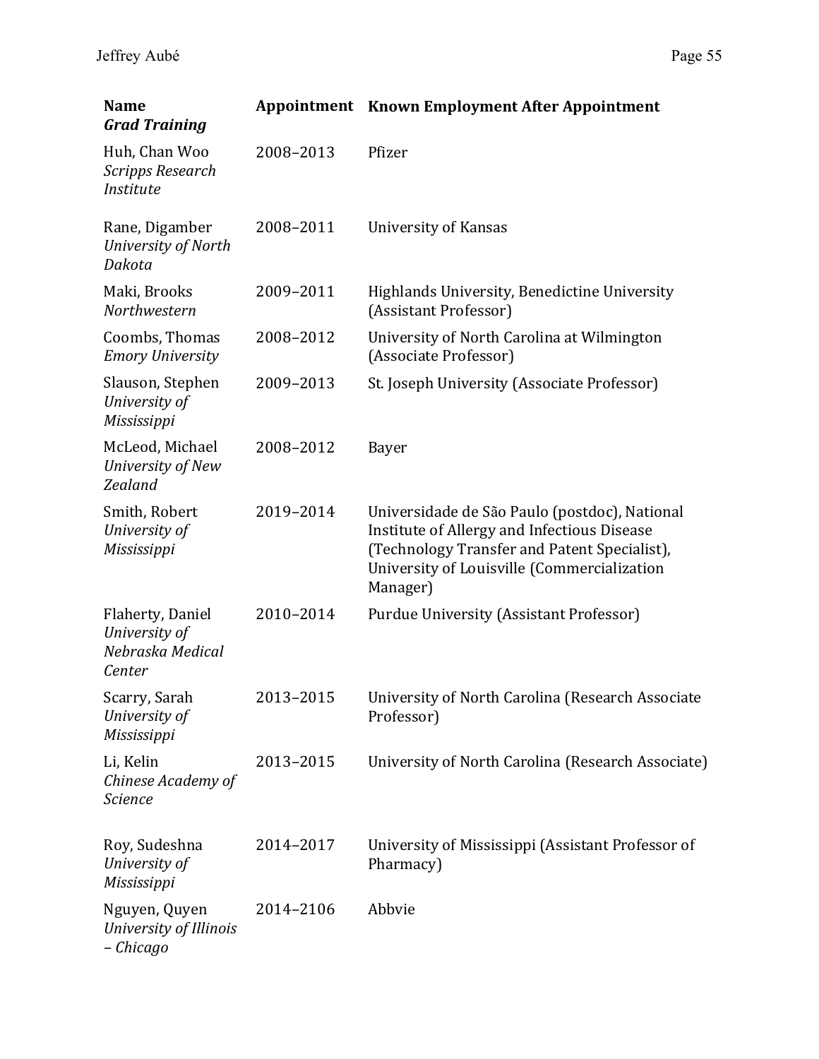| **Name** *Grad Training* | **Appointment** | **Known Employment After Appointment** |
|---|---|---|
| Huh, Chan Woo *Scripps Research Institute* | 2008–2013 | Pfizer |
| Rane, Digamber *University of North Dakota* | 2008–2011 | University of Kansas |
| Maki, Brooks *Northwestern* | 2009–2011 | Highlands University, Benedictine University (Assistant Professor) |
| Coombs, Thomas *Emory University* | 2008–2012 | University of North Carolina at Wilmington (Associate Professor) |
| Slauson, Stephen *University of Mississippi* | 2009–2013 | St. Joseph University (Associate Professor) |
| McLeod, Michael *University of New Zealand* | 2008–2012 | Bayer |
| Smith, Robert *University of Mississippi* | 2019–2014 | Universidade de São Paulo (postdoc), National Institute of Allergy and Infectious Disease (Technology Transfer and Patent Specialist), University of Louisville (Commercialization Manager) |
| Flaherty, Daniel *University of Nebraska Medical Center* | 2010–2014 | Purdue University (Assistant Professor) |
| Scarry, Sarah *University of Mississippi* | 2013–2015 | University of North Carolina (Research Associate Professor) |
| Li, Kelin *Chinese Academy of Science* | 2013–2015 | University of North Carolina (Research Associate) |
| Roy, Sudeshna *University of Mississippi* | 2014–2017 | University of Mississippi (Assistant Professor of Pharmacy) |
| Nguyen, Quyen *University of Illinois – Chicago* | 2014–2106 | Abbvie |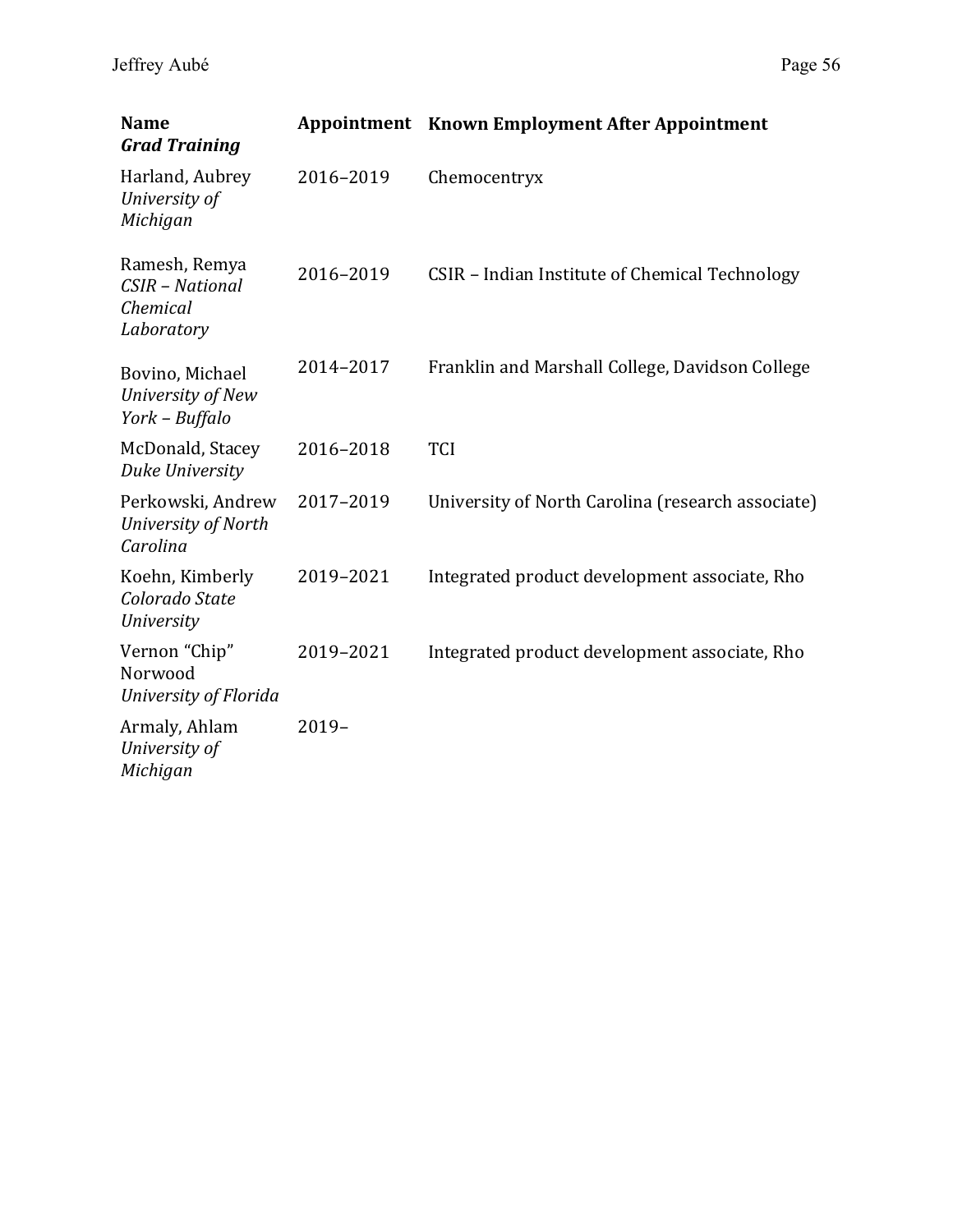| **Name** *Grad Training* | **Appointment** | **Known Employment After Appointment** |
| --- | --- | --- |
| Harland, Aubrey *University of Michigan* | 2016–2019 | Chemocentryx |
| Ramesh, Remya *CSIR – National Chemical Laboratory* | 2016–2019 | CSIR – Indian Institute of Chemical Technology |
| Bovino, Michael *University of New York – Buffalo* | 2014–2017 | Franklin and Marshall College, Davidson College |
| McDonald, Stacey *Duke University* | 2016–2018 | TCI |
| Perkowski, Andrew *University of North Carolina* | 2017–2019 | University of North Carolina (research associate) |
| Koehn, Kimberly *Colorado State University* | 2019–2021 | Integrated product development associate, Rho |
| Vernon "Chip" Norwood *University of Florida* | 2019–2021 | Integrated product development associate, Rho |
| Armaly, Ahlam *University of Michigan* | 2019– | |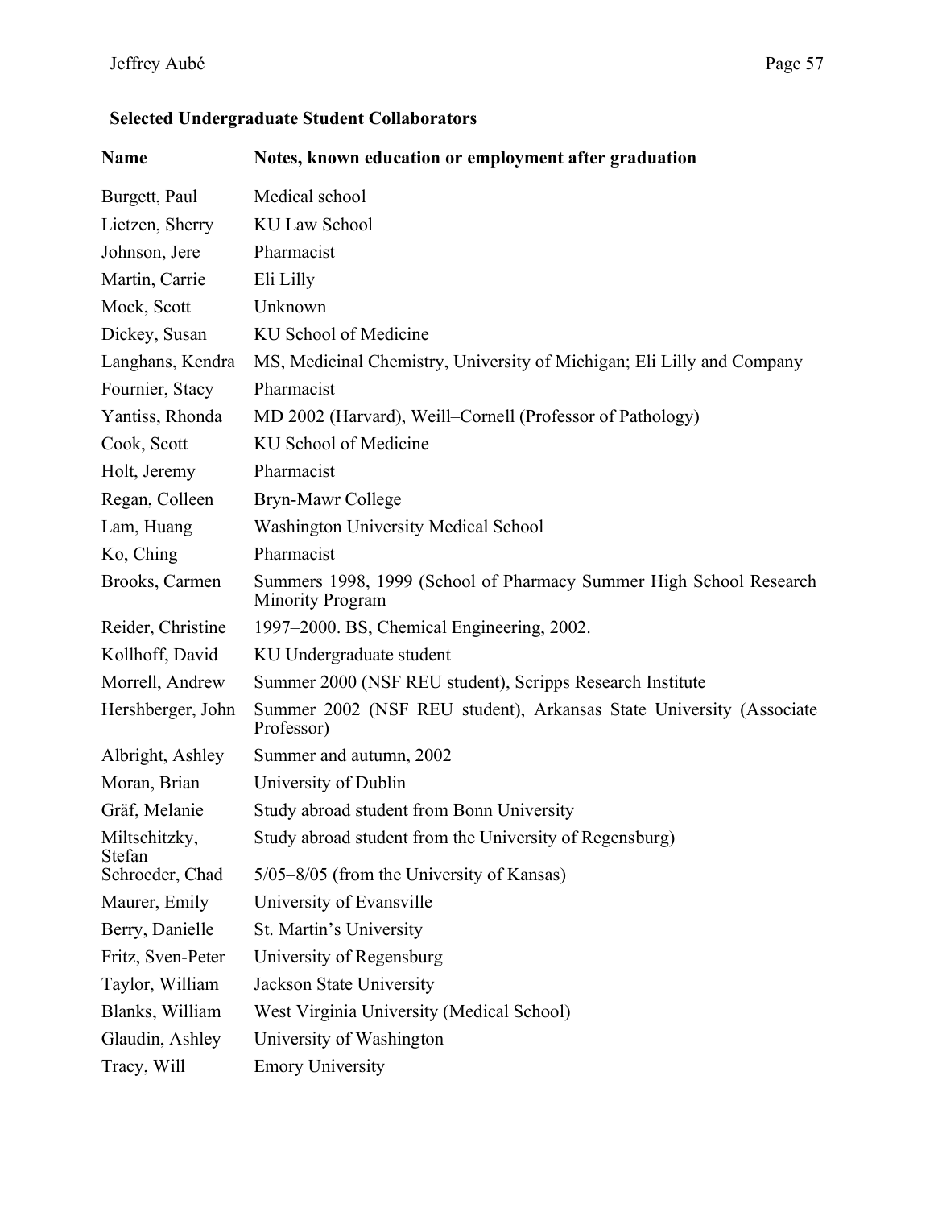### Selected Undergraduate Student Collaborators

| Name | Notes, known education or employment after graduation |
| --- | --- |
| Burgett, Paul | Medical school |
| Lietzen, Sherry | KU Law School |
| Johnson, Jere | Pharmacist |
| Martin, Carrie | Eli Lilly |
| Mock, Scott | Unknown |
| Dickey, Susan | KU School of Medicine |
| Langhans, Kendra | MS, Medicinal Chemistry, University of Michigan; Eli Lilly and Company |
| Fournier, Stacy | Pharmacist |
| Yantiss, Rhonda | MD 2002 (Harvard), Weill–Cornell (Professor of Pathology) |
| Cook, Scott | KU School of Medicine |
| Holt, Jeremy | Pharmacist |
| Regan, Colleen | Bryn-Mawr College |
| Lam, Huang | Washington University Medical School |
| Ko, Ching | Pharmacist |
| Brooks, Carmen | Summers 1998, 1999 (School of Pharmacy Summer High School Research Minority Program |
| Reider, Christine | 1997–2000. BS, Chemical Engineering, 2002. |
| Kollhoff, David | KU Undergraduate student |
| Morrell, Andrew | Summer 2000 (NSF REU student), Scripps Research Institute |
| Hershberger, John | Summer 2002 (NSF REU student), Arkansas State University (Associate Professor) |
| Albright, Ashley | Summer and autumn, 2002 |
| Moran, Brian | University of Dublin |
| Gräf, Melanie | Study abroad student from Bonn University |
| Miltschitzky, Stefan | Study abroad student from the University of Regensburg) |
| Schroeder, Chad | 5/05–8/05 (from the University of Kansas) |
| Maurer, Emily | University of Evansville |
| Berry, Danielle | St. Martin's University |
| Fritz, Sven-Peter | University of Regensburg |
| Taylor, William | Jackson State University |
| Blanks, William | West Virginia University (Medical School) |
| Glaudin, Ashley | University of Washington |
| Tracy, Will | Emory University |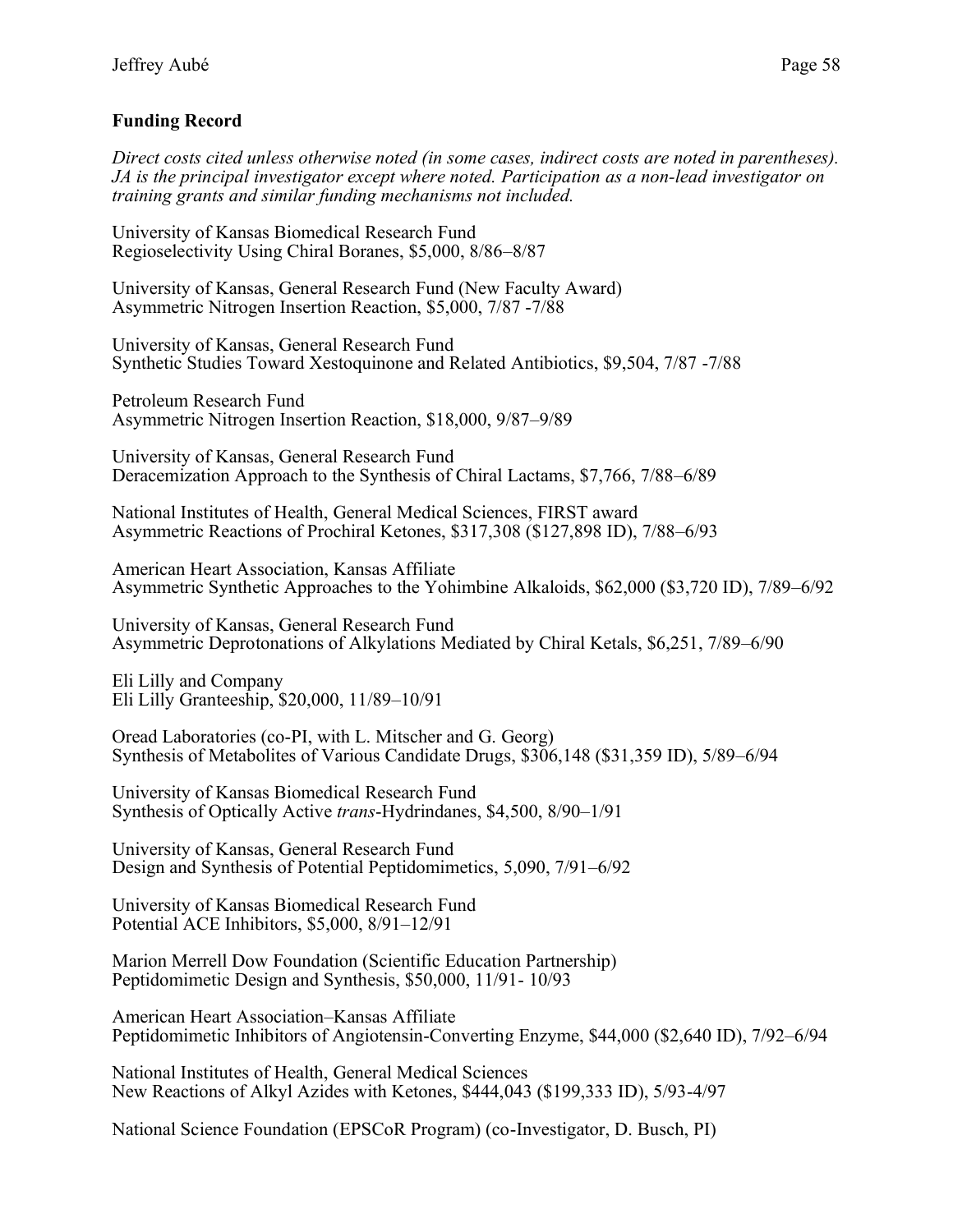## Funding Record

*Direct costs cited unless otherwise noted (in some cases, indirect costs are noted in parentheses). JA is the principal investigator except where noted. Participation as a non-lead investigator on training grants and similar funding mechanisms not included.*

University of Kansas Biomedical Research Fund
Regioselectivity Using Chiral Boranes, $5,000, 8/86–8/87

University of Kansas, General Research Fund (New Faculty Award)
Asymmetric Nitrogen Insertion Reaction, $5,000, 7/87 -7/88

University of Kansas, General Research Fund
Synthetic Studies Toward Xestoquinone and Related Antibiotics, $9,504, 7/87 -7/88

Petroleum Research Fund
Asymmetric Nitrogen Insertion Reaction, $18,000, 9/87–9/89

University of Kansas, General Research Fund
Deracemization Approach to the Synthesis of Chiral Lactams, $7,766, 7/88–6/89

National Institutes of Health, General Medical Sciences, FIRST award
Asymmetric Reactions of Prochiral Ketones, $317,308 ($127,898 ID), 7/88–6/93

American Heart Association, Kansas Affiliate
Asymmetric Synthetic Approaches to the Yohimbine Alkaloids, $62,000 ($3,720 ID), 7/89–6/92

University of Kansas, General Research Fund
Asymmetric Deprotonations of Alkylations Mediated by Chiral Ketals, $6,251, 7/89–6/90

Eli Lilly and Company
Eli Lilly Granteeship, $20,000, 11/89–10/91

Oread Laboratories (co-PI, with L. Mitscher and G. Georg)
Synthesis of Metabolites of Various Candidate Drugs, $306,148 ($31,359 ID), 5/89–6/94

University of Kansas Biomedical Research Fund
Synthesis of Optically Active *trans*-Hydrindanes, $4,500, 8/90–1/91

University of Kansas, General Research Fund
Design and Synthesis of Potential Peptidomimetics, 5,090, 7/91–6/92

University of Kansas Biomedical Research Fund
Potential ACE Inhibitors, $5,000, 8/91–12/91

Marion Merrell Dow Foundation (Scientific Education Partnership)
Peptidomimetic Design and Synthesis, $50,000, 11/91- 10/93

American Heart Association–Kansas Affiliate
Peptidomimetic Inhibitors of Angiotensin-Converting Enzyme, $44,000 ($2,640 ID), 7/92–6/94

National Institutes of Health, General Medical Sciences
New Reactions of Alkyl Azides with Ketones, $444,043 ($199,333 ID), 5/93-4/97

National Science Foundation (EPSCoR Program) (co-Investigator, D. Busch, PI)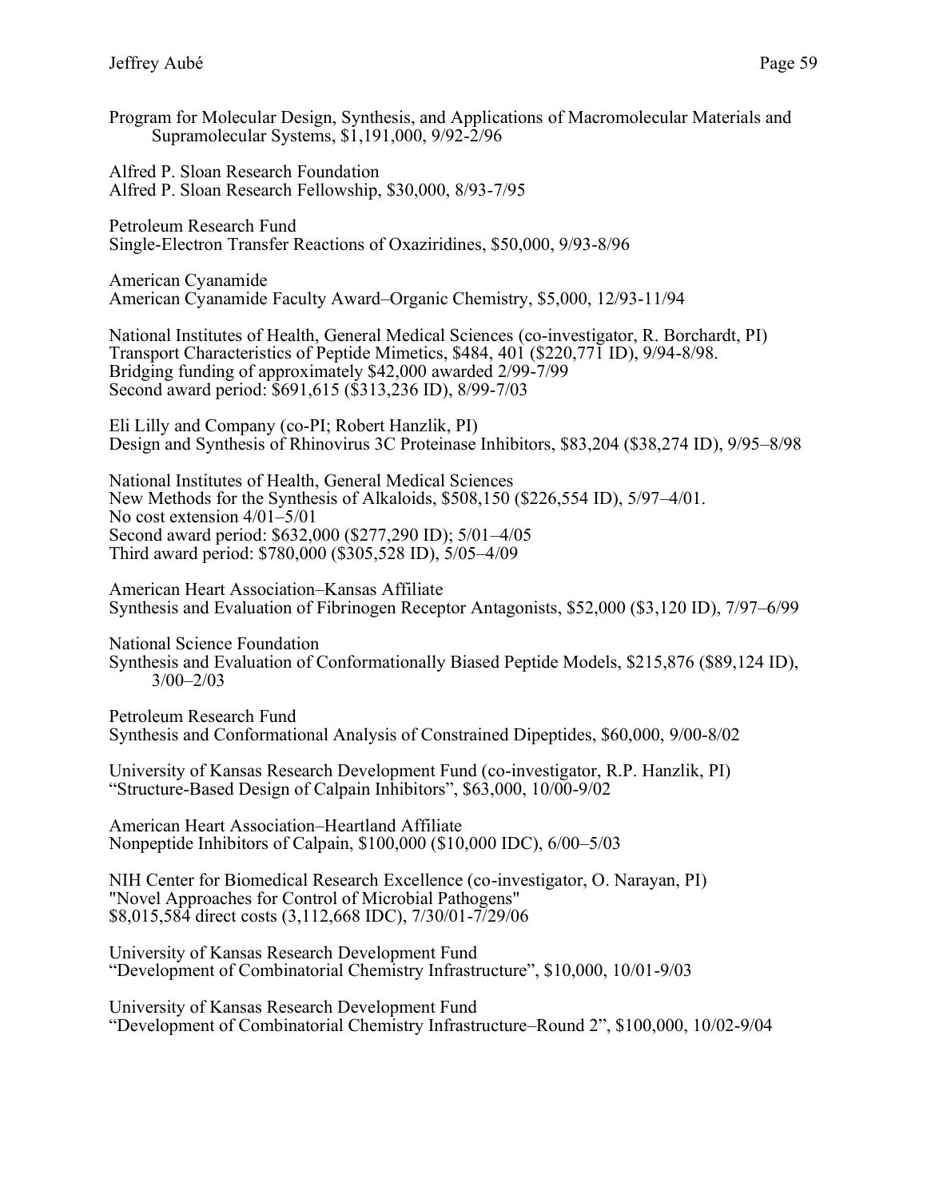Program for Molecular Design, Synthesis, and Applications of Macromolecular Materials and Supramolecular Systems, $1,191,000, 9/92-2/96

Alfred P. Sloan Research Foundation
Alfred P. Sloan Research Fellowship, $30,000, 8/93-7/95

Petroleum Research Fund
Single-Electron Transfer Reactions of Oxaziridines, $50,000, 9/93-8/96

American Cyanamide
American Cyanamide Faculty Award–Organic Chemistry, $5,000, 12/93-11/94

National Institutes of Health, General Medical Sciences (co-investigator, R. Borchardt, PI)
Transport Characteristics of Peptide Mimetics, $484, 401 ($220,771 ID), 9/94-8/98.
Bridging funding of approximately $42,000 awarded 2/99-7/99
Second award period: $691,615 ($313,236 ID), 8/99-7/03

Eli Lilly and Company (co-PI; Robert Hanzlik, PI)
Design and Synthesis of Rhinovirus 3C Proteinase Inhibitors, $83,204 ($38,274 ID), 9/95–8/98

National Institutes of Health, General Medical Sciences
New Methods for the Synthesis of Alkaloids, $508,150 ($226,554 ID), 5/97–4/01.
No cost extension 4/01–5/01
Second award period: $632,000 ($277,290 ID); 5/01–4/05
Third award period: $780,000 ($305,528 ID), 5/05–4/09

American Heart Association–Kansas Affiliate
Synthesis and Evaluation of Fibrinogen Receptor Antagonists, $52,000 ($3,120 ID), 7/97–6/99

National Science Foundation
Synthesis and Evaluation of Conformationally Biased Peptide Models, $215,876 ($89,124 ID), 3/00–2/03

Petroleum Research Fund
Synthesis and Conformational Analysis of Constrained Dipeptides, $60,000, 9/00-8/02

University of Kansas Research Development Fund (co-investigator, R.P. Hanzlik, PI)
"Structure-Based Design of Calpain Inhibitors", $63,000, 10/00-9/02

American Heart Association–Heartland Affiliate
Nonpeptide Inhibitors of Calpain, $100,000 ($10,000 IDC), 6/00–5/03

NIH Center for Biomedical Research Excellence (co-investigator, O. Narayan, PI)
"Novel Approaches for Control of Microbial Pathogens"
$8,015,584 direct costs (3,112,668 IDC), 7/30/01-7/29/06

University of Kansas Research Development Fund
"Development of Combinatorial Chemistry Infrastructure", $10,000, 10/01-9/03

University of Kansas Research Development Fund
"Development of Combinatorial Chemistry Infrastructure–Round 2", $100,000, 10/02-9/04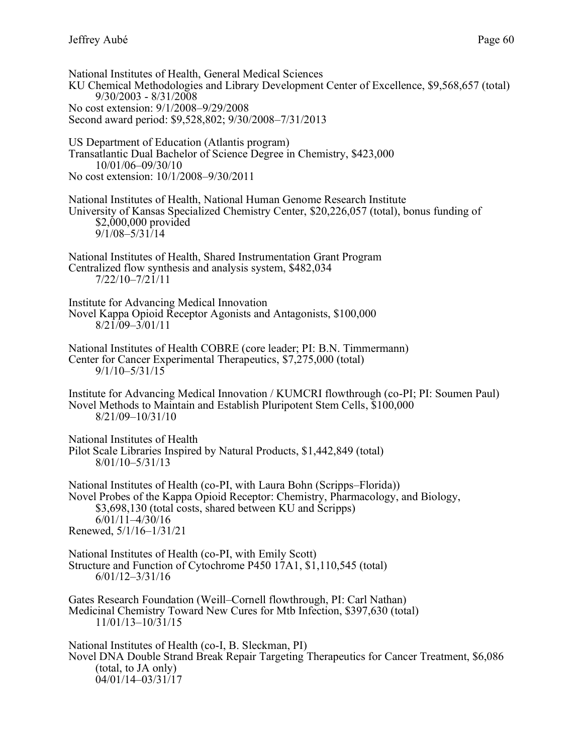National Institutes of Health, General Medical Sciences
KU Chemical Methodologies and Library Development Center of Excellence, $9,568,657 (total)
9/30/2003 - 8/31/2008
No cost extension: 9/1/2008–9/29/2008
Second award period: $9,528,802; 9/30/2008–7/31/2013

US Department of Education (Atlantis program)
Transatlantic Dual Bachelor of Science Degree in Chemistry, $423,000
10/01/06–09/30/10
No cost extension: 10/1/2008–9/30/2011

National Institutes of Health, National Human Genome Research Institute
University of Kansas Specialized Chemistry Center, $20,226,057 (total), bonus funding of $2,000,000 provided
9/1/08–5/31/14

National Institutes of Health, Shared Instrumentation Grant Program
Centralized flow synthesis and analysis system, $482,034
7/22/10–7/21/11

Institute for Advancing Medical Innovation
Novel Kappa Opioid Receptor Agonists and Antagonists, $100,000
8/21/09–3/01/11

National Institutes of Health COBRE (core leader; PI: B.N. Timmermann)
Center for Cancer Experimental Therapeutics, $7,275,000 (total)
9/1/10–5/31/15

Institute for Advancing Medical Innovation / KUMCRI flowthrough (co-PI; PI: Soumen Paul)
Novel Methods to Maintain and Establish Pluripotent Stem Cells, $100,000
8/21/09–10/31/10

National Institutes of Health
Pilot Scale Libraries Inspired by Natural Products, $1,442,849 (total)
8/01/10–5/31/13

National Institutes of Health (co-PI, with Laura Bohn (Scripps–Florida))
Novel Probes of the Kappa Opioid Receptor: Chemistry, Pharmacology, and Biology, $3,698,130 (total costs, shared between KU and Scripps)
6/01/11–4/30/16
Renewed, 5/1/16–1/31/21

National Institutes of Health (co-PI, with Emily Scott)
Structure and Function of Cytochrome P450 17A1, $1,110,545 (total)
6/01/12–3/31/16

Gates Research Foundation (Weill–Cornell flowthrough, PI: Carl Nathan)
Medicinal Chemistry Toward New Cures for Mtb Infection, $397,630 (total)
11/01/13–10/31/15

National Institutes of Health (co-I, B. Sleckman, PI)
Novel DNA Double Strand Break Repair Targeting Therapeutics for Cancer Treatment, $6,086 (total, to JA only)
04/01/14–03/31/17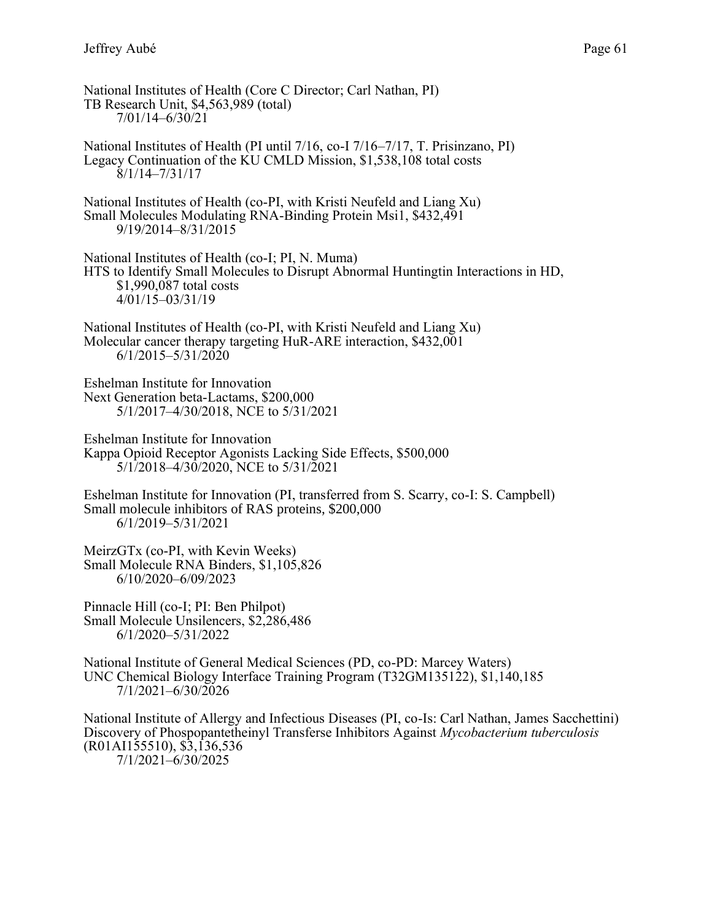National Institutes of Health (Core C Director; Carl Nathan, PI)
TB Research Unit, $4,563,989 (total)
7/01/14–6/30/21

National Institutes of Health (PI until 7/16, co-I 7/16–7/17, T. Prisinzano, PI)
Legacy Continuation of the KU CMLD Mission, $1,538,108 total costs
8/1/14–7/31/17

National Institutes of Health (co-PI, with Kristi Neufeld and Liang Xu)
Small Molecules Modulating RNA-Binding Protein Msi1, $432,491
9/19/2014–8/31/2015

National Institutes of Health (co-I; PI, N. Muma)
HTS to Identify Small Molecules to Disrupt Abnormal Huntingtin Interactions in HD, $1,990,087 total costs
4/01/15–03/31/19

National Institutes of Health (co-PI, with Kristi Neufeld and Liang Xu)
Molecular cancer therapy targeting HuR-ARE interaction, $432,001
6/1/2015–5/31/2020

Eshelman Institute for Innovation
Next Generation beta-Lactams, $200,000
5/1/2017–4/30/2018, NCE to 5/31/2021

Eshelman Institute for Innovation
Kappa Opioid Receptor Agonists Lacking Side Effects, $500,000
5/1/2018–4/30/2020, NCE to 5/31/2021

Eshelman Institute for Innovation (PI, transferred from S. Scarry, co-I: S. Campbell)
Small molecule inhibitors of RAS proteins, $200,000
6/1/2019–5/31/2021

MeirzGTx (co-PI, with Kevin Weeks)
Small Molecule RNA Binders, $1,105,826
6/10/2020–6/09/2023

Pinnacle Hill (co-I; PI: Ben Philpot)
Small Molecule Unsilencers, $2,286,486
6/1/2020–5/31/2022

National Institute of General Medical Sciences (PD, co-PD: Marcey Waters)
UNC Chemical Biology Interface Training Program (T32GM135122), $1,140,185
7/1/2021–6/30/2026

National Institute of Allergy and Infectious Diseases (PI, co-Is: Carl Nathan, James Sacchettini)
Discovery of Phospopantetheinyl Transferse Inhibitors Against *Mycobacterium tuberculosis* (R01AI155510), $3,136,536
7/1/2021–6/30/2025